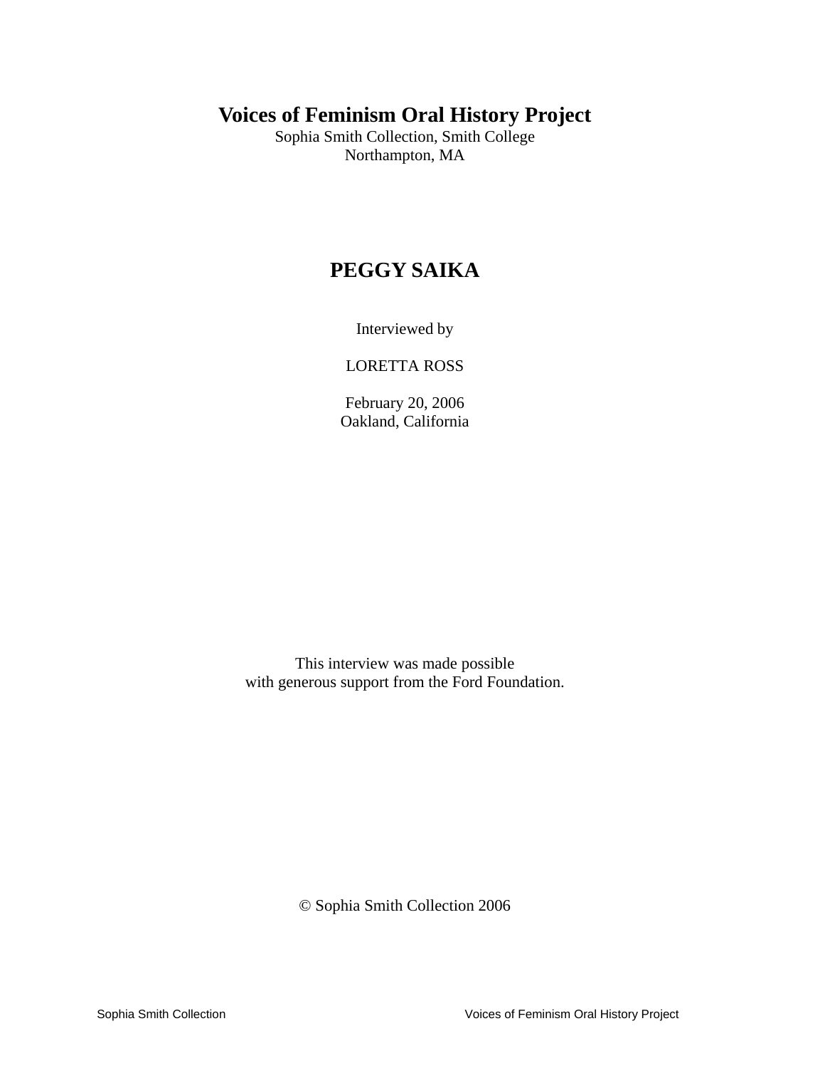# Voices of Feminism Oral History Project

Sophia Smith Collection, Smith College
Northampton, MA

## PEGGY SAIKA

Interviewed by

LORETTA ROSS

February 20, 2006
Oakland, California

This interview was made possible
with generous support from the Ford Foundation.

© Sophia Smith Collection 2006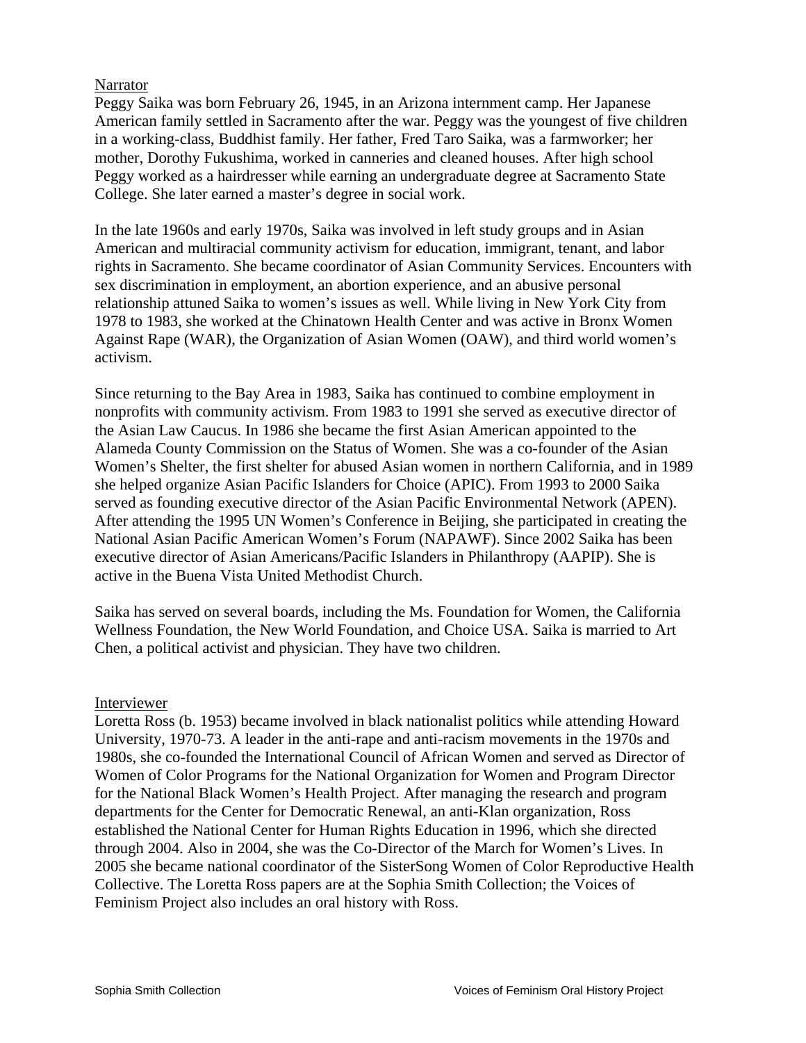Narrator

Peggy Saika was born February 26, 1945, in an Arizona internment camp. Her Japanese American family settled in Sacramento after the war. Peggy was the youngest of five children in a working-class, Buddhist family. Her father, Fred Taro Saika, was a farmworker; her mother, Dorothy Fukushima, worked in canneries and cleaned houses. After high school Peggy worked as a hairdresser while earning an undergraduate degree at Sacramento State College. She later earned a master's degree in social work.

In the late 1960s and early 1970s, Saika was involved in left study groups and in Asian American and multiracial community activism for education, immigrant, tenant, and labor rights in Sacramento. She became coordinator of Asian Community Services. Encounters with sex discrimination in employment, an abortion experience, and an abusive personal relationship attuned Saika to women's issues as well. While living in New York City from 1978 to 1983, she worked at the Chinatown Health Center and was active in Bronx Women Against Rape (WAR), the Organization of Asian Women (OAW), and third world women's activism.

Since returning to the Bay Area in 1983, Saika has continued to combine employment in nonprofits with community activism. From 1983 to 1991 she served as executive director of the Asian Law Caucus. In 1986 she became the first Asian American appointed to the Alameda County Commission on the Status of Women. She was a co-founder of the Asian Women's Shelter, the first shelter for abused Asian women in northern California, and in 1989 she helped organize Asian Pacific Islanders for Choice (APIC). From 1993 to 2000 Saika served as founding executive director of the Asian Pacific Environmental Network (APEN). After attending the 1995 UN Women's Conference in Beijing, she participated in creating the National Asian Pacific American Women's Forum (NAPAWF). Since 2002 Saika has been executive director of Asian Americans/Pacific Islanders in Philanthropy (AAPIP). She is active in the Buena Vista United Methodist Church.

Saika has served on several boards, including the Ms. Foundation for Women, the California Wellness Foundation, the New World Foundation, and Choice USA. Saika is married to Art Chen, a political activist and physician. They have two children.

Interviewer

Loretta Ross (b. 1953) became involved in black nationalist politics while attending Howard University, 1970-73. A leader in the anti-rape and anti-racism movements in the 1970s and 1980s, she co-founded the International Council of African Women and served as Director of Women of Color Programs for the National Organization for Women and Program Director for the National Black Women's Health Project. After managing the research and program departments for the Center for Democratic Renewal, an anti-Klan organization, Ross established the National Center for Human Rights Education in 1996, which she directed through 2004. Also in 2004, she was the Co-Director of the March for Women's Lives. In 2005 she became national coordinator of the SisterSong Women of Color Reproductive Health Collective. The Loretta Ross papers are at the Sophia Smith Collection; the Voices of Feminism Project also includes an oral history with Ross.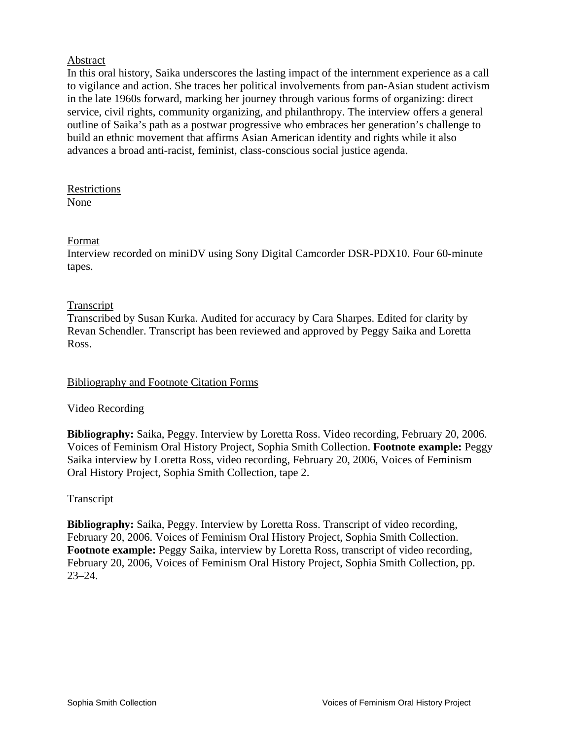## Abstract

In this oral history, Saika underscores the lasting impact of the internment experience as a call to vigilance and action. She traces her political involvements from pan-Asian student activism in the late 1960s forward, marking her journey through various forms of organizing: direct service, civil rights, community organizing, and philanthropy. The interview offers a general outline of Saika's path as a postwar progressive who embraces her generation's challenge to build an ethnic movement that affirms Asian American identity and rights while it also advances a broad anti-racist, feminist, class-conscious social justice agenda.

## Restrictions

None

## Format

Interview recorded on miniDV using Sony Digital Camcorder DSR-PDX10. Four 60-minute tapes.

## Transcript

Transcribed by Susan Kurka. Audited for accuracy by Cara Sharpes. Edited for clarity by Revan Schendler. Transcript has been reviewed and approved by Peggy Saika and Loretta Ross.

## Bibliography and Footnote Citation Forms

Video Recording

**Bibliography:** Saika, Peggy. Interview by Loretta Ross. Video recording, February 20, 2006. Voices of Feminism Oral History Project, Sophia Smith Collection. **Footnote example:** Peggy Saika interview by Loretta Ross, video recording, February 20, 2006, Voices of Feminism Oral History Project, Sophia Smith Collection, tape 2.

Transcript

**Bibliography:** Saika, Peggy. Interview by Loretta Ross. Transcript of video recording, February 20, 2006. Voices of Feminism Oral History Project, Sophia Smith Collection. **Footnote example:** Peggy Saika, interview by Loretta Ross, transcript of video recording, February 20, 2006, Voices of Feminism Oral History Project, Sophia Smith Collection, pp. 23–24.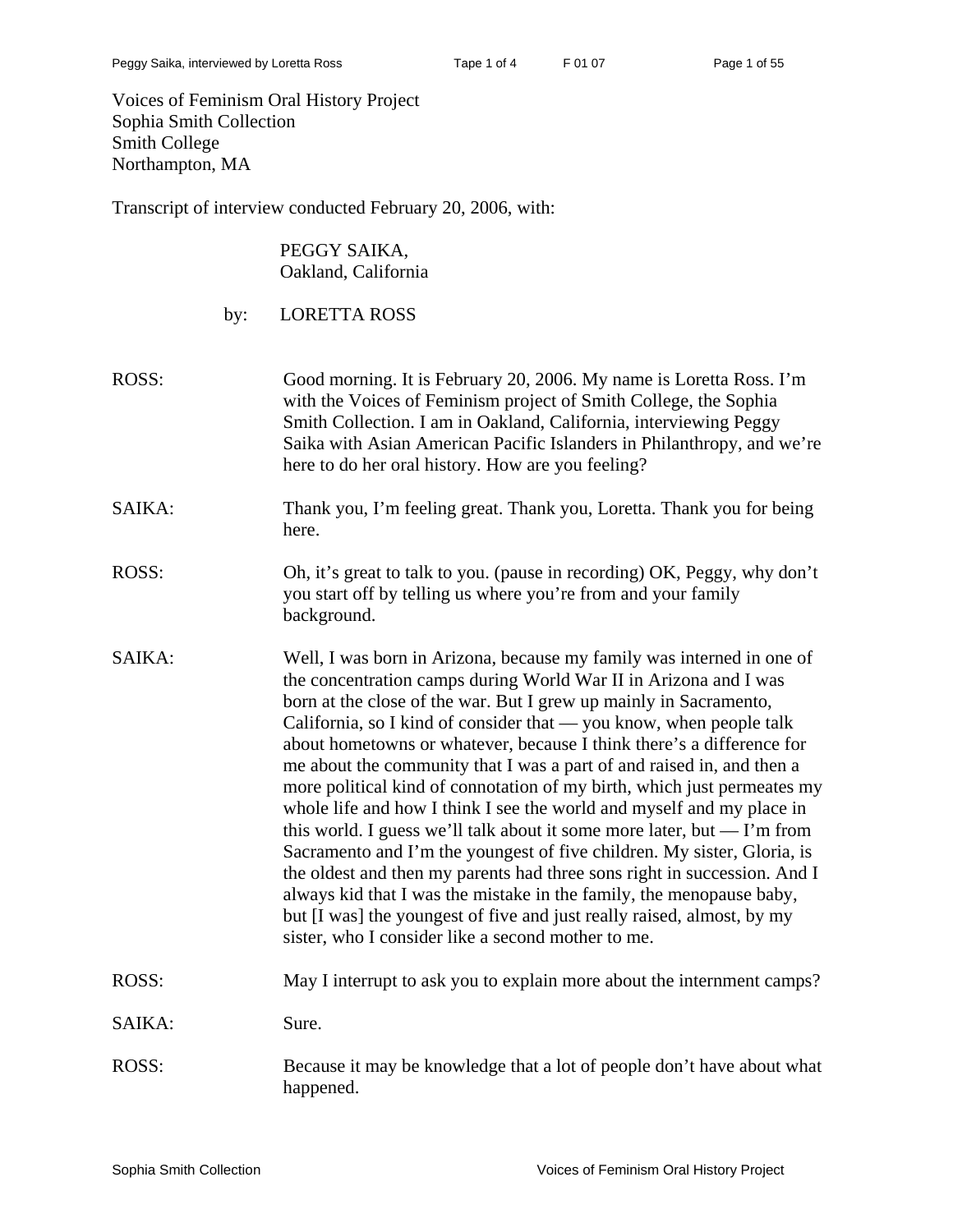Voices of Feminism Oral History Project
Sophia Smith Collection
Smith College
Northampton, MA

Transcript of interview conducted February 20, 2006, with:

PEGGY SAIKA,
Oakland, California

by: LORETTA ROSS

ROSS: Good morning. It is February 20, 2006. My name is Loretta Ross. I'm with the Voices of Feminism project of Smith College, the Sophia Smith Collection. I am in Oakland, California, interviewing Peggy Saika with Asian American Pacific Islanders in Philanthropy, and we're here to do her oral history. How are you feeling?

SAIKA: Thank you, I'm feeling great. Thank you, Loretta. Thank you for being here.

ROSS: Oh, it's great to talk to you. (pause in recording) OK, Peggy, why don't you start off by telling us where you're from and your family background.

SAIKA: Well, I was born in Arizona, because my family was interned in one of the concentration camps during World War II in Arizona and I was born at the close of the war. But I grew up mainly in Sacramento, California, so I kind of consider that — you know, when people talk about hometowns or whatever, because I think there's a difference for me about the community that I was a part of and raised in, and then a more political kind of connotation of my birth, which just permeates my whole life and how I think I see the world and myself and my place in this world. I guess we'll talk about it some more later, but — I'm from Sacramento and I'm the youngest of five children. My sister, Gloria, is the oldest and then my parents had three sons right in succession. And I always kid that I was the mistake in the family, the menopause baby, but [I was] the youngest of five and just really raised, almost, by my sister, who I consider like a second mother to me.

ROSS: May I interrupt to ask you to explain more about the internment camps?

SAIKA: Sure.

ROSS: Because it may be knowledge that a lot of people don't have about what happened.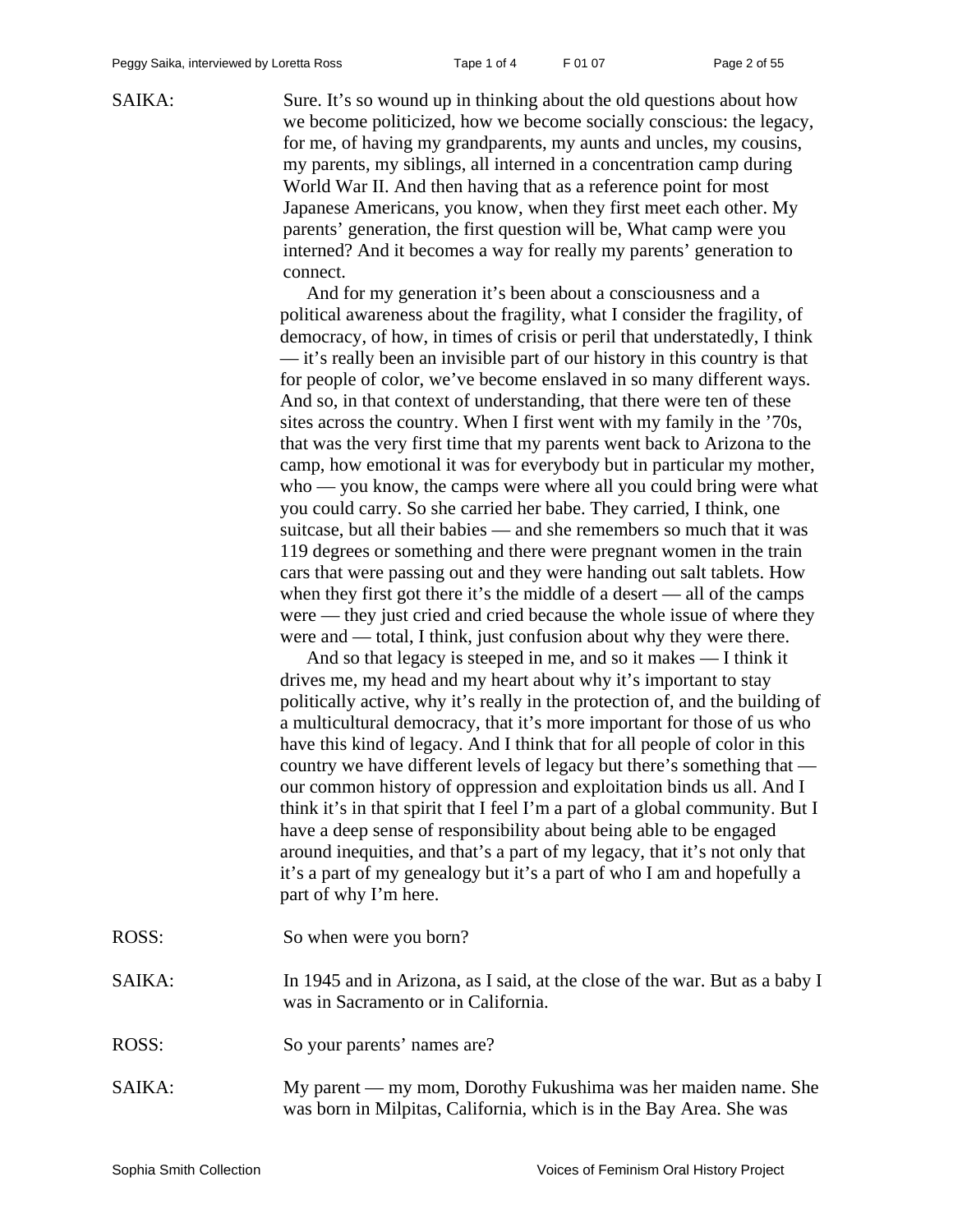SAIKA: Sure. It's so wound up in thinking about the old questions about how we become politicized, how we become socially conscious: the legacy, for me, of having my grandparents, my aunts and uncles, my cousins, my parents, my siblings, all interned in a concentration camp during World War II. And then having that as a reference point for most Japanese Americans, you know, when they first meet each other. My parents' generation, the first question will be, What camp were you interned? And it becomes a way for really my parents' generation to connect.

And for my generation it's been about a consciousness and a political awareness about the fragility, what I consider the fragility, of democracy, of how, in times of crisis or peril that understatedly, I think — it's really been an invisible part of our history in this country is that for people of color, we've become enslaved in so many different ways. And so, in that context of understanding, that there were ten of these sites across the country. When I first went with my family in the '70s, that was the very first time that my parents went back to Arizona to the camp, how emotional it was for everybody but in particular my mother, who — you know, the camps were where all you could bring were what you could carry. So she carried her babe. They carried, I think, one suitcase, but all their babies — and she remembers so much that it was 119 degrees or something and there were pregnant women in the train cars that were passing out and they were handing out salt tablets. How when they first got there it's the middle of a desert — all of the camps were — they just cried and cried because the whole issue of where they were and — total, I think, just confusion about why they were there.

And so that legacy is steeped in me, and so it makes — I think it drives me, my head and my heart about why it's important to stay politically active, why it's really in the protection of, and the building of a multicultural democracy, that it's more important for those of us who have this kind of legacy. And I think that for all people of color in this country we have different levels of legacy but there's something that — our common history of oppression and exploitation binds us all. And I think it's in that spirit that I feel I'm a part of a global community. But I have a deep sense of responsibility about being able to be engaged around inequities, and that's a part of my legacy, that it's not only that it's a part of my genealogy but it's a part of who I am and hopefully a part of why I'm here.

ROSS: So when were you born?

SAIKA: In 1945 and in Arizona, as I said, at the close of the war. But as a baby I was in Sacramento or in California.

ROSS: So your parents' names are?

SAIKA: My parent — my mom, Dorothy Fukushima was her maiden name. She was born in Milpitas, California, which is in the Bay Area. She was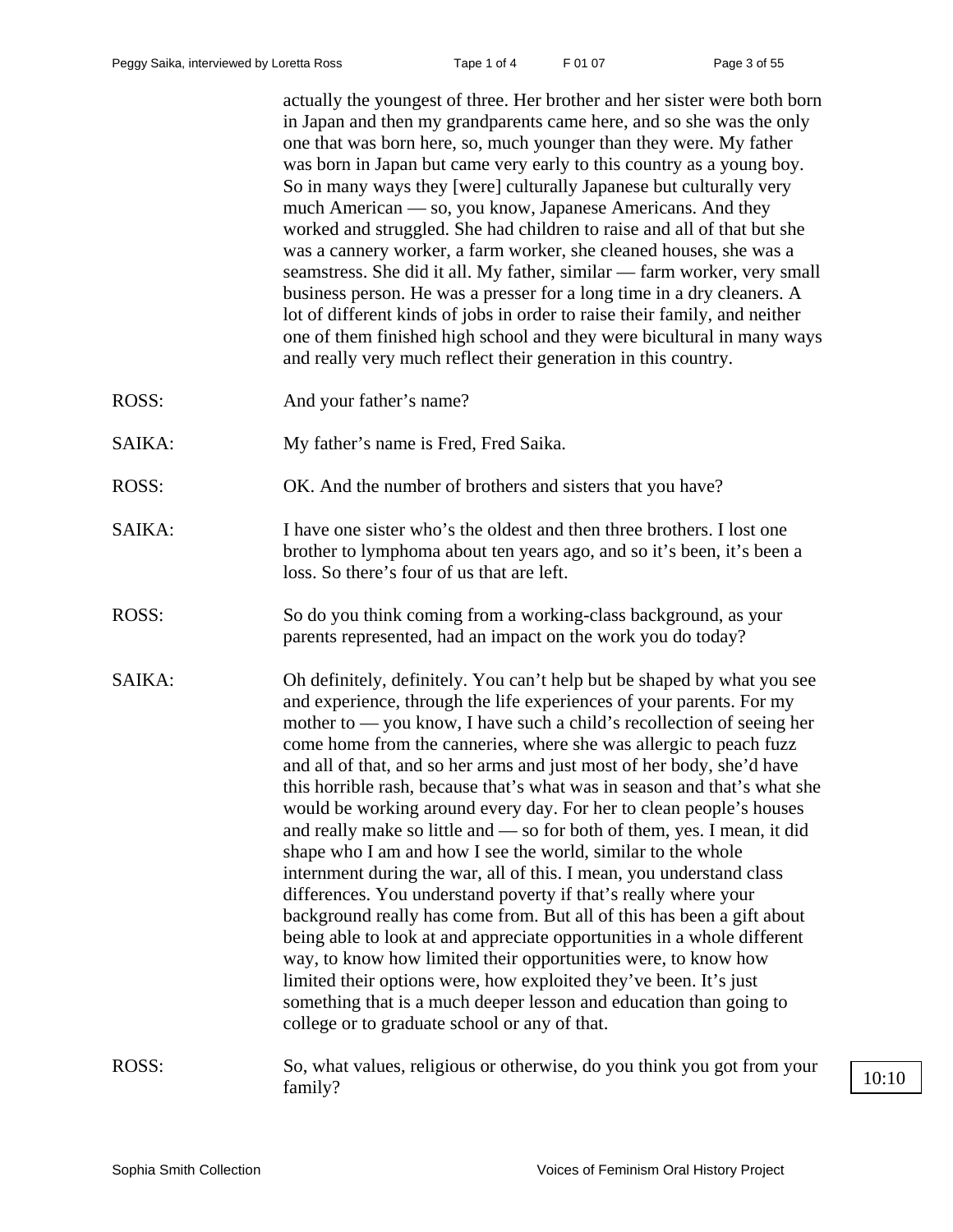actually the youngest of three. Her brother and her sister were both born in Japan and then my grandparents came here, and so she was the only one that was born here, so, much younger than they were. My father was born in Japan but came very early to this country as a young boy. So in many ways they [were] culturally Japanese but culturally very much American — so, you know, Japanese Americans. And they worked and struggled. She had children to raise and all of that but she was a cannery worker, a farm worker, she cleaned houses, she was a seamstress. She did it all. My father, similar — farm worker, very small business person. He was a presser for a long time in a dry cleaners. A lot of different kinds of jobs in order to raise their family, and neither one of them finished high school and they were bicultural in many ways and really very much reflect their generation in this country.

ROSS: And your father's name?

SAIKA: My father's name is Fred, Fred Saika.

ROSS: OK. And the number of brothers and sisters that you have?

SAIKA: I have one sister who's the oldest and then three brothers. I lost one brother to lymphoma about ten years ago, and so it's been, it's been a loss. So there's four of us that are left.

ROSS: So do you think coming from a working-class background, as your parents represented, had an impact on the work you do today?

SAIKA: Oh definitely, definitely. You can't help but be shaped by what you see and experience, through the life experiences of your parents. For my mother to — you know, I have such a child's recollection of seeing her come home from the canneries, where she was allergic to peach fuzz and all of that, and so her arms and just most of her body, she'd have this horrible rash, because that's what was in season and that's what she would be working around every day. For her to clean people's houses and really make so little and — so for both of them, yes. I mean, it did shape who I am and how I see the world, similar to the whole internment during the war, all of this. I mean, you understand class differences. You understand poverty if that's really where your background really has come from. But all of this has been a gift about being able to look at and appreciate opportunities in a whole different way, to know how limited their opportunities were, to know how limited their options were, how exploited they've been. It's just something that is a much deeper lesson and education than going to college or to graduate school or any of that.

ROSS: So, what values, religious or otherwise, do you think you got from your family?

10:10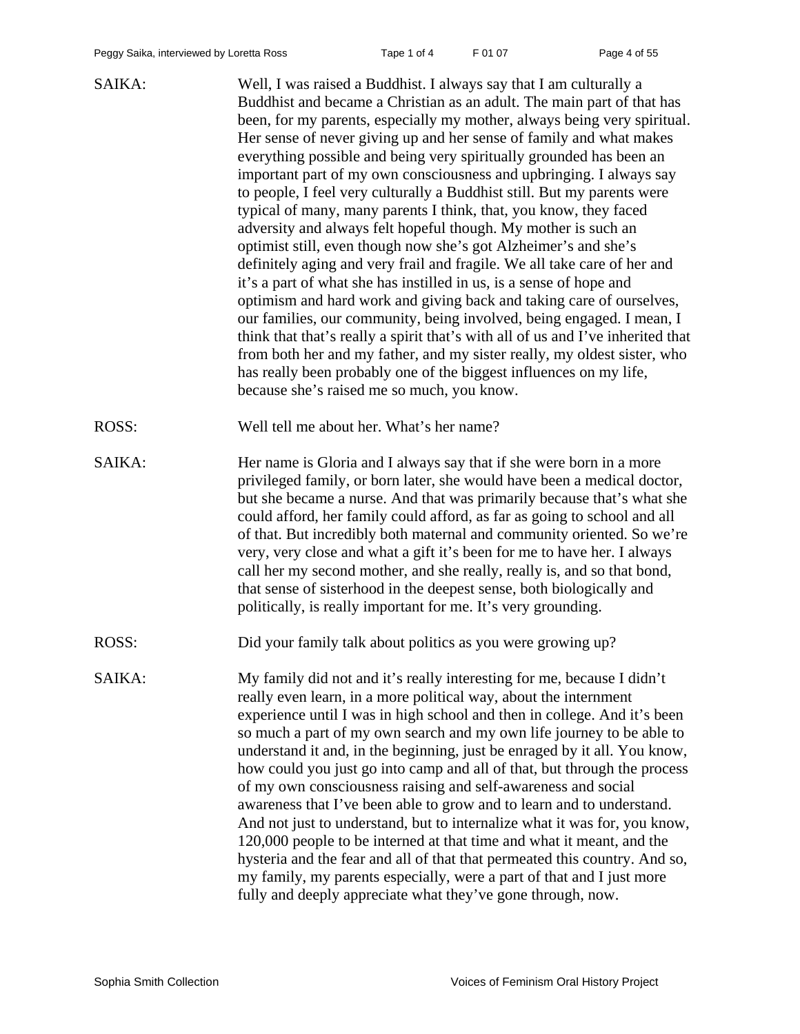SAIKA: Well, I was raised a Buddhist. I always say that I am culturally a Buddhist and became a Christian as an adult. The main part of that has been, for my parents, especially my mother, always being very spiritual. Her sense of never giving up and her sense of family and what makes everything possible and being very spiritually grounded has been an important part of my own consciousness and upbringing. I always say to people, I feel very culturally a Buddhist still. But my parents were typical of many, many parents I think, that, you know, they faced adversity and always felt hopeful though. My mother is such an optimist still, even though now she's got Alzheimer's and she's definitely aging and very frail and fragile. We all take care of her and it's a part of what she has instilled in us, is a sense of hope and optimism and hard work and giving back and taking care of ourselves, our families, our community, being involved, being engaged. I mean, I think that that's really a spirit that's with all of us and I've inherited that from both her and my father, and my sister really, my oldest sister, who has really been probably one of the biggest influences on my life, because she's raised me so much, you know.

ROSS: Well tell me about her. What's her name?

SAIKA: Her name is Gloria and I always say that if she were born in a more privileged family, or born later, she would have been a medical doctor, but she became a nurse. And that was primarily because that's what she could afford, her family could afford, as far as going to school and all of that. But incredibly both maternal and community oriented. So we're very, very close and what a gift it's been for me to have her. I always call her my second mother, and she really, really is, and so that bond, that sense of sisterhood in the deepest sense, both biologically and politically, is really important for me. It's very grounding.

ROSS: Did your family talk about politics as you were growing up?

SAIKA: My family did not and it's really interesting for me, because I didn't really even learn, in a more political way, about the internment experience until I was in high school and then in college. And it's been so much a part of my own search and my own life journey to be able to understand it and, in the beginning, just be enraged by it all. You know, how could you just go into camp and all of that, but through the process of my own consciousness raising and self-awareness and social awareness that I've been able to grow and to learn and to understand. And not just to understand, but to internalize what it was for, you know, 120,000 people to be interned at that time and what it meant, and the hysteria and the fear and all of that that permeated this country. And so, my family, my parents especially, were a part of that and I just more fully and deeply appreciate what they've gone through, now.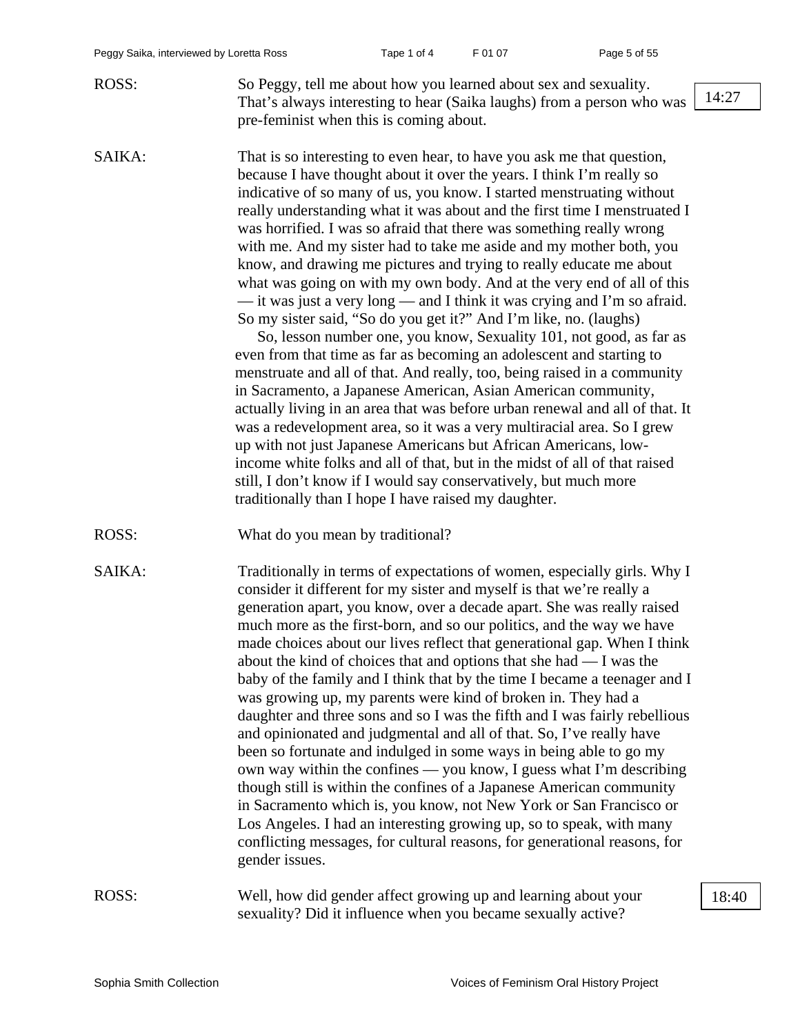ROSS: So Peggy, tell me about how you learned about sex and sexuality. That's always interesting to hear (Saika laughs) from a person who was pre-feminist when this is coming about.

14:27

SAIKA: That is so interesting to even hear, to have you ask me that question, because I have thought about it over the years. I think I'm really so indicative of so many of us, you know. I started menstruating without really understanding what it was about and the first time I menstruated I was horrified. I was so afraid that there was something really wrong with me. And my sister had to take me aside and my mother both, you know, and drawing me pictures and trying to really educate me about what was going on with my own body. And at the very end of all of this — it was just a very long — and I think it was crying and I'm so afraid. So my sister said, "So do you get it?" And I'm like, no. (laughs)

So, lesson number one, you know, Sexuality 101, not good, as far as even from that time as far as becoming an adolescent and starting to menstruate and all of that. And really, too, being raised in a community in Sacramento, a Japanese American, Asian American community, actually living in an area that was before urban renewal and all of that. It was a redevelopment area, so it was a very multiracial area. So I grew up with not just Japanese Americans but African Americans, low-income white folks and all of that, but in the midst of all of that raised still, I don't know if I would say conservatively, but much more traditionally than I hope I have raised my daughter.

ROSS: What do you mean by traditional?

SAIKA: Traditionally in terms of expectations of women, especially girls. Why I consider it different for my sister and myself is that we're really a generation apart, you know, over a decade apart. She was really raised much more as the first-born, and so our politics, and the way we have made choices about our lives reflect that generational gap. When I think about the kind of choices that and options that she had — I was the baby of the family and I think that by the time I became a teenager and I was growing up, my parents were kind of broken in. They had a daughter and three sons and so I was the fifth and I was fairly rebellious and opinionated and judgmental and all of that. So, I've really have been so fortunate and indulged in some ways in being able to go my own way within the confines — you know, I guess what I'm describing though still is within the confines of a Japanese American community in Sacramento which is, you know, not New York or San Francisco or Los Angeles. I had an interesting growing up, so to speak, with many conflicting messages, for cultural reasons, for generational reasons, for gender issues.

ROSS: Well, how did gender affect growing up and learning about your sexuality? Did it influence when you became sexually active?

18:40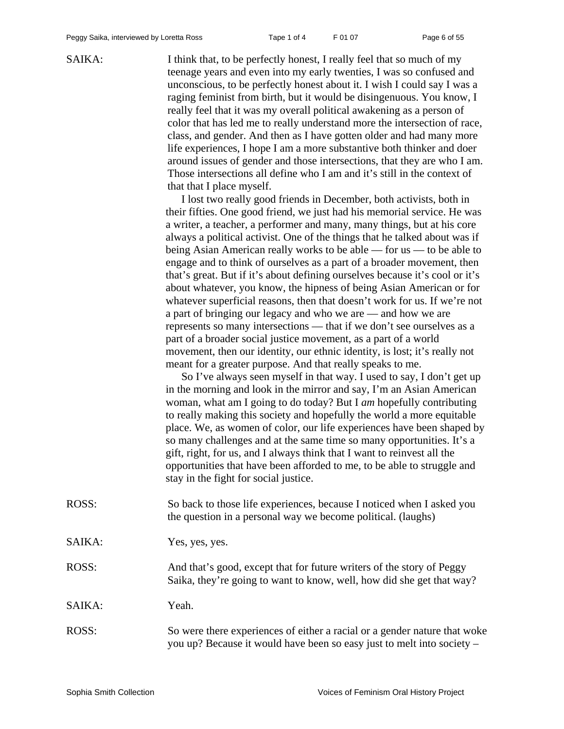SAIKA: I think that, to be perfectly honest, I really feel that so much of my teenage years and even into my early twenties, I was so confused and unconscious, to be perfectly honest about it. I wish I could say I was a raging feminist from birth, but it would be disingenuous. You know, I really feel that it was my overall political awakening as a person of color that has led me to really understand more the intersection of race, class, and gender. And then as I have gotten older and had many more life experiences, I hope I am a more substantive both thinker and doer around issues of gender and those intersections, that they are who I am. Those intersections all define who I am and it's still in the context of that that I place myself.

I lost two really good friends in December, both activists, both in their fifties. One good friend, we just had his memorial service. He was a writer, a teacher, a performer and many, many things, but at his core always a political activist. One of the things that he talked about was if being Asian American really works to be able — for us — to be able to engage and to think of ourselves as a part of a broader movement, then that's great. But if it's about defining ourselves because it's cool or it's about whatever, you know, the hipness of being Asian American or for whatever superficial reasons, then that doesn't work for us. If we're not a part of bringing our legacy and who we are — and how we are represents so many intersections — that if we don't see ourselves as a part of a broader social justice movement, as a part of a world movement, then our identity, our ethnic identity, is lost; it's really not meant for a greater purpose. And that really speaks to me.

So I've always seen myself in that way. I used to say, I don't get up in the morning and look in the mirror and say, I'm an Asian American woman, what am I going to do today? But I *am* hopefully contributing to really making this society and hopefully the world a more equitable place. We, as women of color, our life experiences have been shaped by so many challenges and at the same time so many opportunities. It's a gift, right, for us, and I always think that I want to reinvest all the opportunities that have been afforded to me, to be able to struggle and stay in the fight for social justice.

ROSS: So back to those life experiences, because I noticed when I asked you the question in a personal way we become political. (laughs)

SAIKA: Yes, yes, yes.

ROSS: And that's good, except that for future writers of the story of Peggy Saika, they're going to want to know, well, how did she get that way?

SAIKA: Yeah.

ROSS: So were there experiences of either a racial or a gender nature that woke you up? Because it would have been so easy just to melt into society –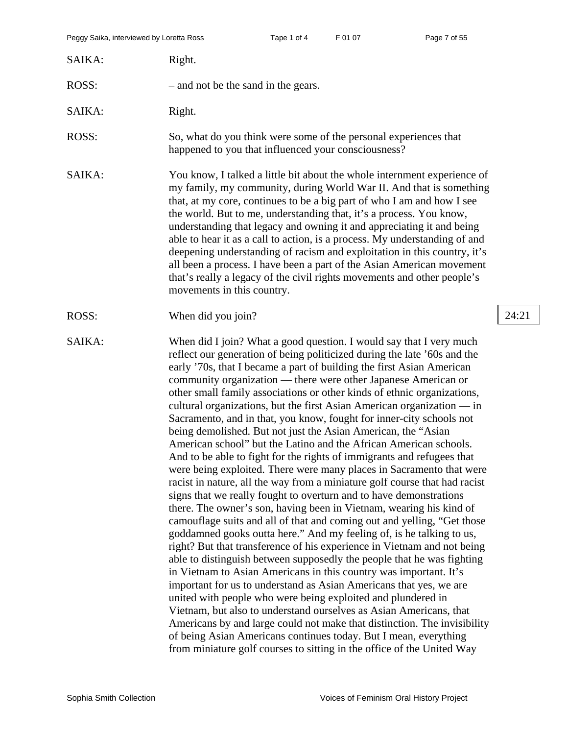SAIKA: Right.

ROSS: – and not be the sand in the gears.

SAIKA: Right.

ROSS: So, what do you think were some of the personal experiences that happened to you that influenced your consciousness?

SAIKA: You know, I talked a little bit about the whole internment experience of my family, my community, during World War II. And that is something that, at my core, continues to be a big part of who I am and how I see the world. But to me, understanding that, it's a process. You know, understanding that legacy and owning it and appreciating it and being able to hear it as a call to action, is a process. My understanding of and deepening understanding of racism and exploitation in this country, it's all been a process. I have been a part of the Asian American movement that's really a legacy of the civil rights movements and other people's movements in this country.

ROSS: When did you join?

24:21

SAIKA: When did I join? What a good question. I would say that I very much reflect our generation of being politicized during the late '60s and the early '70s, that I became a part of building the first Asian American community organization — there were other Japanese American or other small family associations or other kinds of ethnic organizations, cultural organizations, but the first Asian American organization — in Sacramento, and in that, you know, fought for inner-city schools not being demolished. But not just the Asian American, the "Asian American school" but the Latino and the African American schools. And to be able to fight for the rights of immigrants and refugees that were being exploited. There were many places in Sacramento that were racist in nature, all the way from a miniature golf course that had racist signs that we really fought to overturn and to have demonstrations there. The owner's son, having been in Vietnam, wearing his kind of camouflage suits and all of that and coming out and yelling, "Get those goddamned gooks outta here." And my feeling of, is he talking to us, right? But that transference of his experience in Vietnam and not being able to distinguish between supposedly the people that he was fighting in Vietnam to Asian Americans in this country was important. It's important for us to understand as Asian Americans that yes, we are united with people who were being exploited and plundered in Vietnam, but also to understand ourselves as Asian Americans, that Americans by and large could not make that distinction. The invisibility of being Asian Americans continues today. But I mean, everything from miniature golf courses to sitting in the office of the United Way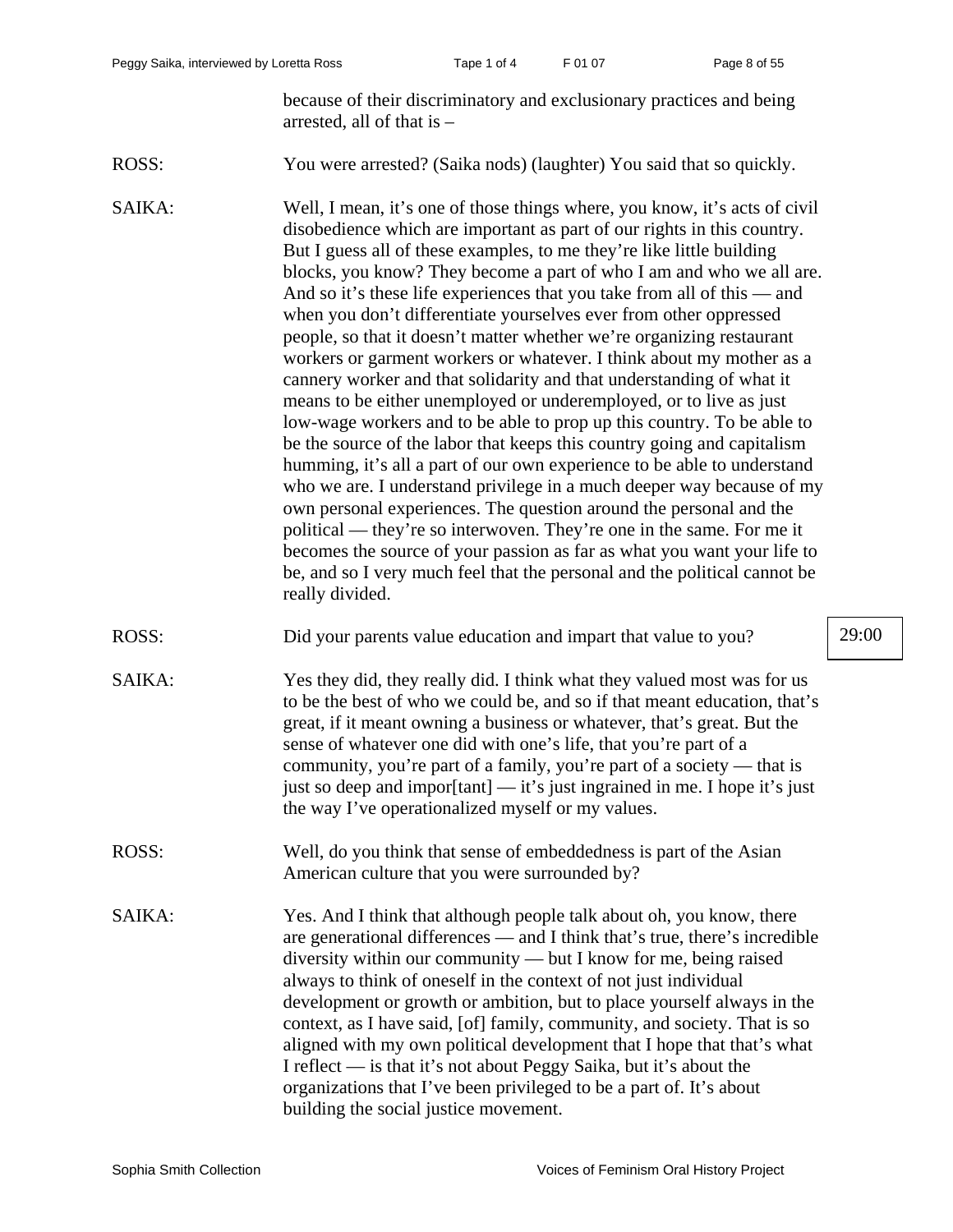because of their discriminatory and exclusionary practices and being arrested, all of that is –

ROSS: You were arrested? (Saika nods) (laughter) You said that so quickly.

SAIKA: Well, I mean, it's one of those things where, you know, it's acts of civil disobedience which are important as part of our rights in this country. But I guess all of these examples, to me they're like little building blocks, you know? They become a part of who I am and who we all are. And so it's these life experiences that you take from all of this — and when you don't differentiate yourselves ever from other oppressed people, so that it doesn't matter whether we're organizing restaurant workers or garment workers or whatever. I think about my mother as a cannery worker and that solidarity and that understanding of what it means to be either unemployed or underemployed, or to live as just low-wage workers and to be able to prop up this country. To be able to be the source of the labor that keeps this country going and capitalism humming, it's all a part of our own experience to be able to understand who we are. I understand privilege in a much deeper way because of my own personal experiences. The question around the personal and the political — they're so interwoven. They're one in the same. For me it becomes the source of your passion as far as what you want your life to be, and so I very much feel that the personal and the political cannot be really divided.

ROSS: Did your parents value education and impart that value to you?

29:00

SAIKA: Yes they did, they really did. I think what they valued most was for us to be the best of who we could be, and so if that meant education, that's great, if it meant owning a business or whatever, that's great. But the sense of whatever one did with one's life, that you're part of a community, you're part of a family, you're part of a society — that is just so deep and impor[tant] — it's just ingrained in me. I hope it's just the way I've operationalized myself or my values.

ROSS: Well, do you think that sense of embeddedness is part of the Asian American culture that you were surrounded by?

SAIKA: Yes. And I think that although people talk about oh, you know, there are generational differences — and I think that's true, there's incredible diversity within our community — but I know for me, being raised always to think of oneself in the context of not just individual development or growth or ambition, but to place yourself always in the context, as I have said, [of] family, community, and society. That is so aligned with my own political development that I hope that that's what I reflect — is that it's not about Peggy Saika, but it's about the organizations that I've been privileged to be a part of. It's about building the social justice movement.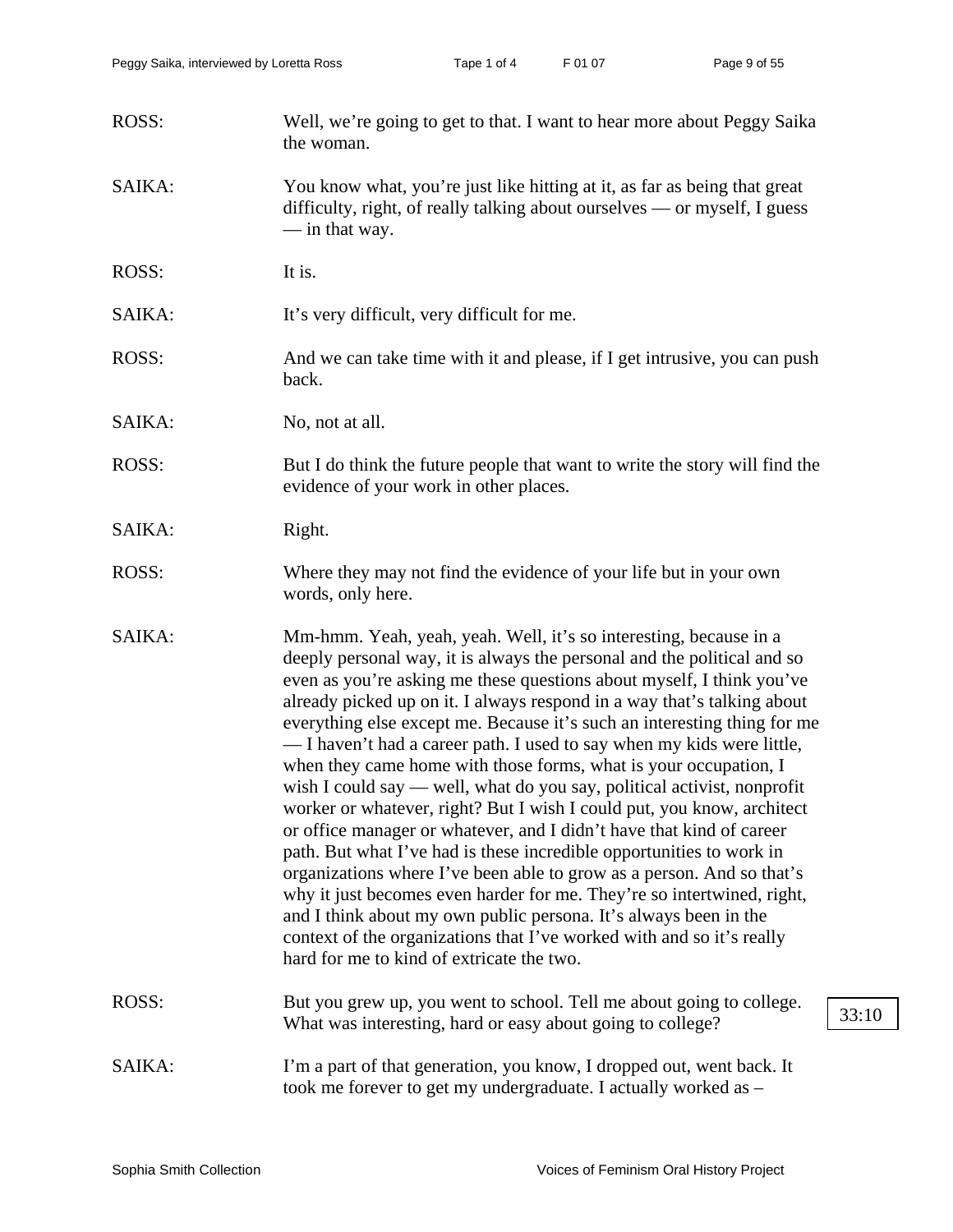ROSS: Well, we're going to get to that. I want to hear more about Peggy Saika the woman.

SAIKA: You know what, you're just like hitting at it, as far as being that great difficulty, right, of really talking about ourselves — or myself, I guess — in that way.

ROSS: It is.

SAIKA: It's very difficult, very difficult for me.

ROSS: And we can take time with it and please, if I get intrusive, you can push back.

SAIKA: No, not at all.

ROSS: But I do think the future people that want to write the story will find the evidence of your work in other places.

SAIKA: Right.

ROSS: Where they may not find the evidence of your life but in your own words, only here.

SAIKA: Mm-hmm. Yeah, yeah, yeah. Well, it's so interesting, because in a deeply personal way, it is always the personal and the political and so even as you're asking me these questions about myself, I think you've already picked up on it. I always respond in a way that's talking about everything else except me. Because it's such an interesting thing for me — I haven't had a career path. I used to say when my kids were little, when they came home with those forms, what is your occupation, I wish I could say — well, what do you say, political activist, nonprofit worker or whatever, right? But I wish I could put, you know, architect or office manager or whatever, and I didn't have that kind of career path. But what I've had is these incredible opportunities to work in organizations where I've been able to grow as a person. And so that's why it just becomes even harder for me. They're so intertwined, right, and I think about my own public persona. It's always been in the context of the organizations that I've worked with and so it's really hard for me to kind of extricate the two.

ROSS: But you grew up, you went to school. Tell me about going to college. What was interesting, hard or easy about going to college?

33:10

SAIKA: I'm a part of that generation, you know, I dropped out, went back. It took me forever to get my undergraduate. I actually worked as –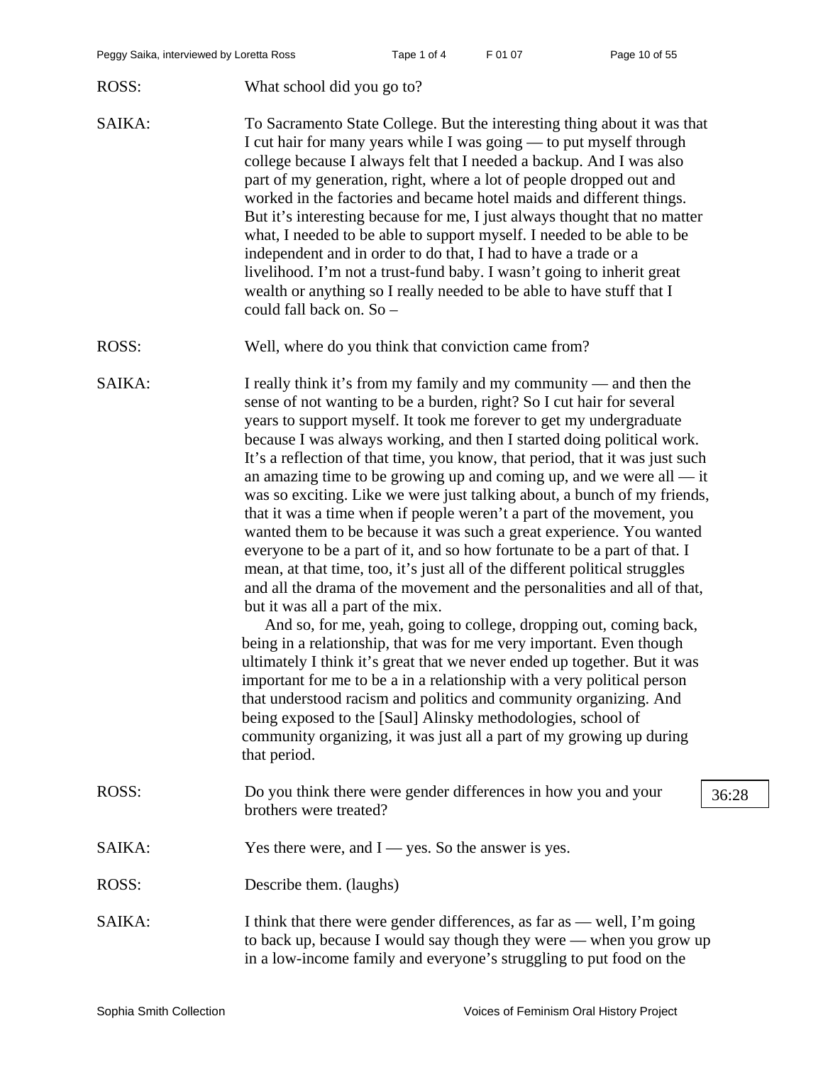ROSS: What school did you go to?

SAIKA: To Sacramento State College. But the interesting thing about it was that I cut hair for many years while I was going — to put myself through college because I always felt that I needed a backup. And I was also part of my generation, right, where a lot of people dropped out and worked in the factories and became hotel maids and different things. But it's interesting because for me, I just always thought that no matter what, I needed to be able to support myself. I needed to be able to be independent and in order to do that, I had to have a trade or a livelihood. I'm not a trust-fund baby. I wasn't going to inherit great wealth or anything so I really needed to be able to have stuff that I could fall back on. So –

ROSS: Well, where do you think that conviction came from?

SAIKA: I really think it's from my family and my community — and then the sense of not wanting to be a burden, right? So I cut hair for several years to support myself. It took me forever to get my undergraduate because I was always working, and then I started doing political work. It's a reflection of that time, you know, that period, that it was just such an amazing time to be growing up and coming up, and we were all — it was so exciting. Like we were just talking about, a bunch of my friends, that it was a time when if people weren't a part of the movement, you wanted them to be because it was such a great experience. You wanted everyone to be a part of it, and so how fortunate to be a part of that. I mean, at that time, too, it's just all of the different political struggles and all the drama of the movement and the personalities and all of that, but it was all a part of the mix.

And so, for me, yeah, going to college, dropping out, coming back, being in a relationship, that was for me very important. Even though ultimately I think it's great that we never ended up together. But it was important for me to be a in a relationship with a very political person that understood racism and politics and community organizing. And being exposed to the [Saul] Alinsky methodologies, school of community organizing, it was just all a part of my growing up during that period.

ROSS: Do you think there were gender differences in how you and your brothers were treated?

36:28

SAIKA: Yes there were, and I — yes. So the answer is yes.

ROSS: Describe them. (laughs)

SAIKA: I think that there were gender differences, as far as — well, I'm going to back up, because I would say though they were — when you grow up in a low-income family and everyone's struggling to put food on the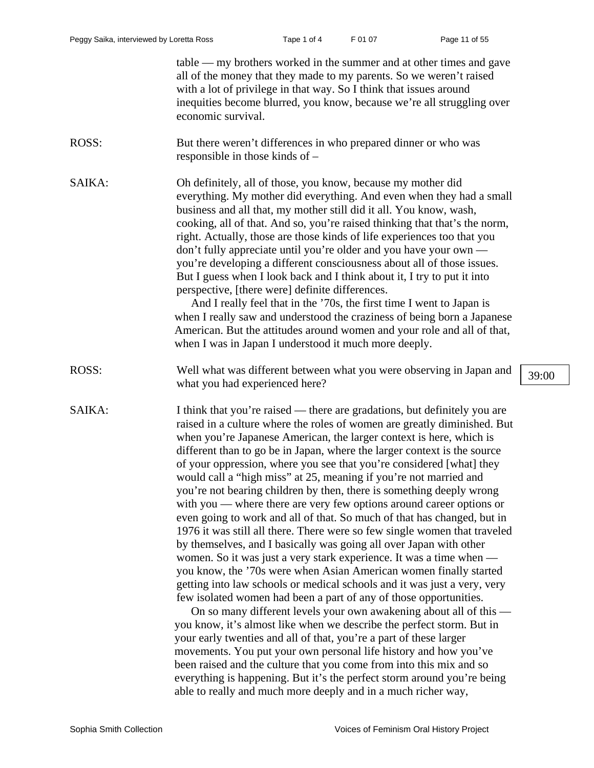table — my brothers worked in the summer and at other times and gave all of the money that they made to my parents. So we weren't raised with a lot of privilege in that way. So I think that issues around inequities become blurred, you know, because we're all struggling over economic survival.

ROSS: But there weren't differences in who prepared dinner or who was responsible in those kinds of –

SAIKA: Oh definitely, all of those, you know, because my mother did everything. My mother did everything. And even when they had a small business and all that, my mother still did it all. You know, wash, cooking, all of that. And so, you're raised thinking that that's the norm, right. Actually, those are those kinds of life experiences too that you don't fully appreciate until you're older and you have your own — you're developing a different consciousness about all of those issues. But I guess when I look back and I think about it, I try to put it into perspective, [there were] definite differences.

And I really feel that in the '70s, the first time I went to Japan is when I really saw and understood the craziness of being born a Japanese American. But the attitudes around women and your role and all of that, when I was in Japan I understood it much more deeply.

ROSS: Well what was different between what you were observing in Japan and what you had experienced here?

39:00

SAIKA: I think that you're raised — there are gradations, but definitely you are raised in a culture where the roles of women are greatly diminished. But when you're Japanese American, the larger context is here, which is different than to go be in Japan, where the larger context is the source of your oppression, where you see that you're considered [what] they would call a "high miss" at 25, meaning if you're not married and you're not bearing children by then, there is something deeply wrong with you — where there are very few options around career options or even going to work and all of that. So much of that has changed, but in 1976 it was still all there. There were so few single women that traveled by themselves, and I basically was going all over Japan with other women. So it was just a very stark experience. It was a time when — you know, the '70s were when Asian American women finally started getting into law schools or medical schools and it was just a very, very few isolated women had been a part of any of those opportunities.

On so many different levels your own awakening about all of this — you know, it's almost like when we describe the perfect storm. But in your early twenties and all of that, you're a part of these larger movements. You put your own personal life history and how you've been raised and the culture that you come from into this mix and so everything is happening. But it's the perfect storm around you're being able to really and much more deeply and in a much richer way,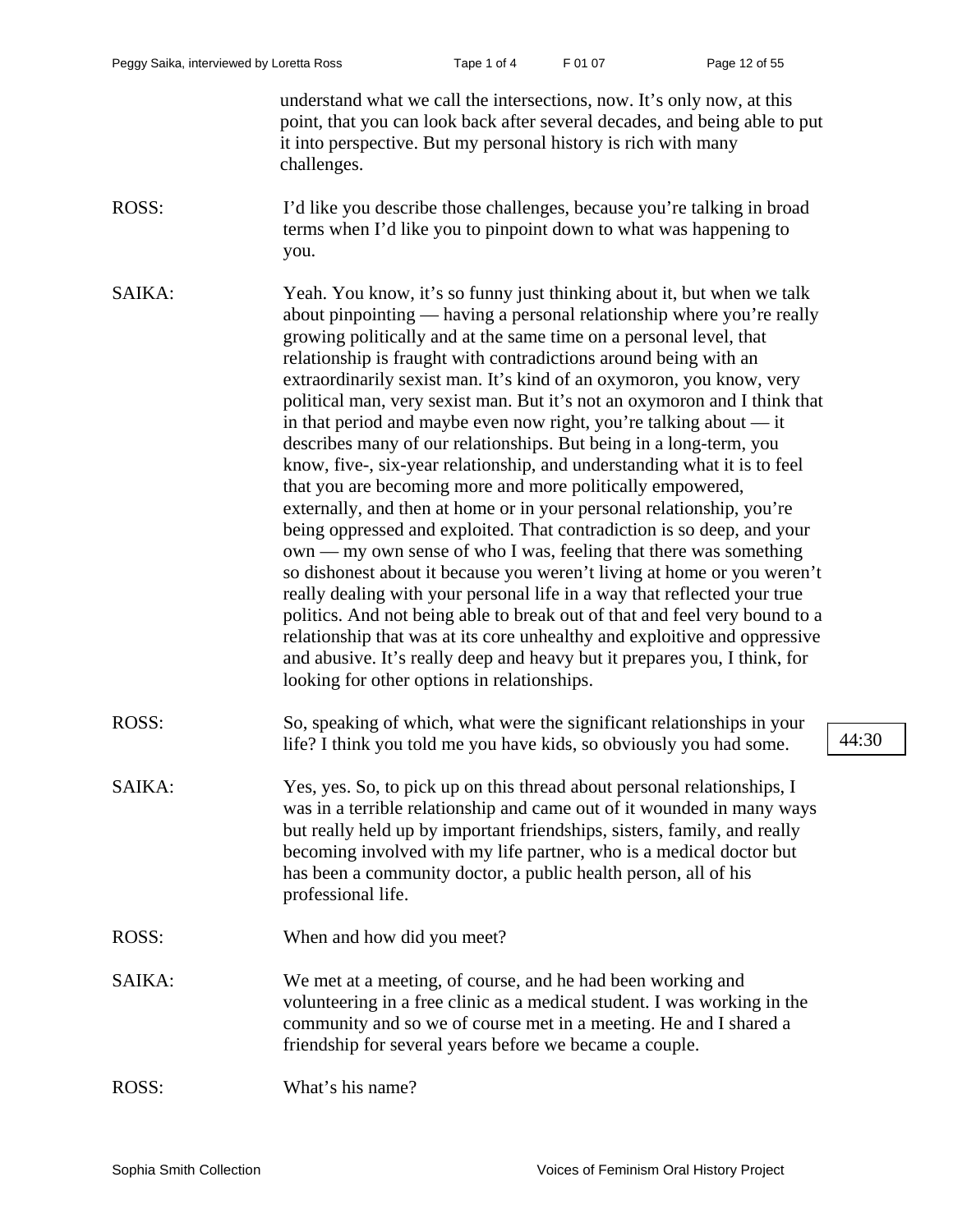understand what we call the intersections, now. It's only now, at this point, that you can look back after several decades, and being able to put it into perspective. But my personal history is rich with many challenges.

ROSS: I'd like you describe those challenges, because you're talking in broad terms when I'd like you to pinpoint down to what was happening to you.

SAIKA: Yeah. You know, it's so funny just thinking about it, but when we talk about pinpointing — having a personal relationship where you're really growing politically and at the same time on a personal level, that relationship is fraught with contradictions around being with an extraordinarily sexist man. It's kind of an oxymoron, you know, very political man, very sexist man. But it's not an oxymoron and I think that in that period and maybe even now right, you're talking about — it describes many of our relationships. But being in a long-term, you know, five-, six-year relationship, and understanding what it is to feel that you are becoming more and more politically empowered, externally, and then at home or in your personal relationship, you're being oppressed and exploited. That contradiction is so deep, and your own — my own sense of who I was, feeling that there was something so dishonest about it because you weren't living at home or you weren't really dealing with your personal life in a way that reflected your true politics. And not being able to break out of that and feel very bound to a relationship that was at its core unhealthy and exploitive and oppressive and abusive. It's really deep and heavy but it prepares you, I think, for looking for other options in relationships.

ROSS: So, speaking of which, what were the significant relationships in your life? I think you told me you have kids, so obviously you had some.

44:30

SAIKA: Yes, yes. So, to pick up on this thread about personal relationships, I was in a terrible relationship and came out of it wounded in many ways but really held up by important friendships, sisters, family, and really becoming involved with my life partner, who is a medical doctor but has been a community doctor, a public health person, all of his professional life.

ROSS: When and how did you meet?

SAIKA: We met at a meeting, of course, and he had been working and volunteering in a free clinic as a medical student. I was working in the community and so we of course met in a meeting. He and I shared a friendship for several years before we became a couple.

ROSS: What's his name?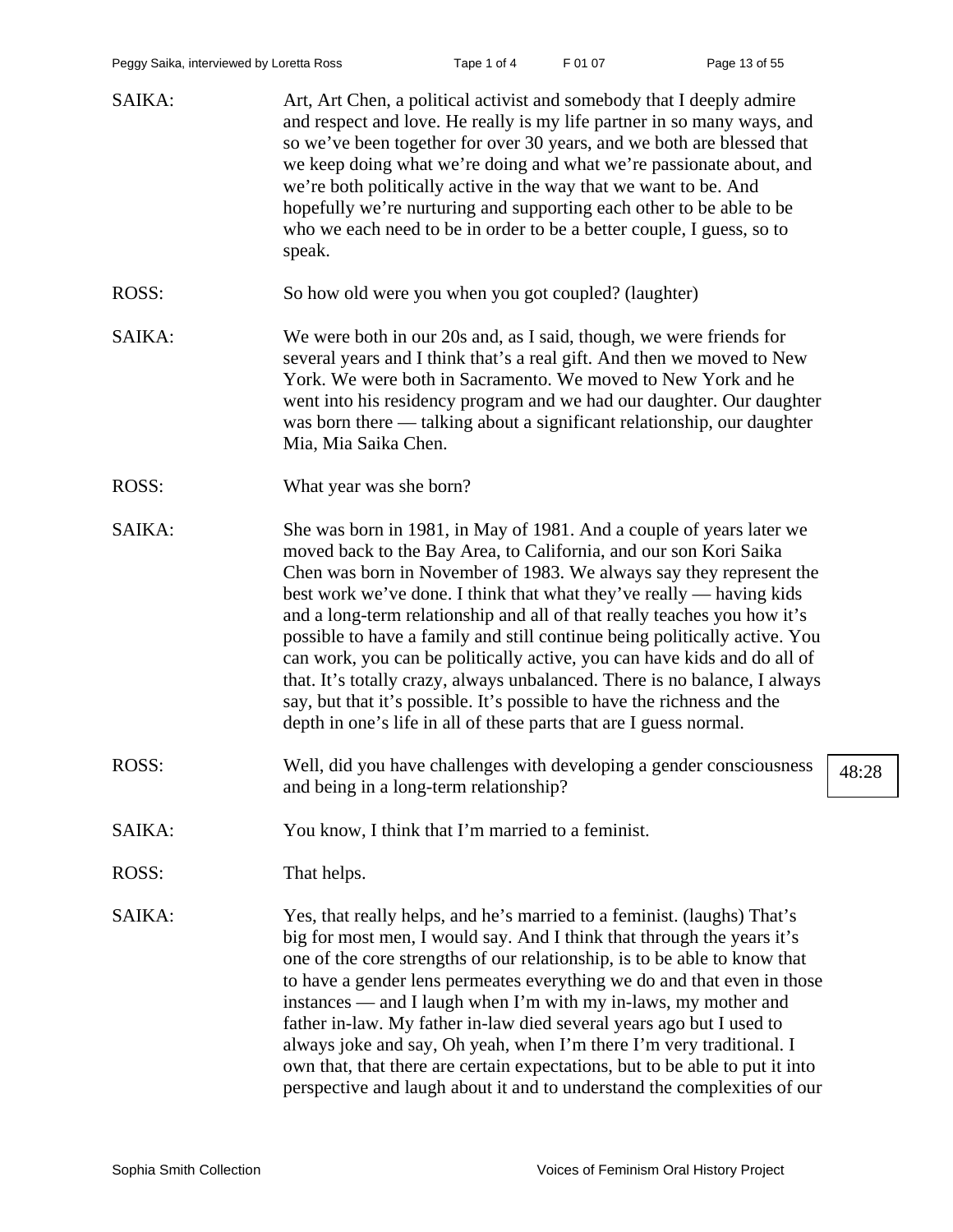SAIKA: Art, Art Chen, a political activist and somebody that I deeply admire and respect and love. He really is my life partner in so many ways, and so we've been together for over 30 years, and we both are blessed that we keep doing what we're doing and what we're passionate about, and we're both politically active in the way that we want to be. And hopefully we're nurturing and supporting each other to be able to be who we each need to be in order to be a better couple, I guess, so to speak.

ROSS: So how old were you when you got coupled? (laughter)

SAIKA: We were both in our 20s and, as I said, though, we were friends for several years and I think that's a real gift. And then we moved to New York. We were both in Sacramento. We moved to New York and he went into his residency program and we had our daughter. Our daughter was born there — talking about a significant relationship, our daughter Mia, Mia Saika Chen.

ROSS: What year was she born?

SAIKA: She was born in 1981, in May of 1981. And a couple of years later we moved back to the Bay Area, to California, and our son Kori Saika Chen was born in November of 1983. We always say they represent the best work we've done. I think that what they've really — having kids and a long-term relationship and all of that really teaches you how it's possible to have a family and still continue being politically active. You can work, you can be politically active, you can have kids and do all of that. It's totally crazy, always unbalanced. There is no balance, I always say, but that it's possible. It's possible to have the richness and the depth in one's life in all of these parts that are I guess normal.

ROSS: Well, did you have challenges with developing a gender consciousness and being in a long-term relationship?

48:28

SAIKA: You know, I think that I'm married to a feminist.

ROSS: That helps.

SAIKA: Yes, that really helps, and he's married to a feminist. (laughs) That's big for most men, I would say. And I think that through the years it's one of the core strengths of our relationship, is to be able to know that to have a gender lens permeates everything we do and that even in those instances — and I laugh when I'm with my in-laws, my mother and father in-law. My father in-law died several years ago but I used to always joke and say, Oh yeah, when I'm there I'm very traditional. I own that, that there are certain expectations, but to be able to put it into perspective and laugh about it and to understand the complexities of our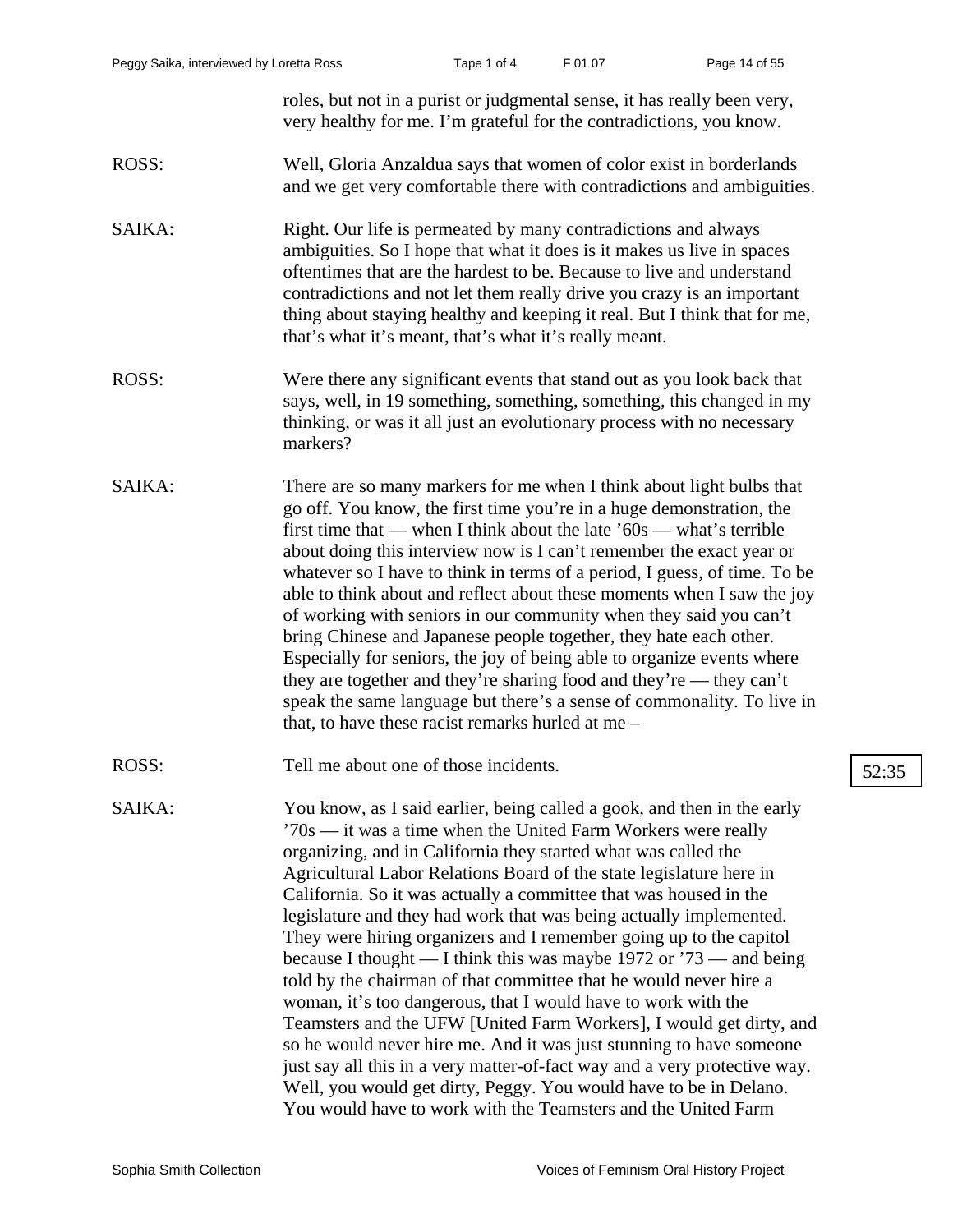roles, but not in a purist or judgmental sense, it has really been very, very healthy for me. I'm grateful for the contradictions, you know.

ROSS: Well, Gloria Anzaldua says that women of color exist in borderlands and we get very comfortable there with contradictions and ambiguities.

SAIKA: Right. Our life is permeated by many contradictions and always ambiguities. So I hope that what it does is it makes us live in spaces oftentimes that are the hardest to be. Because to live and understand contradictions and not let them really drive you crazy is an important thing about staying healthy and keeping it real. But I think that for me, that's what it's meant, that's what it's really meant.

ROSS: Were there any significant events that stand out as you look back that says, well, in 19 something, something, something, this changed in my thinking, or was it all just an evolutionary process with no necessary markers?

SAIKA: There are so many markers for me when I think about light bulbs that go off. You know, the first time you're in a huge demonstration, the first time that — when I think about the late '60s — what's terrible about doing this interview now is I can't remember the exact year or whatever so I have to think in terms of a period, I guess, of time. To be able to think about and reflect about these moments when I saw the joy of working with seniors in our community when they said you can't bring Chinese and Japanese people together, they hate each other. Especially for seniors, the joy of being able to organize events where they are together and they're sharing food and they're — they can't speak the same language but there's a sense of commonality. To live in that, to have these racist remarks hurled at me –

ROSS: Tell me about one of those incidents.

52:35

SAIKA: You know, as I said earlier, being called a gook, and then in the early '70s — it was a time when the United Farm Workers were really organizing, and in California they started what was called the Agricultural Labor Relations Board of the state legislature here in California. So it was actually a committee that was housed in the legislature and they had work that was being actually implemented. They were hiring organizers and I remember going up to the capitol because I thought — I think this was maybe 1972 or '73 — and being told by the chairman of that committee that he would never hire a woman, it's too dangerous, that I would have to work with the Teamsters and the UFW [United Farm Workers], I would get dirty, and so he would never hire me. And it was just stunning to have someone just say all this in a very matter-of-fact way and a very protective way. Well, you would get dirty, Peggy. You would have to be in Delano. You would have to work with the Teamsters and the United Farm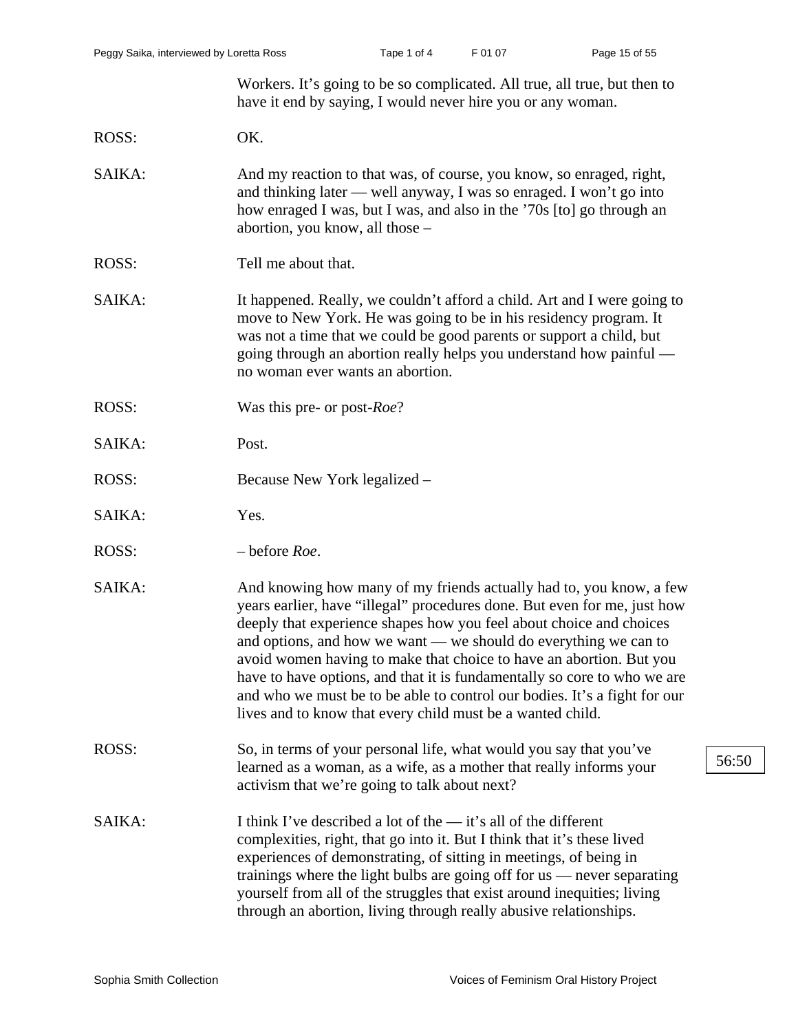Workers. It's going to be so complicated. All true, all true, but then to have it end by saying, I would never hire you or any woman.

ROSS: OK.

SAIKA: And my reaction to that was, of course, you know, so enraged, right, and thinking later — well anyway, I was so enraged. I won't go into how enraged I was, but I was, and also in the '70s [to] go through an abortion, you know, all those –

ROSS: Tell me about that.

SAIKA: It happened. Really, we couldn't afford a child. Art and I were going to move to New York. He was going to be in his residency program. It was not a time that we could be good parents or support a child, but going through an abortion really helps you understand how painful — no woman ever wants an abortion.

ROSS: Was this pre- or post-*Roe*?

SAIKA: Post.

ROSS: Because New York legalized –

SAIKA: Yes.

ROSS: – before *Roe*.

SAIKA: And knowing how many of my friends actually had to, you know, a few years earlier, have "illegal" procedures done. But even for me, just how deeply that experience shapes how you feel about choice and choices and options, and how we want — we should do everything we can to avoid women having to make that choice to have an abortion. But you have to have options, and that it is fundamentally so core to who we are and who we must be to be able to control our bodies. It's a fight for our lives and to know that every child must be a wanted child.

ROSS: So, in terms of your personal life, what would you say that you've learned as a woman, as a wife, as a mother that really informs your activism that we're going to talk about next?

56:50

SAIKA: I think I've described a lot of the — it's all of the different complexities, right, that go into it. But I think that it's these lived experiences of demonstrating, of sitting in meetings, of being in trainings where the light bulbs are going off for us — never separating yourself from all of the struggles that exist around inequities; living through an abortion, living through really abusive relationships.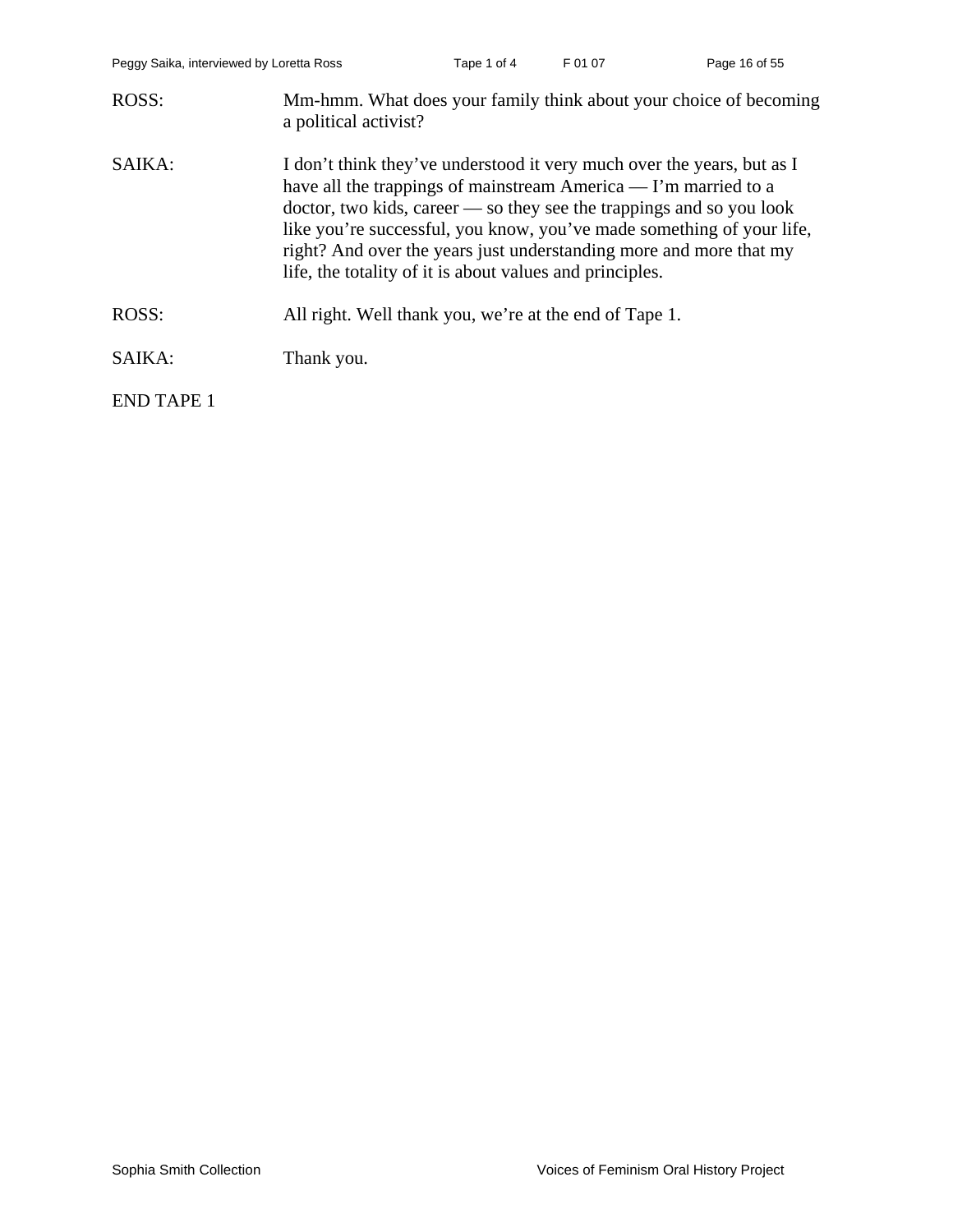ROSS: Mm-hmm. What does your family think about your choice of becoming a political activist?

SAIKA: I don't think they've understood it very much over the years, but as I have all the trappings of mainstream America — I'm married to a doctor, two kids, career — so they see the trappings and so you look like you're successful, you know, you've made something of your life, right? And over the years just understanding more and more that my life, the totality of it is about values and principles.

ROSS: All right. Well thank you, we're at the end of Tape 1.

SAIKA: Thank you.

END TAPE 1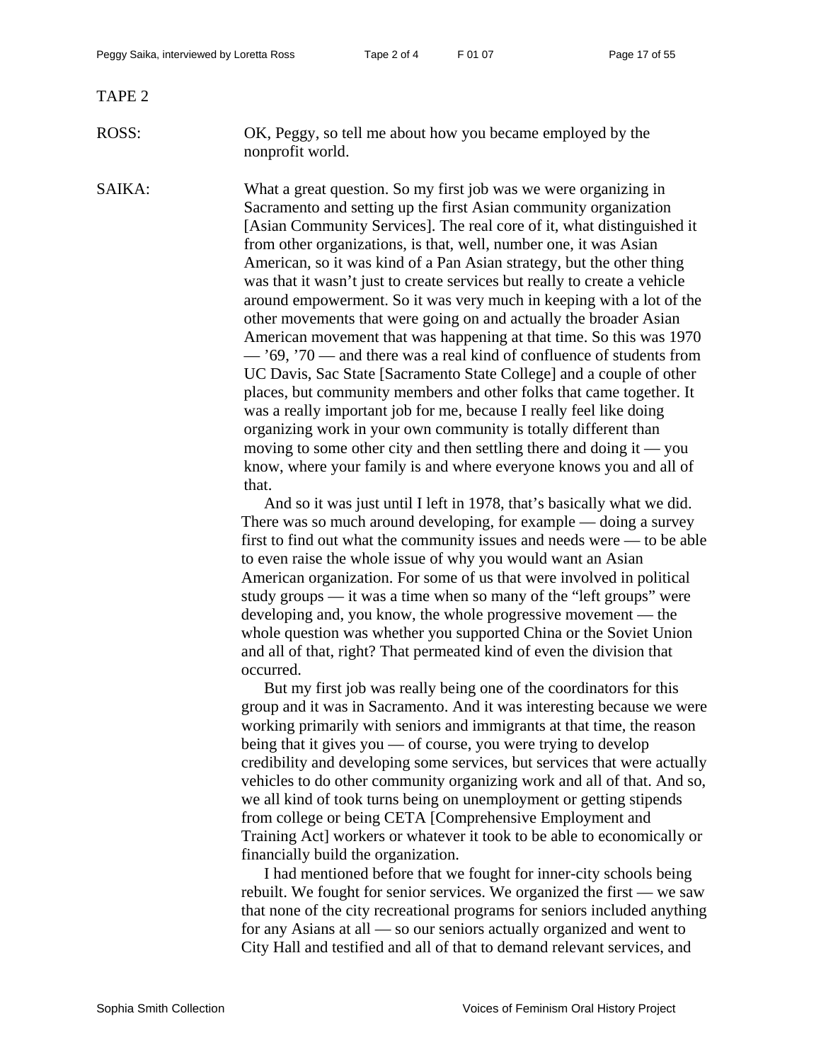TAPE 2

ROSS: OK, Peggy, so tell me about how you became employed by the nonprofit world.

SAIKA: What a great question. So my first job was we were organizing in Sacramento and setting up the first Asian community organization [Asian Community Services]. The real core of it, what distinguished it from other organizations, is that, well, number one, it was Asian American, so it was kind of a Pan Asian strategy, but the other thing was that it wasn't just to create services but really to create a vehicle around empowerment. So it was very much in keeping with a lot of the other movements that were going on and actually the broader Asian American movement that was happening at that time. So this was 1970 — '69, '70 — and there was a real kind of confluence of students from UC Davis, Sac State [Sacramento State College] and a couple of other places, but community members and other folks that came together. It was a really important job for me, because I really feel like doing organizing work in your own community is totally different than moving to some other city and then settling there and doing it — you know, where your family is and where everyone knows you and all of that.

And so it was just until I left in 1978, that's basically what we did. There was so much around developing, for example — doing a survey first to find out what the community issues and needs were — to be able to even raise the whole issue of why you would want an Asian American organization. For some of us that were involved in political study groups — it was a time when so many of the "left groups" were developing and, you know, the whole progressive movement — the whole question was whether you supported China or the Soviet Union and all of that, right? That permeated kind of even the division that occurred.

But my first job was really being one of the coordinators for this group and it was in Sacramento. And it was interesting because we were working primarily with seniors and immigrants at that time, the reason being that it gives you — of course, you were trying to develop credibility and developing some services, but services that were actually vehicles to do other community organizing work and all of that. And so, we all kind of took turns being on unemployment or getting stipends from college or being CETA [Comprehensive Employment and Training Act] workers or whatever it took to be able to economically or financially build the organization.

I had mentioned before that we fought for inner-city schools being rebuilt. We fought for senior services. We organized the first — we saw that none of the city recreational programs for seniors included anything for any Asians at all — so our seniors actually organized and went to City Hall and testified and all of that to demand relevant services, and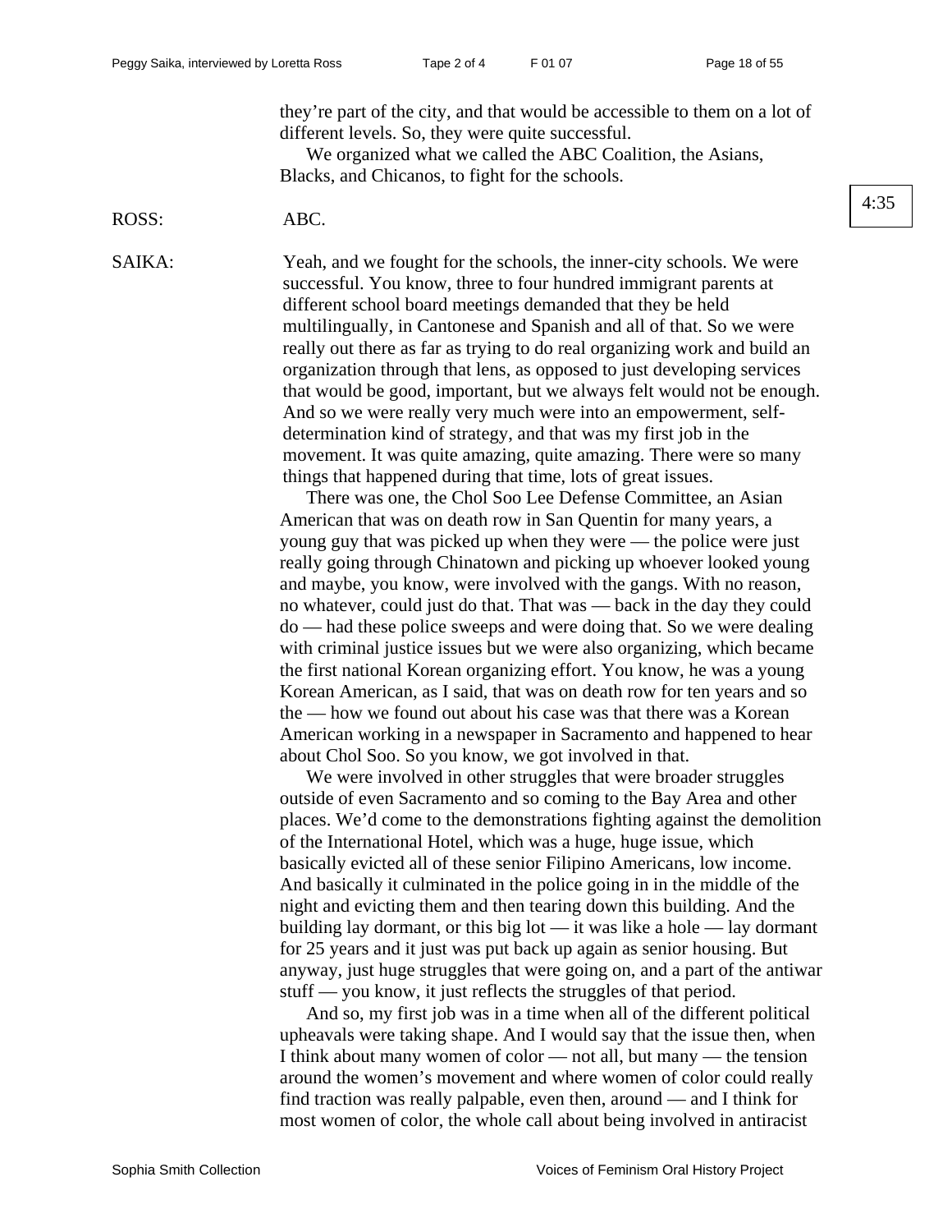they're part of the city, and that would be accessible to them on a lot of different levels. So, they were quite successful.

We organized what we called the ABC Coalition, the Asians, Blacks, and Chicanos, to fight for the schools.

4:35

ROSS: ABC.

SAIKA: Yeah, and we fought for the schools, the inner-city schools. We were successful. You know, three to four hundred immigrant parents at different school board meetings demanded that they be held multilingually, in Cantonese and Spanish and all of that. So we were really out there as far as trying to do real organizing work and build an organization through that lens, as opposed to just developing services that would be good, important, but we always felt would not be enough. And so we were really very much were into an empowerment, self-determination kind of strategy, and that was my first job in the movement. It was quite amazing, quite amazing. There were so many things that happened during that time, lots of great issues.

There was one, the Chol Soo Lee Defense Committee, an Asian American that was on death row in San Quentin for many years, a young guy that was picked up when they were — the police were just really going through Chinatown and picking up whoever looked young and maybe, you know, were involved with the gangs. With no reason, no whatever, could just do that. That was — back in the day they could do — had these police sweeps and were doing that. So we were dealing with criminal justice issues but we were also organizing, which became the first national Korean organizing effort. You know, he was a young Korean American, as I said, that was on death row for ten years and so the — how we found out about his case was that there was a Korean American working in a newspaper in Sacramento and happened to hear about Chol Soo. So you know, we got involved in that.

We were involved in other struggles that were broader struggles outside of even Sacramento and so coming to the Bay Area and other places. We'd come to the demonstrations fighting against the demolition of the International Hotel, which was a huge, huge issue, which basically evicted all of these senior Filipino Americans, low income. And basically it culminated in the police going in in the middle of the night and evicting them and then tearing down this building. And the building lay dormant, or this big lot — it was like a hole — lay dormant for 25 years and it just was put back up again as senior housing. But anyway, just huge struggles that were going on, and a part of the antiwar stuff — you know, it just reflects the struggles of that period.

And so, my first job was in a time when all of the different political upheavals were taking shape. And I would say that the issue then, when I think about many women of color — not all, but many — the tension around the women's movement and where women of color could really find traction was really palpable, even then, around — and I think for most women of color, the whole call about being involved in antiracist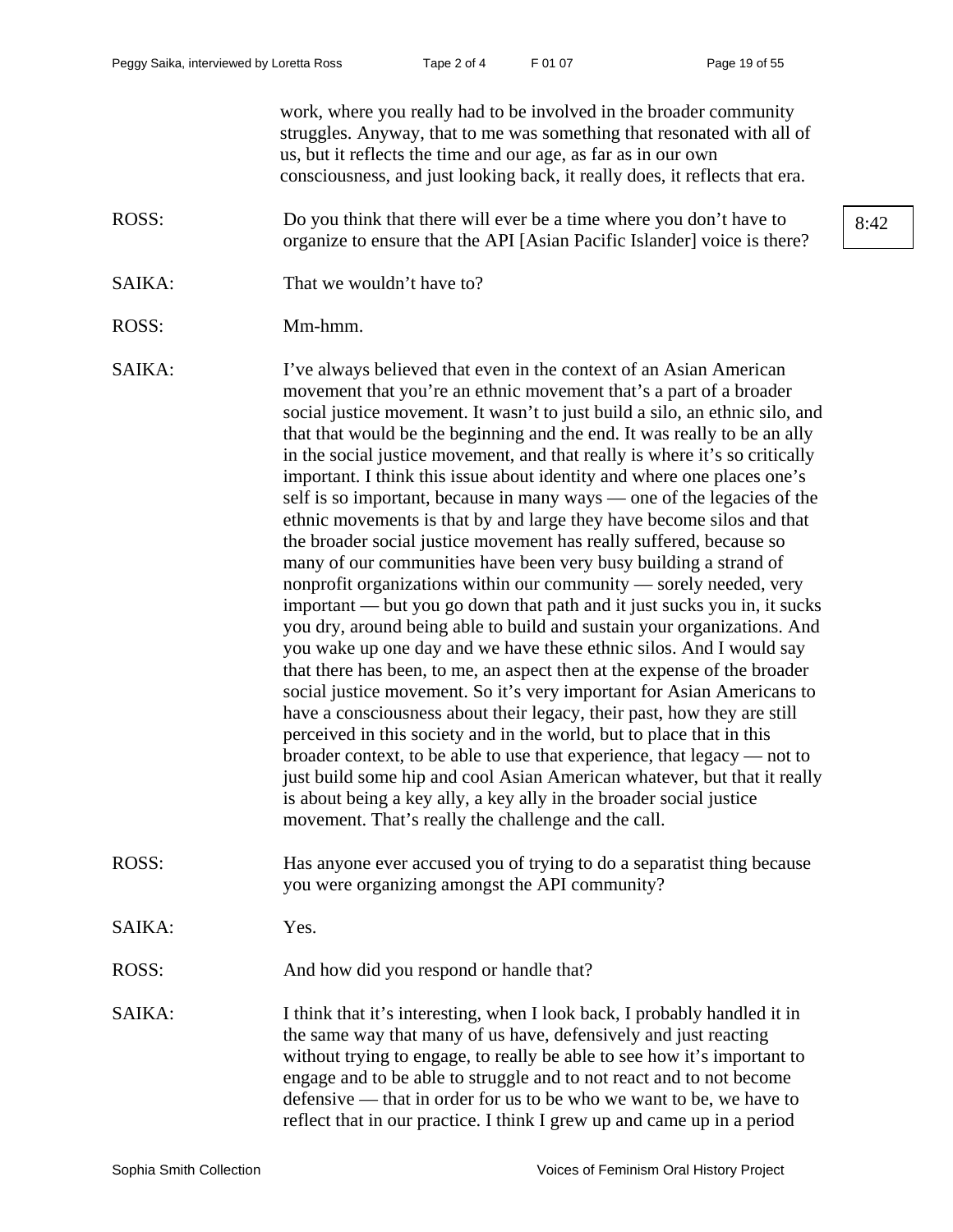work, where you really had to be involved in the broader community struggles. Anyway, that to me was something that resonated with all of us, but it reflects the time and our age, as far as in our own consciousness, and just looking back, it really does, it reflects that era.

ROSS: Do you think that there will ever be a time where you don't have to organize to ensure that the API [Asian Pacific Islander] voice is there?

8:42

SAIKA: That we wouldn't have to?

ROSS: Mm-hmm.

SAIKA: I've always believed that even in the context of an Asian American movement that you're an ethnic movement that's a part of a broader social justice movement. It wasn't to just build a silo, an ethnic silo, and that that would be the beginning and the end. It was really to be an ally in the social justice movement, and that really is where it's so critically important. I think this issue about identity and where one places one's self is so important, because in many ways — one of the legacies of the ethnic movements is that by and large they have become silos and that the broader social justice movement has really suffered, because so many of our communities have been very busy building a strand of nonprofit organizations within our community — sorely needed, very important — but you go down that path and it just sucks you in, it sucks you dry, around being able to build and sustain your organizations. And you wake up one day and we have these ethnic silos. And I would say that there has been, to me, an aspect then at the expense of the broader social justice movement. So it's very important for Asian Americans to have a consciousness about their legacy, their past, how they are still perceived in this society and in the world, but to place that in this broader context, to be able to use that experience, that legacy — not to just build some hip and cool Asian American whatever, but that it really is about being a key ally, a key ally in the broader social justice movement. That's really the challenge and the call.

ROSS: Has anyone ever accused you of trying to do a separatist thing because you were organizing amongst the API community?

SAIKA: Yes.

ROSS: And how did you respond or handle that?

SAIKA: I think that it's interesting, when I look back, I probably handled it in the same way that many of us have, defensively and just reacting without trying to engage, to really be able to see how it's important to engage and to be able to struggle and to not react and to not become defensive — that in order for us to be who we want to be, we have to reflect that in our practice. I think I grew up and came up in a period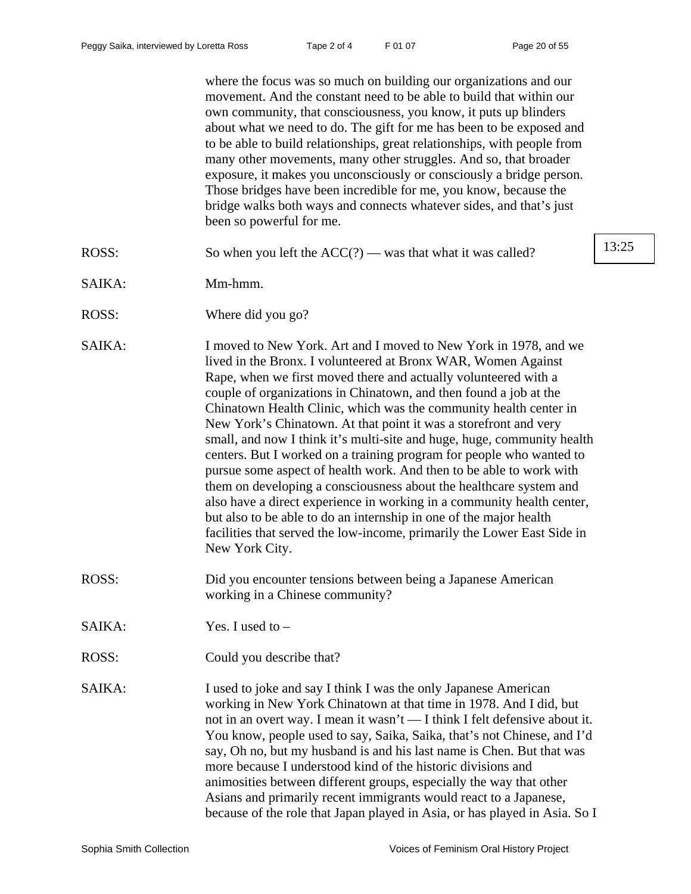where the focus was so much on building our organizations and our movement. And the constant need to be able to build that within our own community, that consciousness, you know, it puts up blinders about what we need to do. The gift for me has been to be exposed and to be able to build relationships, great relationships, with people from many other movements, many other struggles. And so, that broader exposure, it makes you unconsciously or consciously a bridge person. Those bridges have been incredible for me, you know, because the bridge walks both ways and connects whatever sides, and that's just been so powerful for me.

ROSS: So when you left the ACC(?) — was that what it was called?

13:25

SAIKA: Mm-hmm.

ROSS: Where did you go?

SAIKA: I moved to New York. Art and I moved to New York in 1978, and we lived in the Bronx. I volunteered at Bronx WAR, Women Against Rape, when we first moved there and actually volunteered with a couple of organizations in Chinatown, and then found a job at the Chinatown Health Clinic, which was the community health center in New York's Chinatown. At that point it was a storefront and very small, and now I think it's multi-site and huge, huge, community health centers. But I worked on a training program for people who wanted to pursue some aspect of health work. And then to be able to work with them on developing a consciousness about the healthcare system and also have a direct experience in working in a community health center, but also to be able to do an internship in one of the major health facilities that served the low-income, primarily the Lower East Side in New York City.

ROSS: Did you encounter tensions between being a Japanese American working in a Chinese community?

SAIKA: Yes. I used to –

ROSS: Could you describe that?

SAIKA: I used to joke and say I think I was the only Japanese American working in New York Chinatown at that time in 1978. And I did, but not in an overt way. I mean it wasn't — I think I felt defensive about it. You know, people used to say, Saika, Saika, that's not Chinese, and I'd say, Oh no, but my husband is and his last name is Chen. But that was more because I understood kind of the historic divisions and animosities between different groups, especially the way that other Asians and primarily recent immigrants would react to a Japanese, because of the role that Japan played in Asia, or has played in Asia. So I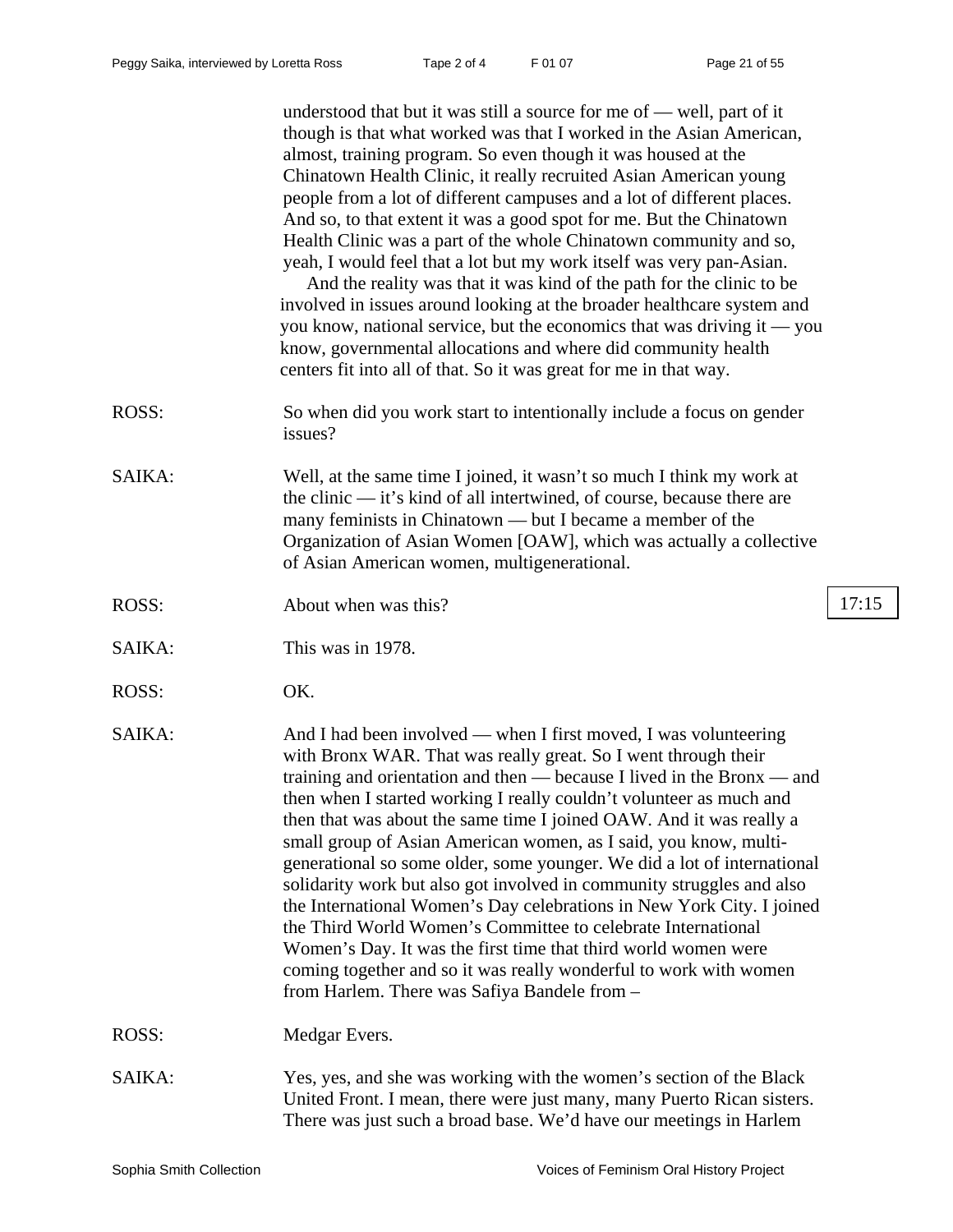understood that but it was still a source for me of — well, part of it though is that what worked was that I worked in the Asian American, almost, training program. So even though it was housed at the Chinatown Health Clinic, it really recruited Asian American young people from a lot of different campuses and a lot of different places. And so, to that extent it was a good spot for me. But the Chinatown Health Clinic was a part of the whole Chinatown community and so, yeah, I would feel that a lot but my work itself was very pan-Asian.

And the reality was that it was kind of the path for the clinic to be involved in issues around looking at the broader healthcare system and you know, national service, but the economics that was driving it — you know, governmental allocations and where did community health centers fit into all of that. So it was great for me in that way.

ROSS: So when did you work start to intentionally include a focus on gender issues?

SAIKA: Well, at the same time I joined, it wasn't so much I think my work at the clinic — it's kind of all intertwined, of course, because there are many feminists in Chinatown — but I became a member of the Organization of Asian Women [OAW], which was actually a collective of Asian American women, multigenerational.

ROSS: About when was this?

17:15

SAIKA: This was in 1978.

ROSS: OK.

SAIKA: And I had been involved — when I first moved, I was volunteering with Bronx WAR. That was really great. So I went through their training and orientation and then — because I lived in the Bronx — and then when I started working I really couldn't volunteer as much and then that was about the same time I joined OAW. And it was really a small group of Asian American women, as I said, you know, multi-generational so some older, some younger. We did a lot of international solidarity work but also got involved in community struggles and also the International Women's Day celebrations in New York City. I joined the Third World Women's Committee to celebrate International Women's Day. It was the first time that third world women were coming together and so it was really wonderful to work with women from Harlem. There was Safiya Bandele from –

ROSS: Medgar Evers.

SAIKA: Yes, yes, and she was working with the women's section of the Black United Front. I mean, there were just many, many Puerto Rican sisters. There was just such a broad base. We'd have our meetings in Harlem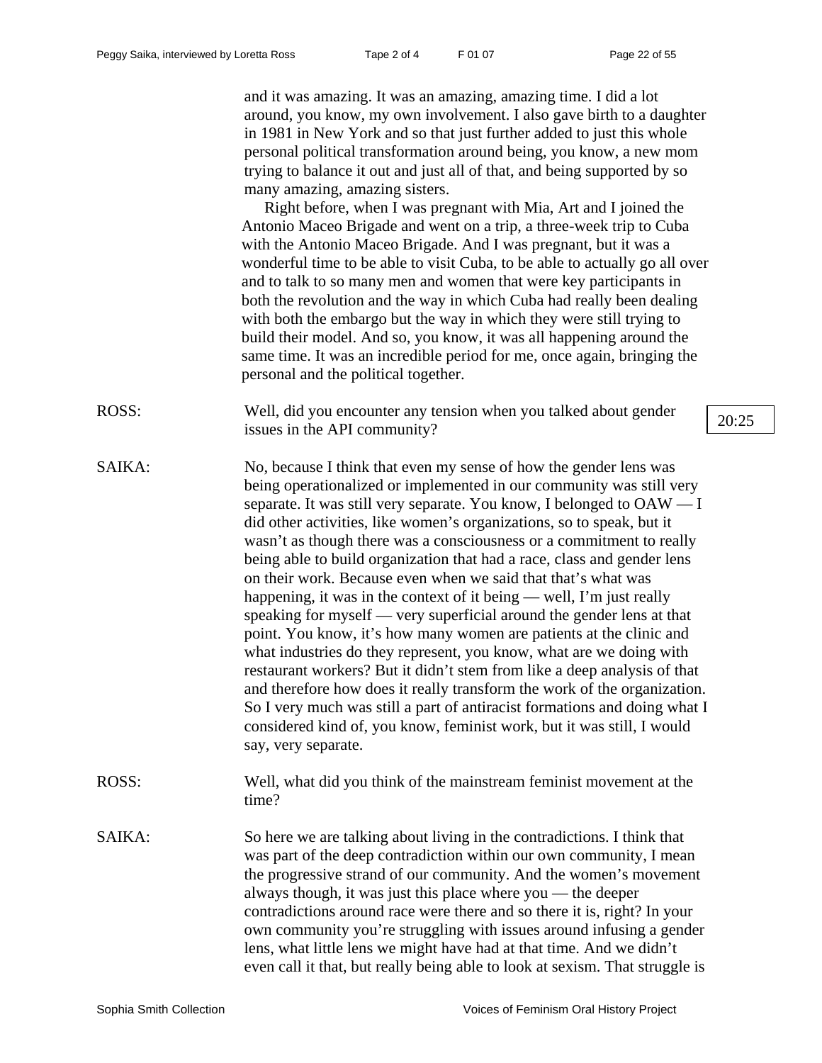and it was amazing. It was an amazing, amazing time. I did a lot around, you know, my own involvement. I also gave birth to a daughter in 1981 in New York and so that just further added to just this whole personal political transformation around being, you know, a new mom trying to balance it out and just all of that, and being supported by so many amazing, amazing sisters.

Right before, when I was pregnant with Mia, Art and I joined the Antonio Maceo Brigade and went on a trip, a three-week trip to Cuba with the Antonio Maceo Brigade. And I was pregnant, but it was a wonderful time to be able to visit Cuba, to be able to actually go all over and to talk to so many men and women that were key participants in both the revolution and the way in which Cuba had really been dealing with both the embargo but the way in which they were still trying to build their model. And so, you know, it was all happening around the same time. It was an incredible period for me, once again, bringing the personal and the political together.

ROSS: Well, did you encounter any tension when you talked about gender issues in the API community?

20:25

SAIKA: No, because I think that even my sense of how the gender lens was being operationalized or implemented in our community was still very separate. It was still very separate. You know, I belonged to OAW — I did other activities, like women's organizations, so to speak, but it wasn't as though there was a consciousness or a commitment to really being able to build organization that had a race, class and gender lens on their work. Because even when we said that that's what was happening, it was in the context of it being — well, I'm just really speaking for myself — very superficial around the gender lens at that point. You know, it's how many women are patients at the clinic and what industries do they represent, you know, what are we doing with restaurant workers? But it didn't stem from like a deep analysis of that and therefore how does it really transform the work of the organization. So I very much was still a part of antiracist formations and doing what I considered kind of, you know, feminist work, but it was still, I would say, very separate.

ROSS: Well, what did you think of the mainstream feminist movement at the time?

SAIKA: So here we are talking about living in the contradictions. I think that was part of the deep contradiction within our own community, I mean the progressive strand of our community. And the women's movement always though, it was just this place where you — the deeper contradictions around race were there and so there it is, right? In your own community you're struggling with issues around infusing a gender lens, what little lens we might have had at that time. And we didn't even call it that, but really being able to look at sexism. That struggle is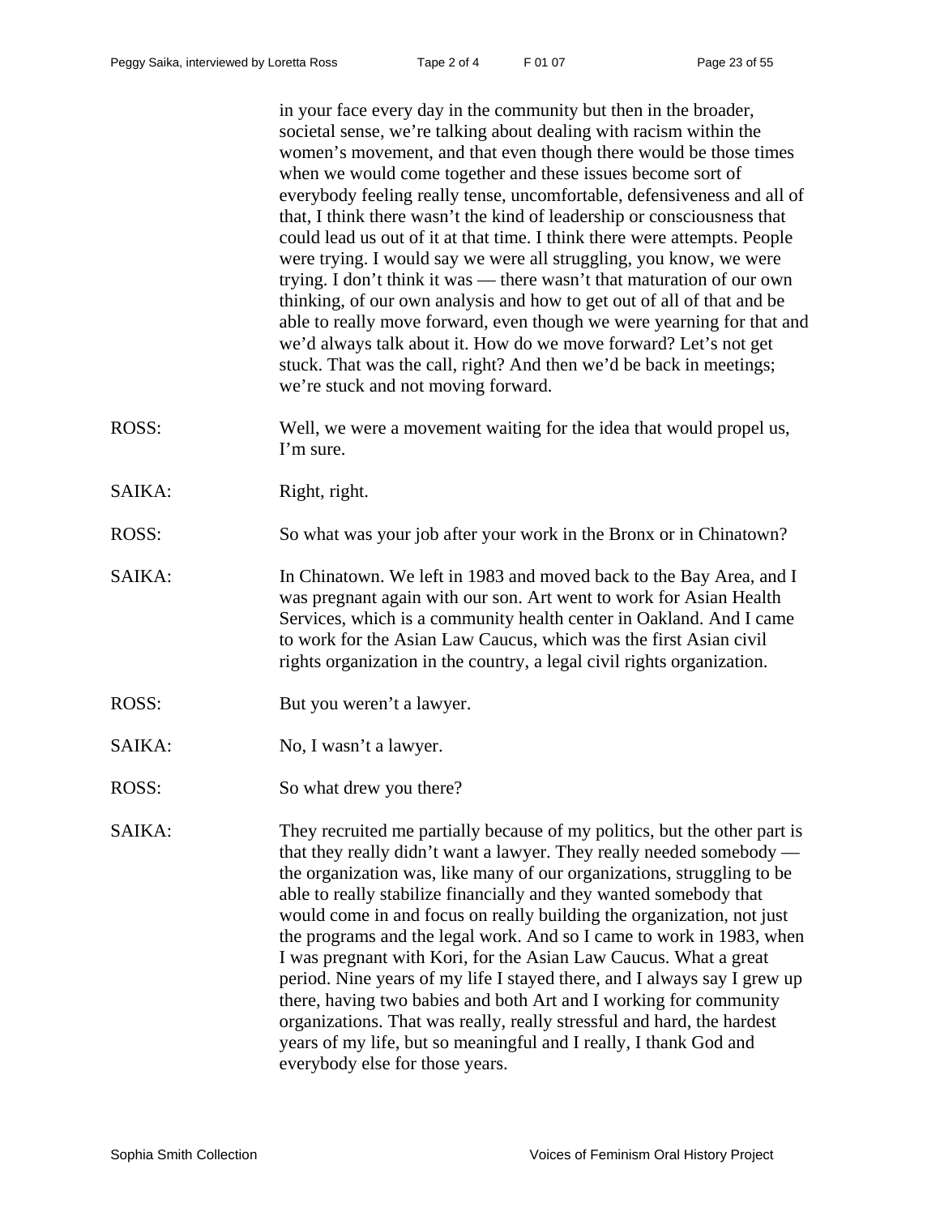in your face every day in the community but then in the broader, societal sense, we're talking about dealing with racism within the women's movement, and that even though there would be those times when we would come together and these issues become sort of everybody feeling really tense, uncomfortable, defensiveness and all of that, I think there wasn't the kind of leadership or consciousness that could lead us out of it at that time. I think there were attempts. People were trying. I would say we were all struggling, you know, we were trying. I don't think it was — there wasn't that maturation of our own thinking, of our own analysis and how to get out of all of that and be able to really move forward, even though we were yearning for that and we'd always talk about it. How do we move forward? Let's not get stuck. That was the call, right? And then we'd be back in meetings; we're stuck and not moving forward.

ROSS: Well, we were a movement waiting for the idea that would propel us, I'm sure.

SAIKA: Right, right.

ROSS: So what was your job after your work in the Bronx or in Chinatown?

SAIKA: In Chinatown. We left in 1983 and moved back to the Bay Area, and I was pregnant again with our son. Art went to work for Asian Health Services, which is a community health center in Oakland. And I came to work for the Asian Law Caucus, which was the first Asian civil rights organization in the country, a legal civil rights organization.

ROSS: But you weren't a lawyer.

SAIKA: No, I wasn't a lawyer.

ROSS: So what drew you there?

SAIKA: They recruited me partially because of my politics, but the other part is that they really didn't want a lawyer. They really needed somebody — the organization was, like many of our organizations, struggling to be able to really stabilize financially and they wanted somebody that would come in and focus on really building the organization, not just the programs and the legal work. And so I came to work in 1983, when I was pregnant with Kori, for the Asian Law Caucus. What a great period. Nine years of my life I stayed there, and I always say I grew up there, having two babies and both Art and I working for community organizations. That was really, really stressful and hard, the hardest years of my life, but so meaningful and I really, I thank God and everybody else for those years.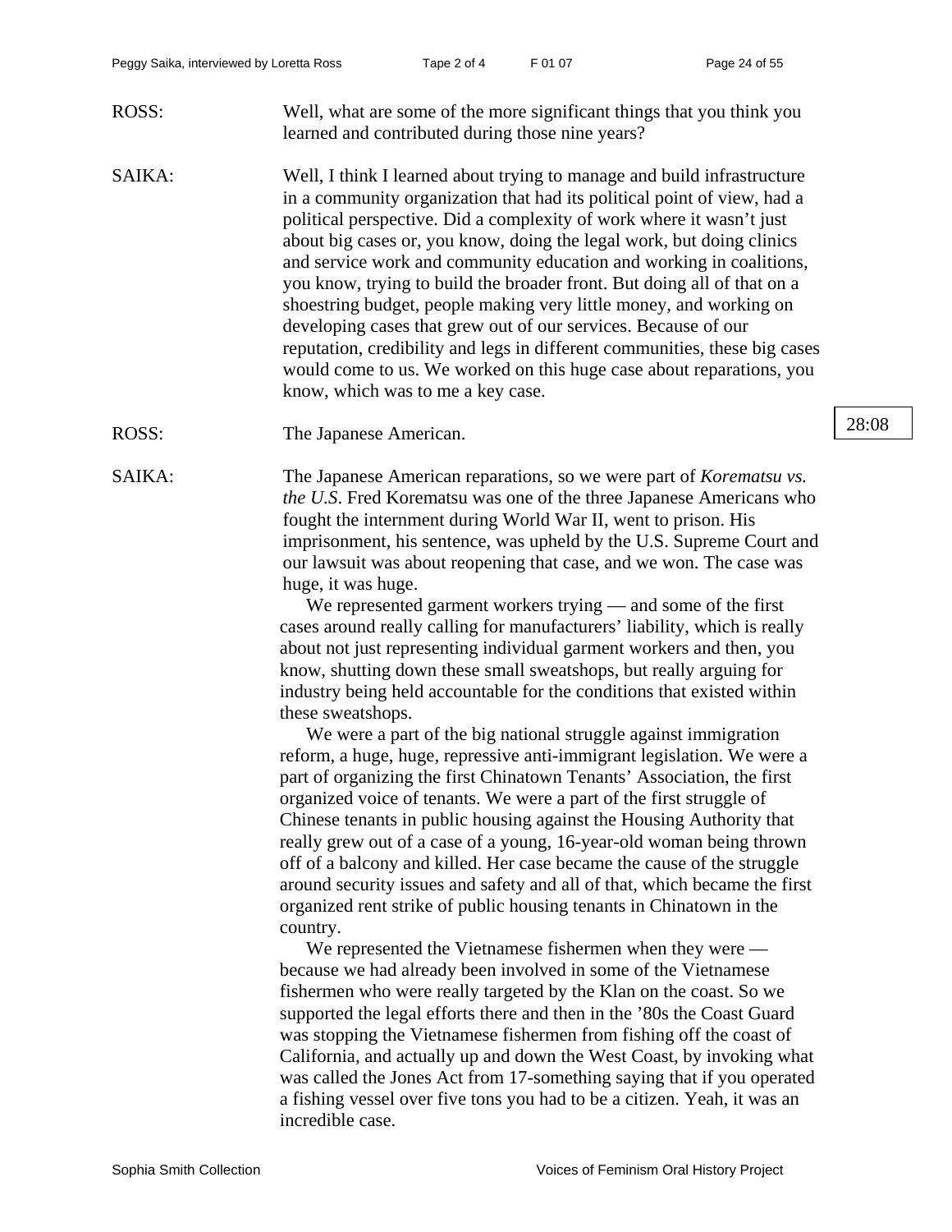ROSS: Well, what are some of the more significant things that you think you learned and contributed during those nine years?

SAIKA: Well, I think I learned about trying to manage and build infrastructure in a community organization that had its political point of view, had a political perspective. Did a complexity of work where it wasn't just about big cases or, you know, doing the legal work, but doing clinics and service work and community education and working in coalitions, you know, trying to build the broader front. But doing all of that on a shoestring budget, people making very little money, and working on developing cases that grew out of our services. Because of our reputation, credibility and legs in different communities, these big cases would come to us. We worked on this huge case about reparations, you know, which was to me a key case.

ROSS: The Japanese American.

28:08

SAIKA: The Japanese American reparations, so we were part of *Korematsu vs. the U.S*. Fred Korematsu was one of the three Japanese Americans who fought the internment during World War II, went to prison. His imprisonment, his sentence, was upheld by the U.S. Supreme Court and our lawsuit was about reopening that case, and we won. The case was huge, it was huge.

We represented garment workers trying — and some of the first cases around really calling for manufacturers' liability, which is really about not just representing individual garment workers and then, you know, shutting down these small sweatshops, but really arguing for industry being held accountable for the conditions that existed within these sweatshops.

We were a part of the big national struggle against immigration reform, a huge, huge, repressive anti-immigrant legislation. We were a part of organizing the first Chinatown Tenants' Association, the first organized voice of tenants. We were a part of the first struggle of Chinese tenants in public housing against the Housing Authority that really grew out of a case of a young, 16-year-old woman being thrown off of a balcony and killed. Her case became the cause of the struggle around security issues and safety and all of that, which became the first organized rent strike of public housing tenants in Chinatown in the country.

We represented the Vietnamese fishermen when they were — because we had already been involved in some of the Vietnamese fishermen who were really targeted by the Klan on the coast. So we supported the legal efforts there and then in the '80s the Coast Guard was stopping the Vietnamese fishermen from fishing off the coast of California, and actually up and down the West Coast, by invoking what was called the Jones Act from 17-something saying that if you operated a fishing vessel over five tons you had to be a citizen. Yeah, it was an incredible case.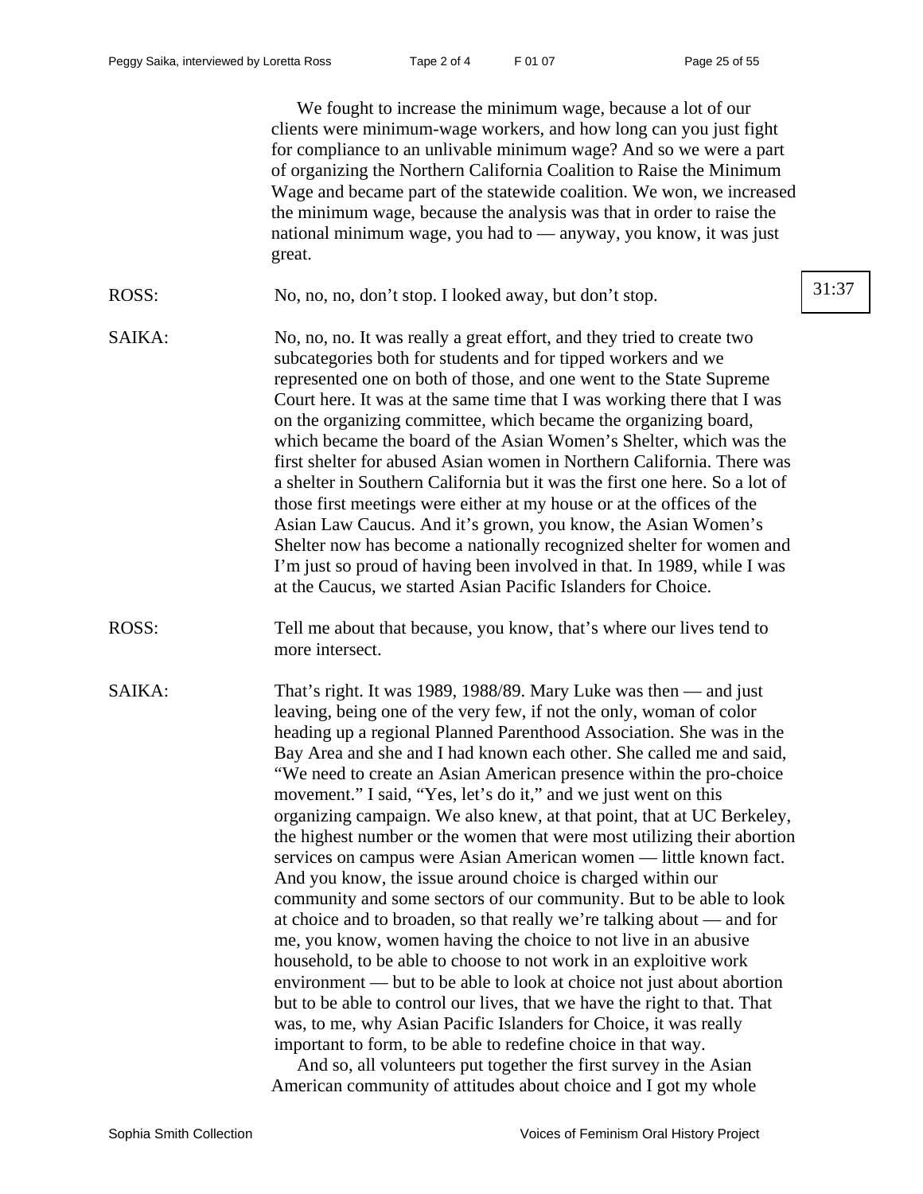We fought to increase the minimum wage, because a lot of our clients were minimum-wage workers, and how long can you just fight for compliance to an unlivable minimum wage? And so we were a part of organizing the Northern California Coalition to Raise the Minimum Wage and became part of the statewide coalition. We won, we increased the minimum wage, because the analysis was that in order to raise the national minimum wage, you had to — anyway, you know, it was just great.

ROSS: No, no, no, don't stop. I looked away, but don't stop.

31:37

SAIKA: No, no, no. It was really a great effort, and they tried to create two subcategories both for students and for tipped workers and we represented one on both of those, and one went to the State Supreme Court here. It was at the same time that I was working there that I was on the organizing committee, which became the organizing board, which became the board of the Asian Women's Shelter, which was the first shelter for abused Asian women in Northern California. There was a shelter in Southern California but it was the first one here. So a lot of those first meetings were either at my house or at the offices of the Asian Law Caucus. And it's grown, you know, the Asian Women's Shelter now has become a nationally recognized shelter for women and I'm just so proud of having been involved in that. In 1989, while I was at the Caucus, we started Asian Pacific Islanders for Choice.

ROSS: Tell me about that because, you know, that's where our lives tend to more intersect.

SAIKA: That's right. It was 1989, 1988/89. Mary Luke was then — and just leaving, being one of the very few, if not the only, woman of color heading up a regional Planned Parenthood Association. She was in the Bay Area and she and I had known each other. She called me and said, "We need to create an Asian American presence within the pro-choice movement." I said, "Yes, let's do it," and we just went on this organizing campaign. We also knew, at that point, that at UC Berkeley, the highest number or the women that were most utilizing their abortion services on campus were Asian American women — little known fact. And you know, the issue around choice is charged within our community and some sectors of our community. But to be able to look at choice and to broaden, so that really we're talking about — and for me, you know, women having the choice to not live in an abusive household, to be able to choose to not work in an exploitive work environment — but to be able to look at choice not just about abortion but to be able to control our lives, that we have the right to that. That was, to me, why Asian Pacific Islanders for Choice, it was really important to form, to be able to redefine choice in that way.

And so, all volunteers put together the first survey in the Asian American community of attitudes about choice and I got my whole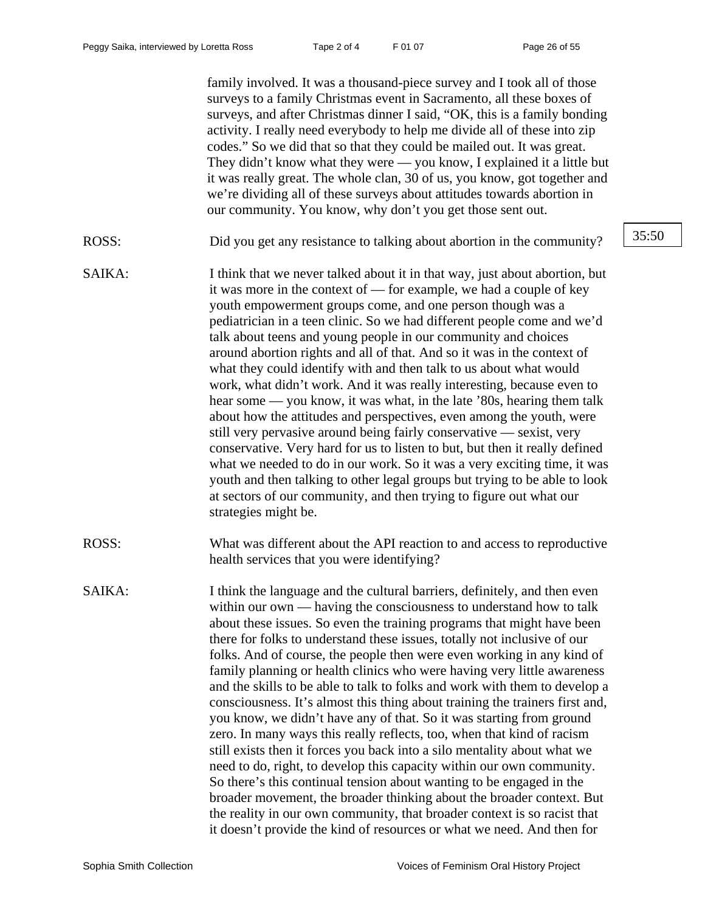family involved. It was a thousand-piece survey and I took all of those surveys to a family Christmas event in Sacramento, all these boxes of surveys, and after Christmas dinner I said, "OK, this is a family bonding activity. I really need everybody to help me divide all of these into zip codes." So we did that so that they could be mailed out. It was great. They didn't know what they were — you know, I explained it a little but it was really great. The whole clan, 30 of us, you know, got together and we're dividing all of these surveys about attitudes towards abortion in our community. You know, why don't you get those sent out.

35:50

ROSS: Did you get any resistance to talking about abortion in the community?

SAIKA: I think that we never talked about it in that way, just about abortion, but it was more in the context of — for example, we had a couple of key youth empowerment groups come, and one person though was a pediatrician in a teen clinic. So we had different people come and we'd talk about teens and young people in our community and choices around abortion rights and all of that. And so it was in the context of what they could identify with and then talk to us about what would work, what didn't work. And it was really interesting, because even to hear some — you know, it was what, in the late '80s, hearing them talk about how the attitudes and perspectives, even among the youth, were still very pervasive around being fairly conservative — sexist, very conservative. Very hard for us to listen to but, but then it really defined what we needed to do in our work. So it was a very exciting time, it was youth and then talking to other legal groups but trying to be able to look at sectors of our community, and then trying to figure out what our strategies might be.

ROSS: What was different about the API reaction to and access to reproductive health services that you were identifying?

SAIKA: I think the language and the cultural barriers, definitely, and then even within our own — having the consciousness to understand how to talk about these issues. So even the training programs that might have been there for folks to understand these issues, totally not inclusive of our folks. And of course, the people then were even working in any kind of family planning or health clinics who were having very little awareness and the skills to be able to talk to folks and work with them to develop a consciousness. It's almost this thing about training the trainers first and, you know, we didn't have any of that. So it was starting from ground zero. In many ways this really reflects, too, when that kind of racism still exists then it forces you back into a silo mentality about what we need to do, right, to develop this capacity within our own community. So there's this continual tension about wanting to be engaged in the broader movement, the broader thinking about the broader context. But the reality in our own community, that broader context is so racist that it doesn't provide the kind of resources or what we need. And then for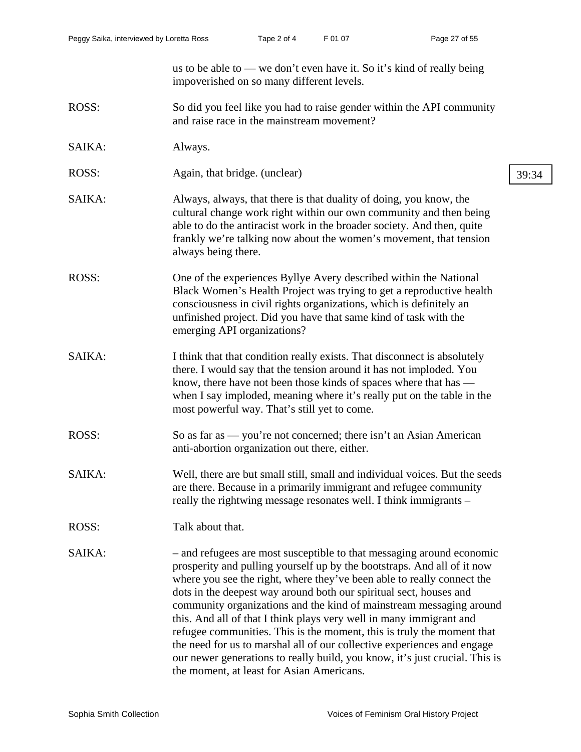us to be able to — we don't even have it. So it's kind of really being impoverished on so many different levels.

ROSS: So did you feel like you had to raise gender within the API community and raise race in the mainstream movement?

SAIKA: Always.

ROSS: Again, that bridge. (unclear)

39:34

SAIKA: Always, always, that there is that duality of doing, you know, the cultural change work right within our own community and then being able to do the antiracist work in the broader society. And then, quite frankly we're talking now about the women's movement, that tension always being there.

ROSS: One of the experiences Byllye Avery described within the National Black Women's Health Project was trying to get a reproductive health consciousness in civil rights organizations, which is definitely an unfinished project. Did you have that same kind of task with the emerging API organizations?

SAIKA: I think that that condition really exists. That disconnect is absolutely there. I would say that the tension around it has not imploded. You know, there have not been those kinds of spaces where that has — when I say imploded, meaning where it's really put on the table in the most powerful way. That's still yet to come.

ROSS: So as far as — you're not concerned; there isn't an Asian American anti-abortion organization out there, either.

SAIKA: Well, there are but small still, small and individual voices. But the seeds are there. Because in a primarily immigrant and refugee community really the rightwing message resonates well. I think immigrants –

ROSS: Talk about that.

SAIKA: – and refugees are most susceptible to that messaging around economic prosperity and pulling yourself up by the bootstraps. And all of it now where you see the right, where they've been able to really connect the dots in the deepest way around both our spiritual sect, houses and community organizations and the kind of mainstream messaging around this. And all of that I think plays very well in many immigrant and refugee communities. This is the moment, this is truly the moment that the need for us to marshal all of our collective experiences and engage our newer generations to really build, you know, it's just crucial. This is the moment, at least for Asian Americans.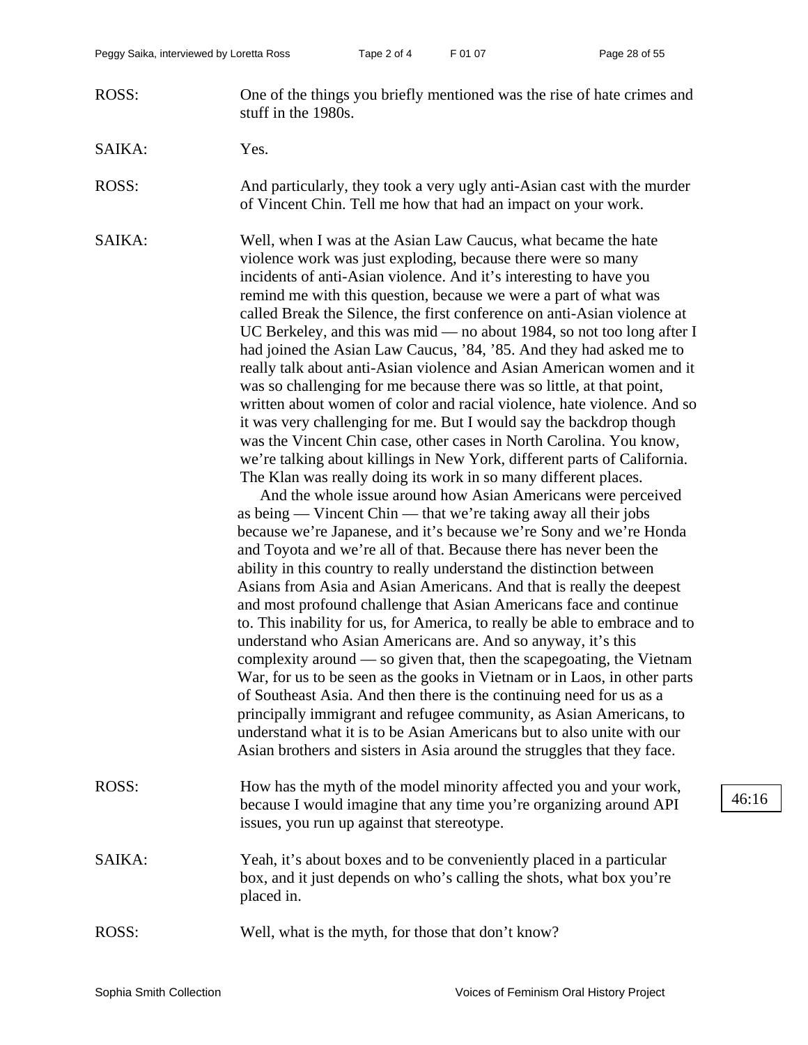ROSS: One of the things you briefly mentioned was the rise of hate crimes and stuff in the 1980s.

SAIKA: Yes.

ROSS: And particularly, they took a very ugly anti-Asian cast with the murder of Vincent Chin. Tell me how that had an impact on your work.

SAIKA: Well, when I was at the Asian Law Caucus, what became the hate violence work was just exploding, because there were so many incidents of anti-Asian violence. And it's interesting to have you remind me with this question, because we were a part of what was called Break the Silence, the first conference on anti-Asian violence at UC Berkeley, and this was mid — no about 1984, so not too long after I had joined the Asian Law Caucus, '84, '85. And they had asked me to really talk about anti-Asian violence and Asian American women and it was so challenging for me because there was so little, at that point, written about women of color and racial violence, hate violence. And so it was very challenging for me. But I would say the backdrop though was the Vincent Chin case, other cases in North Carolina. You know, we're talking about killings in New York, different parts of California. The Klan was really doing its work in so many different places.

And the whole issue around how Asian Americans were perceived as being — Vincent Chin — that we're taking away all their jobs because we're Japanese, and it's because we're Sony and we're Honda and Toyota and we're all of that. Because there has never been the ability in this country to really understand the distinction between Asians from Asia and Asian Americans. And that is really the deepest and most profound challenge that Asian Americans face and continue to. This inability for us, for America, to really be able to embrace and to understand who Asian Americans are. And so anyway, it's this complexity around — so given that, then the scapegoating, the Vietnam War, for us to be seen as the gooks in Vietnam or in Laos, in other parts of Southeast Asia. And then there is the continuing need for us as a principally immigrant and refugee community, as Asian Americans, to understand what it is to be Asian Americans but to also unite with our Asian brothers and sisters in Asia around the struggles that they face.

ROSS: How has the myth of the model minority affected you and your work, because I would imagine that any time you're organizing around API issues, you run up against that stereotype.

46:16

SAIKA: Yeah, it's about boxes and to be conveniently placed in a particular box, and it just depends on who's calling the shots, what box you're placed in.

ROSS: Well, what is the myth, for those that don't know?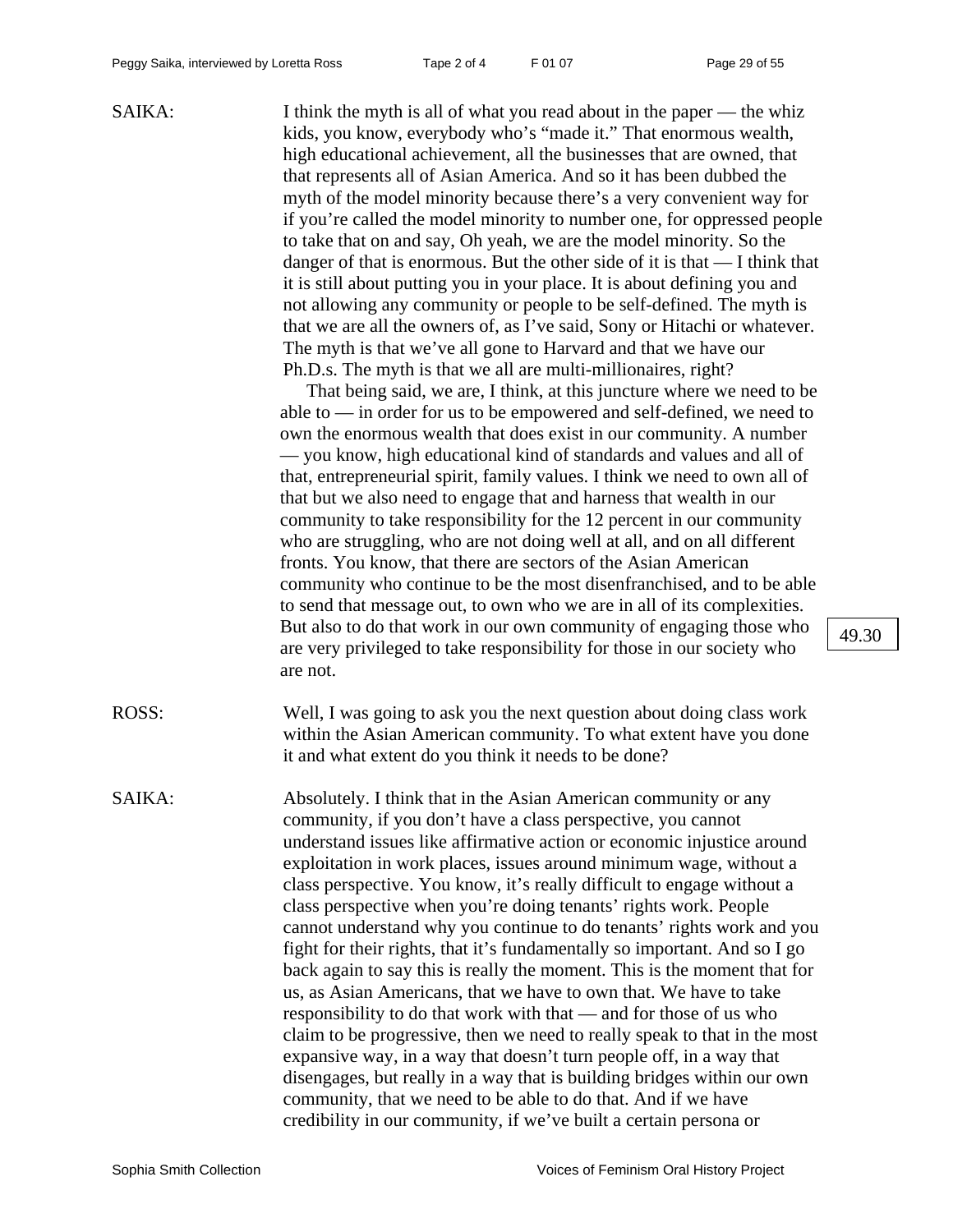SAIKA: I think the myth is all of what you read about in the paper — the whiz kids, you know, everybody who's "made it." That enormous wealth, high educational achievement, all the businesses that are owned, that that represents all of Asian America. And so it has been dubbed the myth of the model minority because there's a very convenient way for if you're called the model minority to number one, for oppressed people to take that on and say, Oh yeah, we are the model minority. So the danger of that is enormous. But the other side of it is that — I think that it is still about putting you in your place. It is about defining you and not allowing any community or people to be self-defined. The myth is that we are all the owners of, as I've said, Sony or Hitachi or whatever. The myth is that we've all gone to Harvard and that we have our Ph.D.s. The myth is that we all are multi-millionaires, right?

That being said, we are, I think, at this juncture where we need to be able to — in order for us to be empowered and self-defined, we need to own the enormous wealth that does exist in our community. A number — you know, high educational kind of standards and values and all of that, entrepreneurial spirit, family values. I think we need to own all of that but we also need to engage that and harness that wealth in our community to take responsibility for the 12 percent in our community who are struggling, who are not doing well at all, and on all different fronts. You know, that there are sectors of the Asian American community who continue to be the most disenfranchised, and to be able to send that message out, to own who we are in all of its complexities. But also to do that work in our own community of engaging those who are very privileged to take responsibility for those in our society who are not.

49.30

ROSS: Well, I was going to ask you the next question about doing class work within the Asian American community. To what extent have you done it and what extent do you think it needs to be done?

SAIKA: Absolutely. I think that in the Asian American community or any community, if you don't have a class perspective, you cannot understand issues like affirmative action or economic injustice around exploitation in work places, issues around minimum wage, without a class perspective. You know, it's really difficult to engage without a class perspective when you're doing tenants' rights work. People cannot understand why you continue to do tenants' rights work and you fight for their rights, that it's fundamentally so important. And so I go back again to say this is really the moment. This is the moment that for us, as Asian Americans, that we have to own that. We have to take responsibility to do that work with that — and for those of us who claim to be progressive, then we need to really speak to that in the most expansive way, in a way that doesn't turn people off, in a way that disengages, but really in a way that is building bridges within our own community, that we need to be able to do that. And if we have credibility in our community, if we've built a certain persona or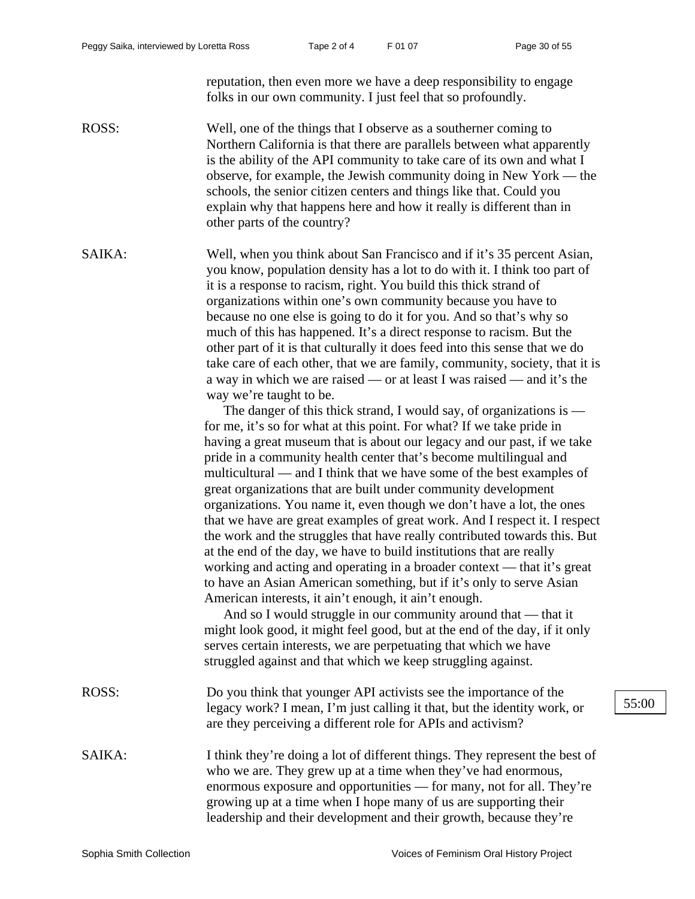reputation, then even more we have a deep responsibility to engage folks in our own community. I just feel that so profoundly.

ROSS: Well, one of the things that I observe as a southerner coming to Northern California is that there are parallels between what apparently is the ability of the API community to take care of its own and what I observe, for example, the Jewish community doing in New York — the schools, the senior citizen centers and things like that. Could you explain why that happens here and how it really is different than in other parts of the country?

SAIKA: Well, when you think about San Francisco and if it's 35 percent Asian, you know, population density has a lot to do with it. I think too part of it is a response to racism, right. You build this thick strand of organizations within one's own community because you have to because no one else is going to do it for you. And so that's why so much of this has happened. It's a direct response to racism. But the other part of it is that culturally it does feed into this sense that we do take care of each other, that we are family, community, society, that it is a way in which we are raised — or at least I was raised — and it's the way we're taught to be.

The danger of this thick strand, I would say, of organizations is — for me, it's so for what at this point. For what? If we take pride in having a great museum that is about our legacy and our past, if we take pride in a community health center that's become multilingual and multicultural — and I think that we have some of the best examples of great organizations that are built under community development organizations. You name it, even though we don't have a lot, the ones that we have are great examples of great work. And I respect it. I respect the work and the struggles that have really contributed towards this. But at the end of the day, we have to build institutions that are really working and acting and operating in a broader context — that it's great to have an Asian American something, but if it's only to serve Asian American interests, it ain't enough, it ain't enough.

And so I would struggle in our community around that — that it might look good, it might feel good, but at the end of the day, if it only serves certain interests, we are perpetuating that which we have struggled against and that which we keep struggling against.

ROSS: Do you think that younger API activists see the importance of the legacy work? I mean, I'm just calling it that, but the identity work, or are they perceiving a different role for APIs and activism?

55:00

SAIKA: I think they're doing a lot of different things. They represent the best of who we are. They grew up at a time when they've had enormous, enormous exposure and opportunities — for many, not for all. They're growing up at a time when I hope many of us are supporting their leadership and their development and their growth, because they're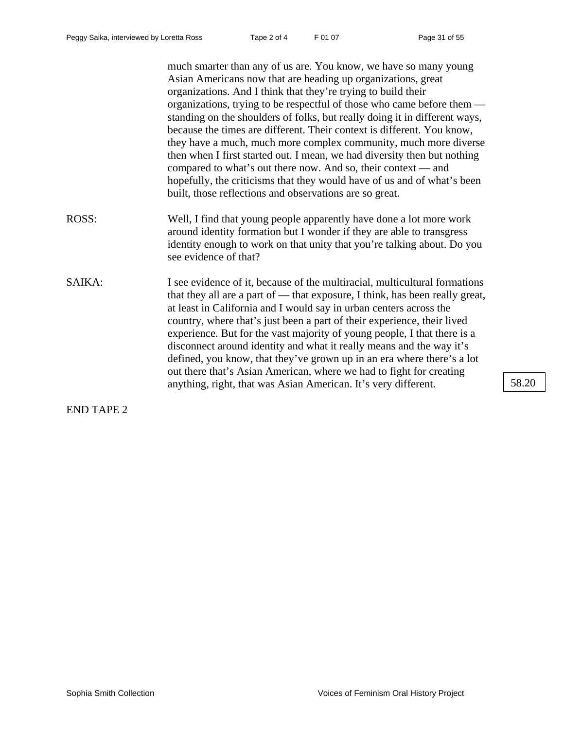much smarter than any of us are. You know, we have so many young Asian Americans now that are heading up organizations, great organizations. And I think that they're trying to build their organizations, trying to be respectful of those who came before them — standing on the shoulders of folks, but really doing it in different ways, because the times are different. Their context is different. You know, they have a much, much more complex community, much more diverse then when I first started out. I mean, we had diversity then but nothing compared to what's out there now. And so, their context — and hopefully, the criticisms that they would have of us and of what's been built, those reflections and observations are so great.

ROSS: Well, I find that young people apparently have done a lot more work around identity formation but I wonder if they are able to transgress identity enough to work on that unity that you're talking about. Do you see evidence of that?

SAIKA: I see evidence of it, because of the multiracial, multicultural formations that they all are a part of — that exposure, I think, has been really great, at least in California and I would say in urban centers across the country, where that's just been a part of their experience, their lived experience. But for the vast majority of young people, I that there is a disconnect around identity and what it really means and the way it's defined, you know, that they've grown up in an era where there's a lot out there that's Asian American, where we had to fight for creating anything, right, that was Asian American. It's very different.

58.20

END TAPE 2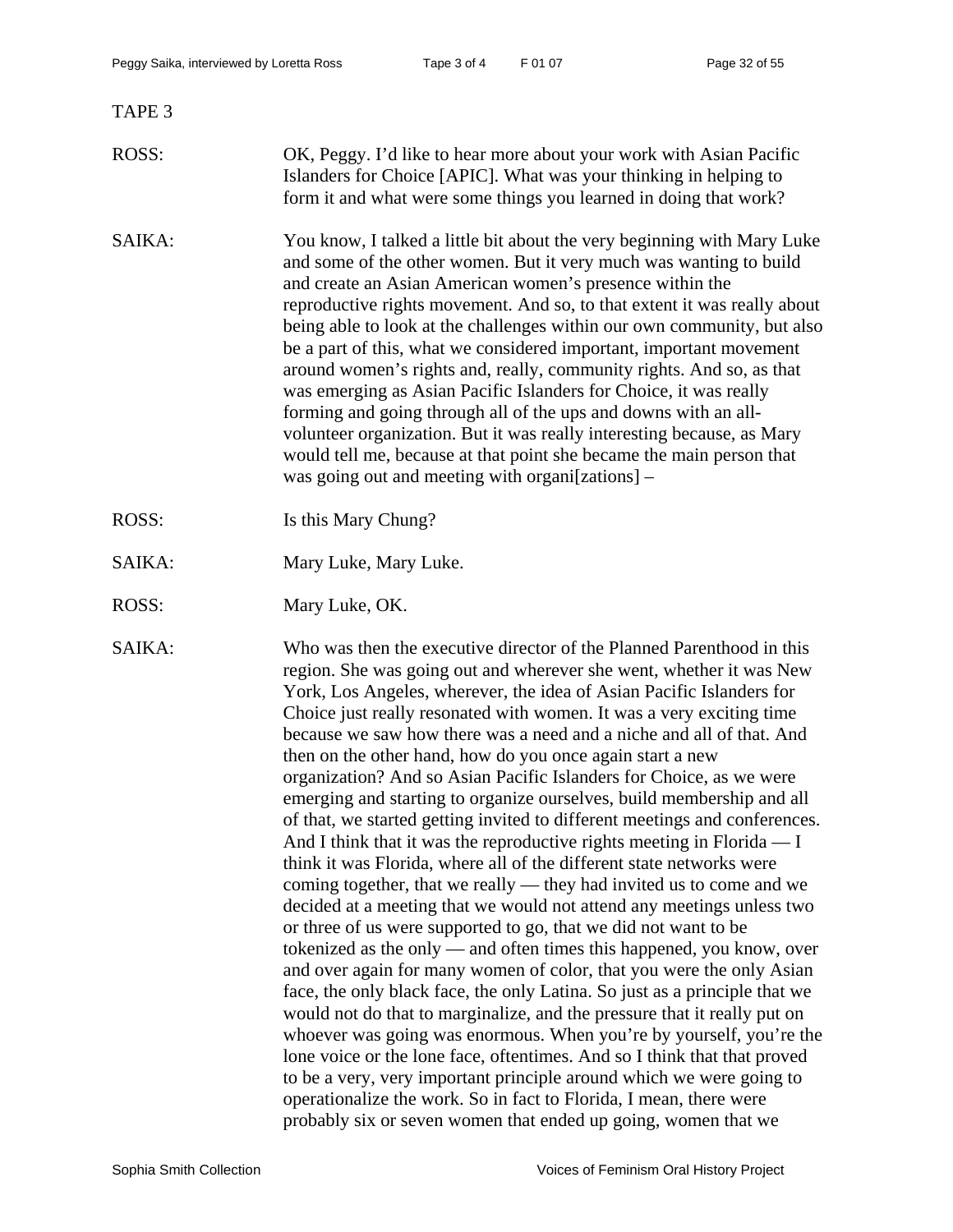TAPE 3

ROSS: OK, Peggy. I'd like to hear more about your work with Asian Pacific Islanders for Choice [APIC]. What was your thinking in helping to form it and what were some things you learned in doing that work?

SAIKA: You know, I talked a little bit about the very beginning with Mary Luke and some of the other women. But it very much was wanting to build and create an Asian American women's presence within the reproductive rights movement. And so, to that extent it was really about being able to look at the challenges within our own community, but also be a part of this, what we considered important, important movement around women's rights and, really, community rights. And so, as that was emerging as Asian Pacific Islanders for Choice, it was really forming and going through all of the ups and downs with an all-volunteer organization. But it was really interesting because, as Mary would tell me, because at that point she became the main person that was going out and meeting with organi[zations] –

ROSS: Is this Mary Chung?

SAIKA: Mary Luke, Mary Luke.

ROSS: Mary Luke, OK.

SAIKA: Who was then the executive director of the Planned Parenthood in this region. She was going out and wherever she went, whether it was New York, Los Angeles, wherever, the idea of Asian Pacific Islanders for Choice just really resonated with women. It was a very exciting time because we saw how there was a need and a niche and all of that. And then on the other hand, how do you once again start a new organization? And so Asian Pacific Islanders for Choice, as we were emerging and starting to organize ourselves, build membership and all of that, we started getting invited to different meetings and conferences. And I think that it was the reproductive rights meeting in Florida — I think it was Florida, where all of the different state networks were coming together, that we really — they had invited us to come and we decided at a meeting that we would not attend any meetings unless two or three of us were supported to go, that we did not want to be tokenized as the only — and often times this happened, you know, over and over again for many women of color, that you were the only Asian face, the only black face, the only Latina. So just as a principle that we would not do that to marginalize, and the pressure that it really put on whoever was going was enormous. When you're by yourself, you're the lone voice or the lone face, oftentimes. And so I think that that proved to be a very, very important principle around which we were going to operationalize the work. So in fact to Florida, I mean, there were probably six or seven women that ended up going, women that we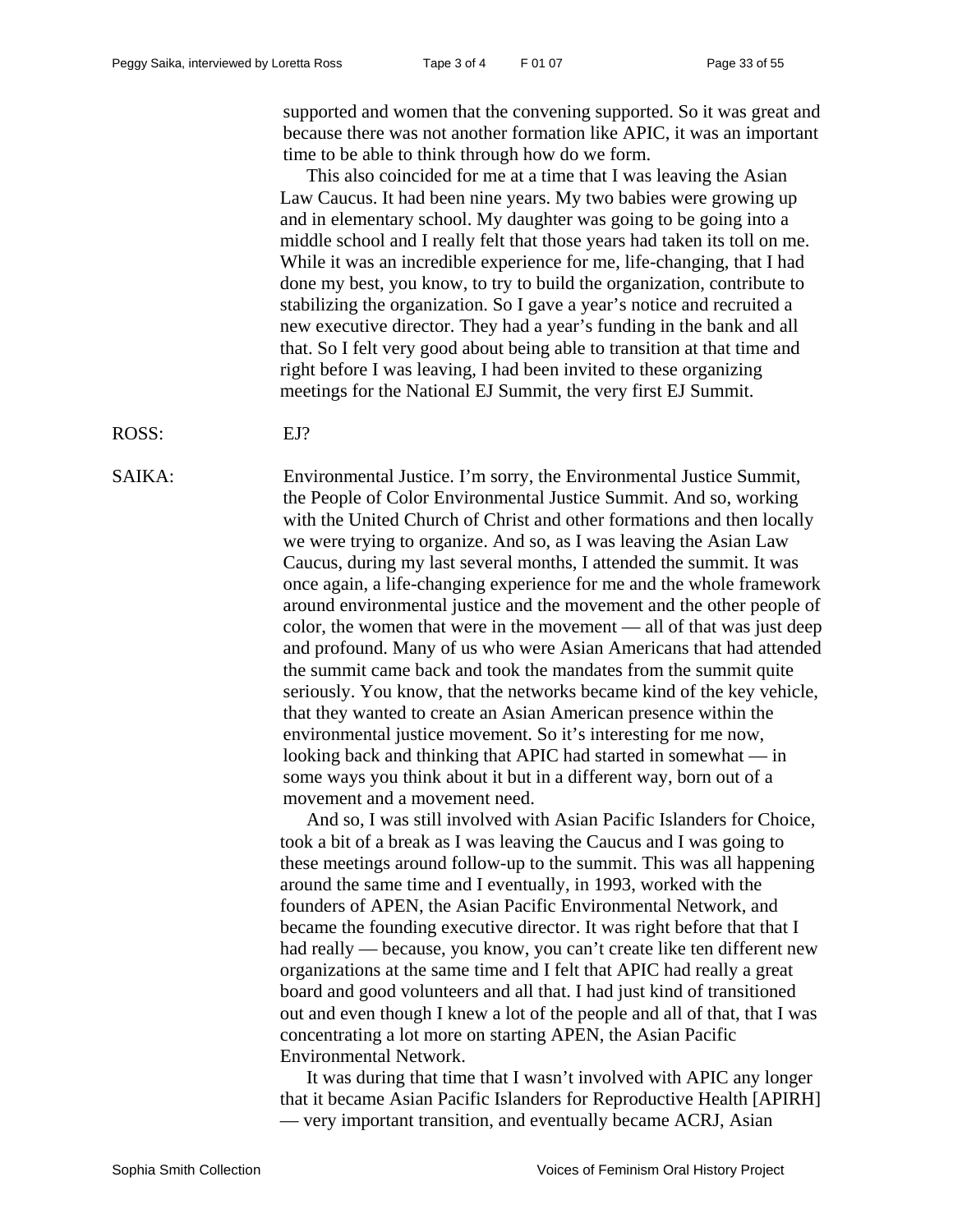supported and women that the convening supported. So it was great and because there was not another formation like APIC, it was an important time to be able to think through how do we form.

This also coincided for me at a time that I was leaving the Asian Law Caucus. It had been nine years. My two babies were growing up and in elementary school. My daughter was going to be going into a middle school and I really felt that those years had taken its toll on me. While it was an incredible experience for me, life-changing, that I had done my best, you know, to try to build the organization, contribute to stabilizing the organization. So I gave a year's notice and recruited a new executive director. They had a year's funding in the bank and all that. So I felt very good about being able to transition at that time and right before I was leaving, I had been invited to these organizing meetings for the National EJ Summit, the very first EJ Summit.

ROSS: EJ?

SAIKA: Environmental Justice. I'm sorry, the Environmental Justice Summit, the People of Color Environmental Justice Summit. And so, working with the United Church of Christ and other formations and then locally we were trying to organize. And so, as I was leaving the Asian Law Caucus, during my last several months, I attended the summit. It was once again, a life-changing experience for me and the whole framework around environmental justice and the movement and the other people of color, the women that were in the movement — all of that was just deep and profound. Many of us who were Asian Americans that had attended the summit came back and took the mandates from the summit quite seriously. You know, that the networks became kind of the key vehicle, that they wanted to create an Asian American presence within the environmental justice movement. So it's interesting for me now, looking back and thinking that APIC had started in somewhat — in some ways you think about it but in a different way, born out of a movement and a movement need.

And so, I was still involved with Asian Pacific Islanders for Choice, took a bit of a break as I was leaving the Caucus and I was going to these meetings around follow-up to the summit. This was all happening around the same time and I eventually, in 1993, worked with the founders of APEN, the Asian Pacific Environmental Network, and became the founding executive director. It was right before that that I had really — because, you know, you can't create like ten different new organizations at the same time and I felt that APIC had really a great board and good volunteers and all that. I had just kind of transitioned out and even though I knew a lot of the people and all of that, that I was concentrating a lot more on starting APEN, the Asian Pacific Environmental Network.

It was during that time that I wasn't involved with APIC any longer that it became Asian Pacific Islanders for Reproductive Health [APIRH] — very important transition, and eventually became ACRJ, Asian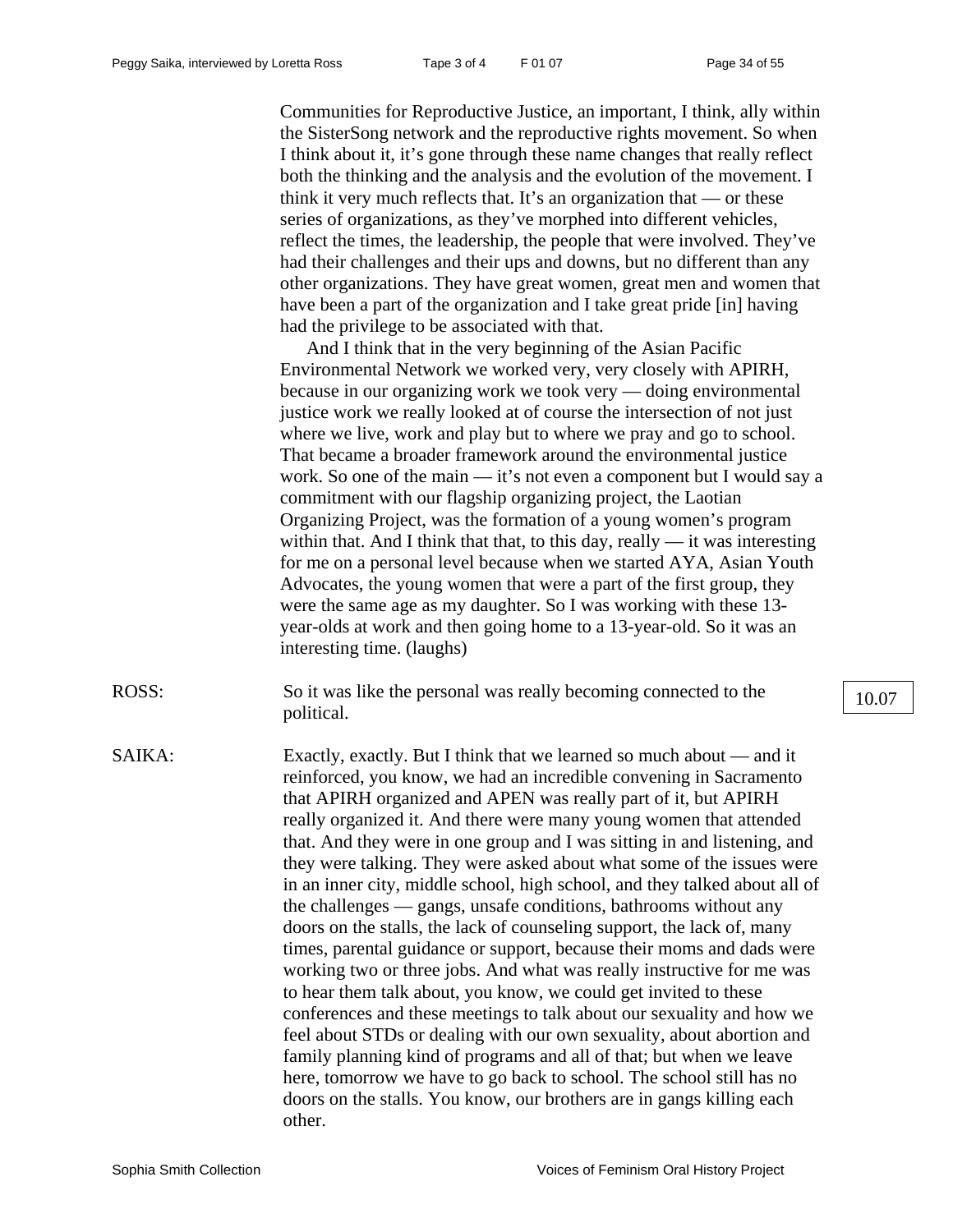Communities for Reproductive Justice, an important, I think, ally within the SisterSong network and the reproductive rights movement. So when I think about it, it's gone through these name changes that really reflect both the thinking and the analysis and the evolution of the movement. I think it very much reflects that. It's an organization that — or these series of organizations, as they've morphed into different vehicles, reflect the times, the leadership, the people that were involved. They've had their challenges and their ups and downs, but no different than any other organizations. They have great women, great men and women that have been a part of the organization and I take great pride [in] having had the privilege to be associated with that.

And I think that in the very beginning of the Asian Pacific Environmental Network we worked very, very closely with APIRH, because in our organizing work we took very — doing environmental justice work we really looked at of course the intersection of not just where we live, work and play but to where we pray and go to school. That became a broader framework around the environmental justice work. So one of the main — it's not even a component but I would say a commitment with our flagship organizing project, the Laotian Organizing Project, was the formation of a young women's program within that. And I think that that, to this day, really — it was interesting for me on a personal level because when we started AYA, Asian Youth Advocates, the young women that were a part of the first group, they were the same age as my daughter. So I was working with these 13-year-olds at work and then going home to a 13-year-old. So it was an interesting time. (laughs)

ROSS: So it was like the personal was really becoming connected to the political.

10.07

SAIKA: Exactly, exactly. But I think that we learned so much about — and it reinforced, you know, we had an incredible convening in Sacramento that APIRH organized and APEN was really part of it, but APIRH really organized it. And there were many young women that attended that. And they were in one group and I was sitting in and listening, and they were talking. They were asked about what some of the issues were in an inner city, middle school, high school, and they talked about all of the challenges — gangs, unsafe conditions, bathrooms without any doors on the stalls, the lack of counseling support, the lack of, many times, parental guidance or support, because their moms and dads were working two or three jobs. And what was really instructive for me was to hear them talk about, you know, we could get invited to these conferences and these meetings to talk about our sexuality and how we feel about STDs or dealing with our own sexuality, about abortion and family planning kind of programs and all of that; but when we leave here, tomorrow we have to go back to school. The school still has no doors on the stalls. You know, our brothers are in gangs killing each other.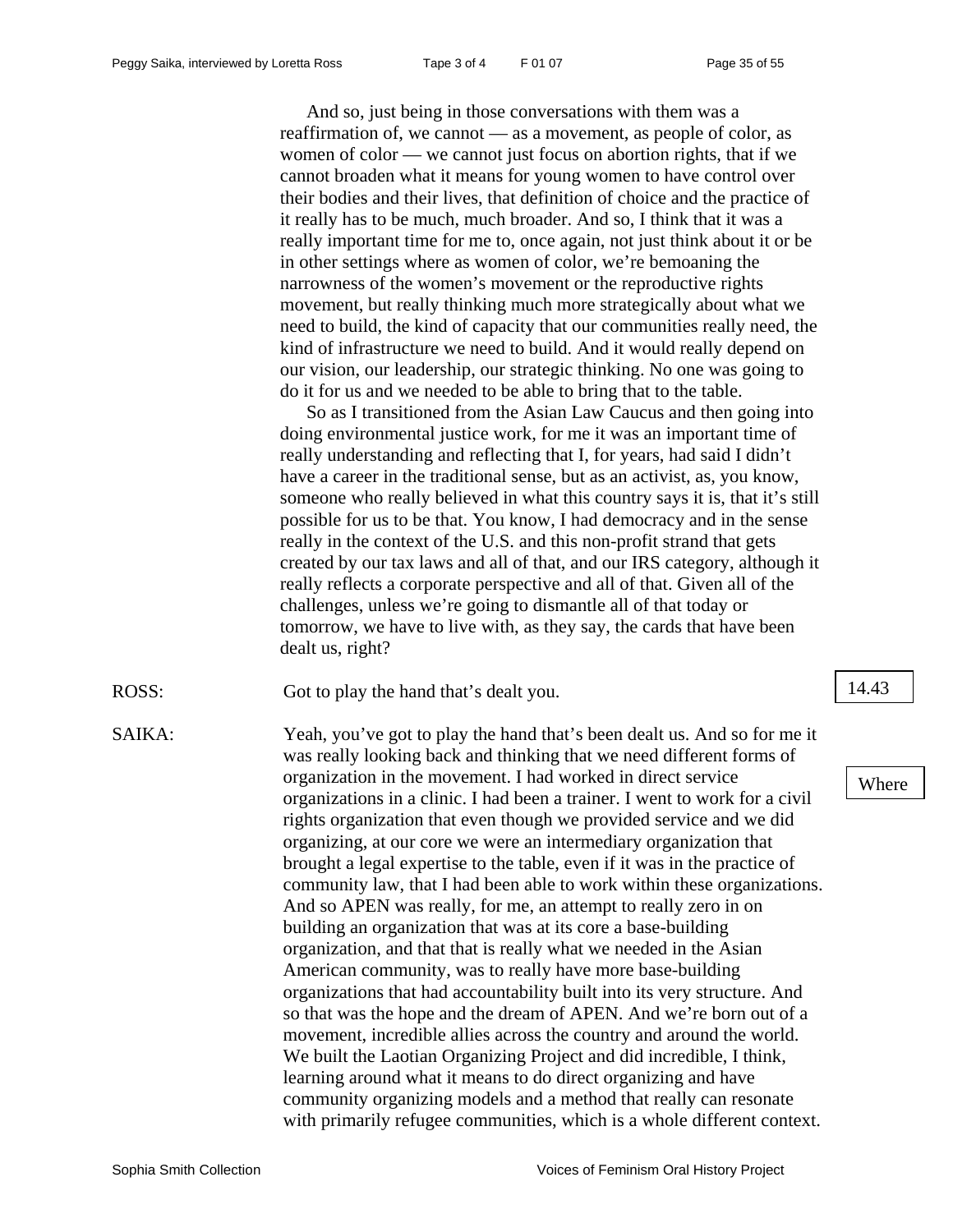And so, just being in those conversations with them was a reaffirmation of, we cannot — as a movement, as people of color, as women of color — we cannot just focus on abortion rights, that if we cannot broaden what it means for young women to have control over their bodies and their lives, that definition of choice and the practice of it really has to be much, much broader. And so, I think that it was a really important time for me to, once again, not just think about it or be in other settings where as women of color, we're bemoaning the narrowness of the women's movement or the reproductive rights movement, but really thinking much more strategically about what we need to build, the kind of capacity that our communities really need, the kind of infrastructure we need to build. And it would really depend on our vision, our leadership, our strategic thinking. No one was going to do it for us and we needed to be able to bring that to the table.

So as I transitioned from the Asian Law Caucus and then going into doing environmental justice work, for me it was an important time of really understanding and reflecting that I, for years, had said I didn't have a career in the traditional sense, but as an activist, as, you know, someone who really believed in what this country says it is, that it's still possible for us to be that. You know, I had democracy and in the sense really in the context of the U.S. and this non-profit strand that gets created by our tax laws and all of that, and our IRS category, although it really reflects a corporate perspective and all of that. Given all of the challenges, unless we're going to dismantle all of that today or tomorrow, we have to live with, as they say, the cards that have been dealt us, right?

ROSS: Got to play the hand that's dealt you.

14.43

SAIKA: Yeah, you've got to play the hand that's been dealt us. And so for me it was really looking back and thinking that we need different forms of organization in the movement. I had worked in direct service organizations in a clinic. I had been a trainer. I went to work for a civil rights organization that even though we provided service and we did organizing, at our core we were an intermediary organization that brought a legal expertise to the table, even if it was in the practice of community law, that I had been able to work within these organizations. And so APEN was really, for me, an attempt to really zero in on building an organization that was at its core a base-building organization, and that that is really what we needed in the Asian American community, was to really have more base-building organizations that had accountability built into its very structure. And so that was the hope and the dream of APEN. And we're born out of a movement, incredible allies across the country and around the world. We built the Laotian Organizing Project and did incredible, I think, learning around what it means to do direct organizing and have community organizing models and a method that really can resonate with primarily refugee communities, which is a whole different context.

Where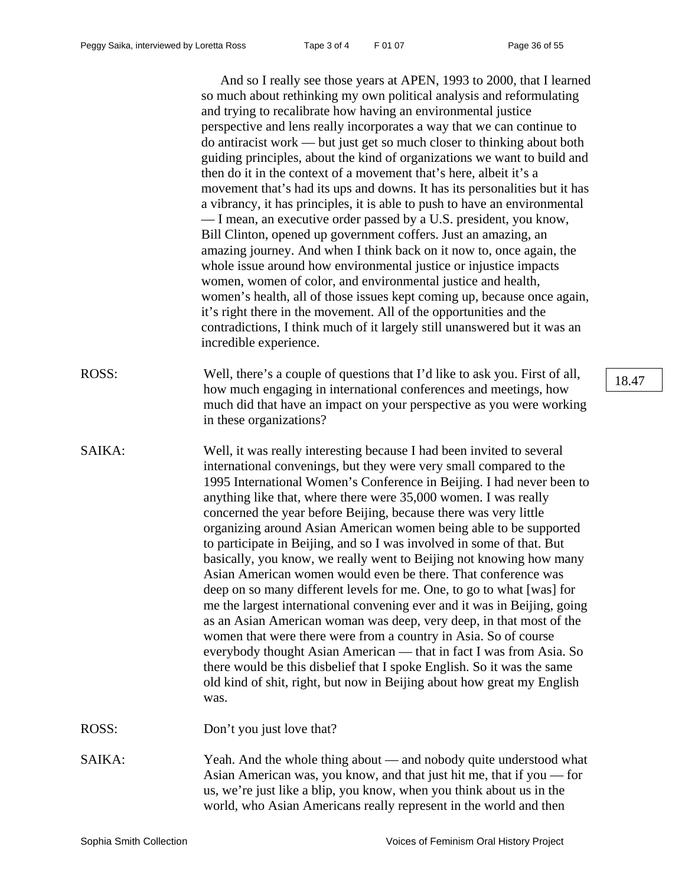And so I really see those years at APEN, 1993 to 2000, that I learned so much about rethinking my own political analysis and reformulating and trying to recalibrate how having an environmental justice perspective and lens really incorporates a way that we can continue to do antiracist work — but just get so much closer to thinking about both guiding principles, about the kind of organizations we want to build and then do it in the context of a movement that's here, albeit it's a movement that's had its ups and downs. It has its personalities but it has a vibrancy, it has principles, it is able to push to have an environmental — I mean, an executive order passed by a U.S. president, you know, Bill Clinton, opened up government coffers. Just an amazing, an amazing journey. And when I think back on it now to, once again, the whole issue around how environmental justice or injustice impacts women, women of color, and environmental justice and health, women's health, all of those issues kept coming up, because once again, it's right there in the movement. All of the opportunities and the contradictions, I think much of it largely still unanswered but it was an incredible experience.

ROSS: Well, there's a couple of questions that I'd like to ask you. First of all, how much engaging in international conferences and meetings, how much did that have an impact on your perspective as you were working in these organizations?

18.47

SAIKA: Well, it was really interesting because I had been invited to several international convenings, but they were very small compared to the 1995 International Women's Conference in Beijing. I had never been to anything like that, where there were 35,000 women. I was really concerned the year before Beijing, because there was very little organizing around Asian American women being able to be supported to participate in Beijing, and so I was involved in some of that. But basically, you know, we really went to Beijing not knowing how many Asian American women would even be there. That conference was deep on so many different levels for me. One, to go to what [was] for me the largest international convening ever and it was in Beijing, going as an Asian American woman was deep, very deep, in that most of the women that were there were from a country in Asia. So of course everybody thought Asian American — that in fact I was from Asia. So there would be this disbelief that I spoke English. So it was the same old kind of shit, right, but now in Beijing about how great my English was.

ROSS: Don't you just love that?

SAIKA: Yeah. And the whole thing about — and nobody quite understood what Asian American was, you know, and that just hit me, that if you — for us, we're just like a blip, you know, when you think about us in the world, who Asian Americans really represent in the world and then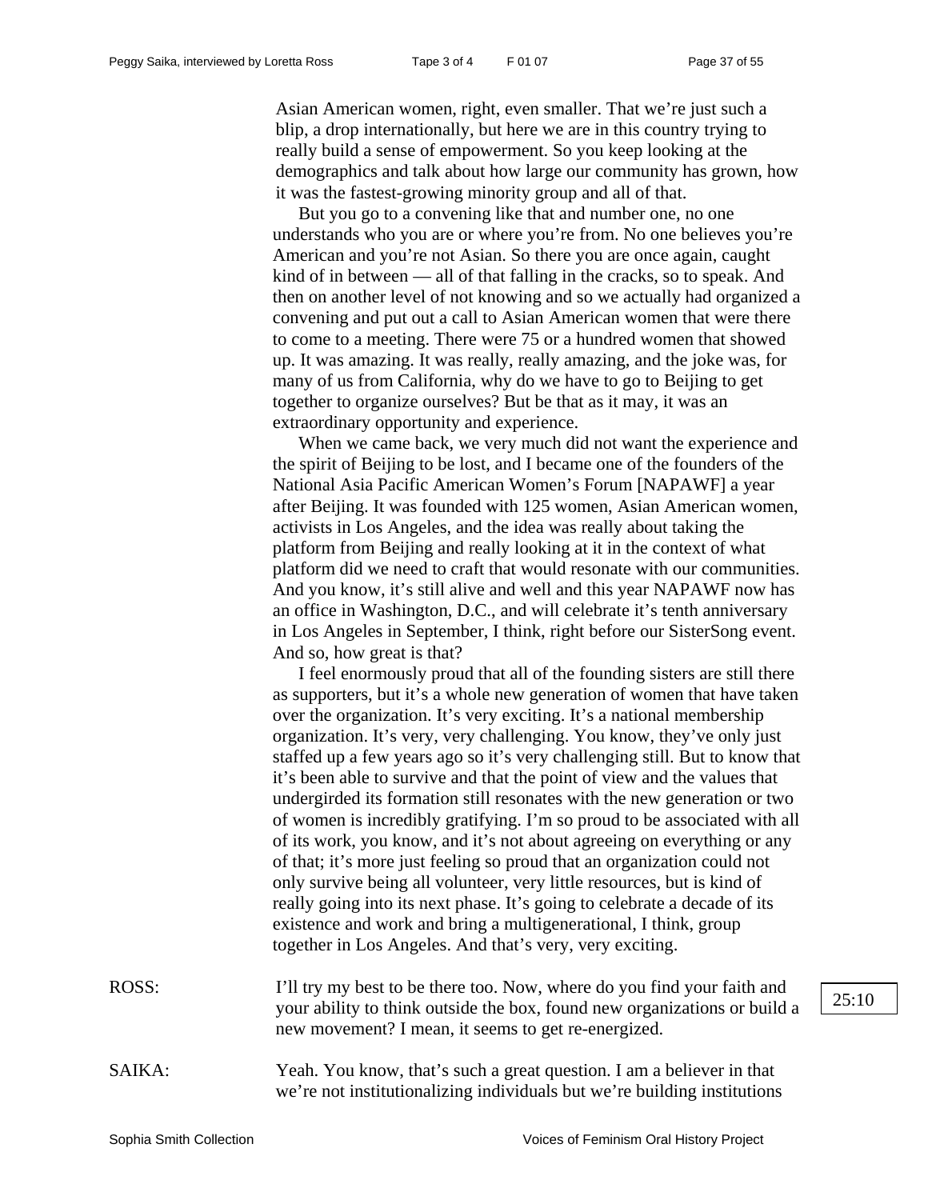Asian American women, right, even smaller. That we're just such a blip, a drop internationally, but here we are in this country trying to really build a sense of empowerment. So you keep looking at the demographics and talk about how large our community has grown, how it was the fastest-growing minority group and all of that.

But you go to a convening like that and number one, no one understands who you are or where you're from. No one believes you're American and you're not Asian. So there you are once again, caught kind of in between — all of that falling in the cracks, so to speak. And then on another level of not knowing and so we actually had organized a convening and put out a call to Asian American women that were there to come to a meeting. There were 75 or a hundred women that showed up. It was amazing. It was really, really amazing, and the joke was, for many of us from California, why do we have to go to Beijing to get together to organize ourselves? But be that as it may, it was an extraordinary opportunity and experience.

When we came back, we very much did not want the experience and the spirit of Beijing to be lost, and I became one of the founders of the National Asia Pacific American Women's Forum [NAPAWF] a year after Beijing. It was founded with 125 women, Asian American women, activists in Los Angeles, and the idea was really about taking the platform from Beijing and really looking at it in the context of what platform did we need to craft that would resonate with our communities. And you know, it's still alive and well and this year NAPAWF now has an office in Washington, D.C., and will celebrate it's tenth anniversary in Los Angeles in September, I think, right before our SisterSong event. And so, how great is that?

I feel enormously proud that all of the founding sisters are still there as supporters, but it's a whole new generation of women that have taken over the organization. It's very exciting. It's a national membership organization. It's very, very challenging. You know, they've only just staffed up a few years ago so it's very challenging still. But to know that it's been able to survive and that the point of view and the values that undergirded its formation still resonates with the new generation or two of women is incredibly gratifying. I'm so proud to be associated with all of its work, you know, and it's not about agreeing on everything or any of that; it's more just feeling so proud that an organization could not only survive being all volunteer, very little resources, but is kind of really going into its next phase. It's going to celebrate a decade of its existence and work and bring a multigenerational, I think, group together in Los Angeles. And that's very, very exciting.

ROSS: I'll try my best to be there too. Now, where do you find your faith and your ability to think outside the box, found new organizations or build a new movement? I mean, it seems to get re-energized.

25:10

SAIKA: Yeah. You know, that's such a great question. I am a believer in that we're not institutionalizing individuals but we're building institutions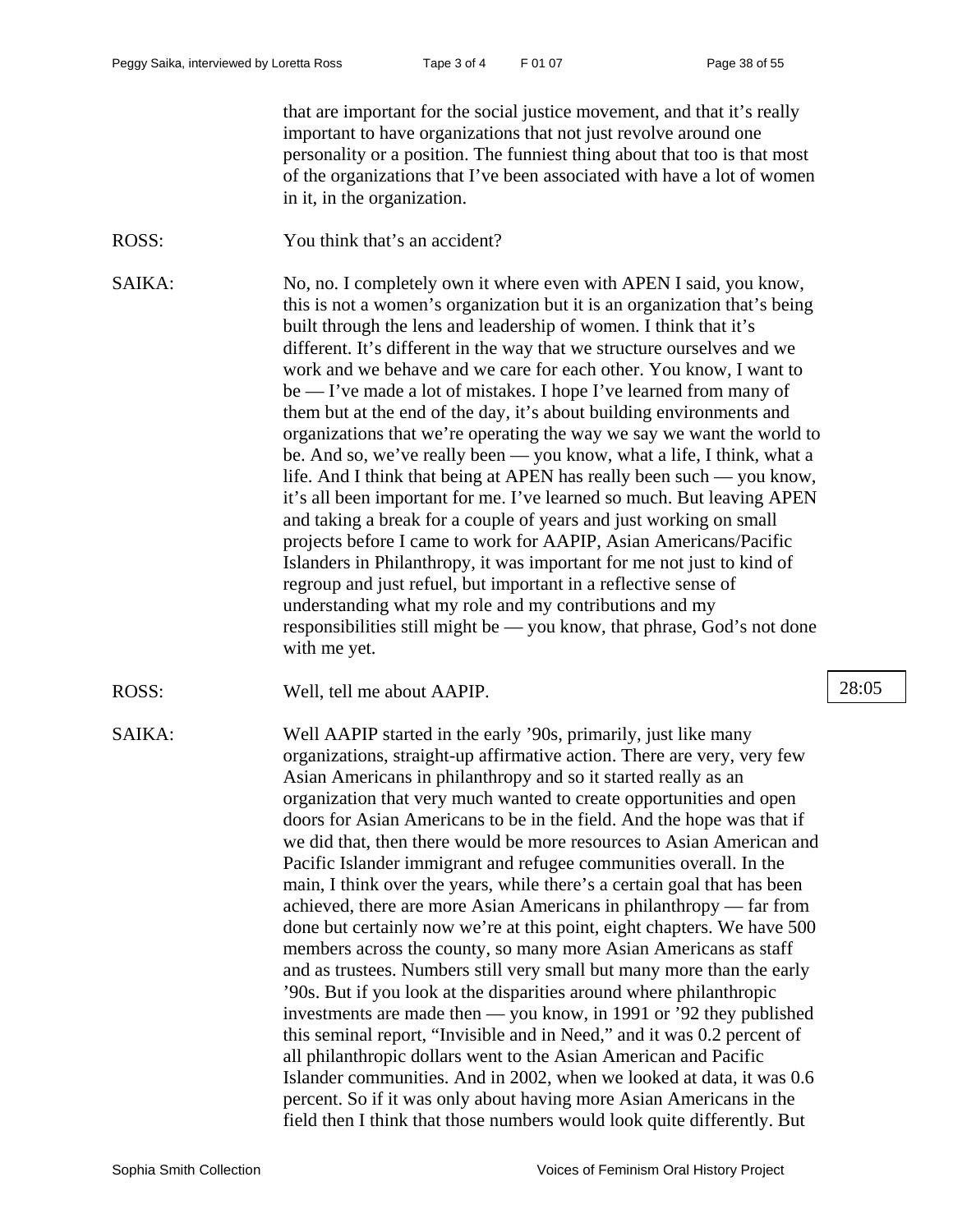that are important for the social justice movement, and that it's really important to have organizations that not just revolve around one personality or a position. The funniest thing about that too is that most of the organizations that I've been associated with have a lot of women in it, in the organization.

ROSS: You think that's an accident?

SAIKA: No, no. I completely own it where even with APEN I said, you know, this is not a women's organization but it is an organization that's being built through the lens and leadership of women. I think that it's different. It's different in the way that we structure ourselves and we work and we behave and we care for each other. You know, I want to be — I've made a lot of mistakes. I hope I've learned from many of them but at the end of the day, it's about building environments and organizations that we're operating the way we say we want the world to be. And so, we've really been — you know, what a life, I think, what a life. And I think that being at APEN has really been such — you know, it's all been important for me. I've learned so much. But leaving APEN and taking a break for a couple of years and just working on small projects before I came to work for AAPIP, Asian Americans/Pacific Islanders in Philanthropy, it was important for me not just to kind of regroup and just refuel, but important in a reflective sense of understanding what my role and my contributions and my responsibilities still might be — you know, that phrase, God's not done with me yet.

ROSS: Well, tell me about AAPIP.

28:05

SAIKA: Well AAPIP started in the early '90s, primarily, just like many organizations, straight-up affirmative action. There are very, very few Asian Americans in philanthropy and so it started really as an organization that very much wanted to create opportunities and open doors for Asian Americans to be in the field. And the hope was that if we did that, then there would be more resources to Asian American and Pacific Islander immigrant and refugee communities overall. In the main, I think over the years, while there's a certain goal that has been achieved, there are more Asian Americans in philanthropy — far from done but certainly now we're at this point, eight chapters. We have 500 members across the county, so many more Asian Americans as staff and as trustees. Numbers still very small but many more than the early '90s. But if you look at the disparities around where philanthropic investments are made then — you know, in 1991 or '92 they published this seminal report, "Invisible and in Need," and it was 0.2 percent of all philanthropic dollars went to the Asian American and Pacific Islander communities. And in 2002, when we looked at data, it was 0.6 percent. So if it was only about having more Asian Americans in the field then I think that those numbers would look quite differently. But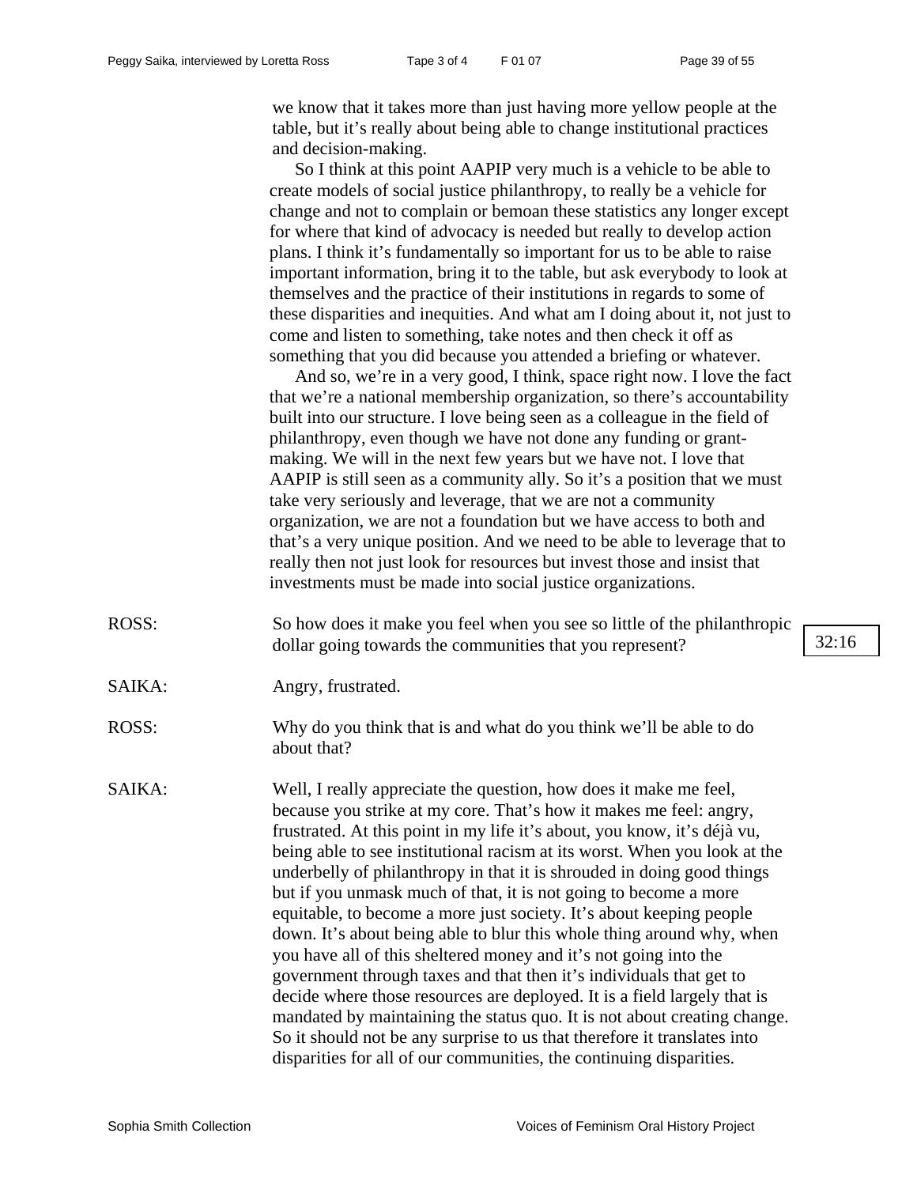we know that it takes more than just having more yellow people at the table, but it's really about being able to change institutional practices and decision-making.

So I think at this point AAPIP very much is a vehicle to be able to create models of social justice philanthropy, to really be a vehicle for change and not to complain or bemoan these statistics any longer except for where that kind of advocacy is needed but really to develop action plans. I think it's fundamentally so important for us to be able to raise important information, bring it to the table, but ask everybody to look at themselves and the practice of their institutions in regards to some of these disparities and inequities. And what am I doing about it, not just to come and listen to something, take notes and then check it off as something that you did because you attended a briefing or whatever.

And so, we're in a very good, I think, space right now. I love the fact that we're a national membership organization, so there's accountability built into our structure. I love being seen as a colleague in the field of philanthropy, even though we have not done any funding or grant-making. We will in the next few years but we have not. I love that AAPIP is still seen as a community ally. So it's a position that we must take very seriously and leverage, that we are not a community organization, we are not a foundation but we have access to both and that's a very unique position. And we need to be able to leverage that to really then not just look for resources but invest those and insist that investments must be made into social justice organizations.

ROSS: So how does it make you feel when you see so little of the philanthropic dollar going towards the communities that you represent?

32:16

SAIKA: Angry, frustrated.

ROSS: Why do you think that is and what do you think we'll be able to do about that?

SAIKA: Well, I really appreciate the question, how does it make me feel, because you strike at my core. That's how it makes me feel: angry, frustrated. At this point in my life it's about, you know, it's déjà vu, being able to see institutional racism at its worst. When you look at the underbelly of philanthropy in that it is shrouded in doing good things but if you unmask much of that, it is not going to become a more equitable, to become a more just society. It's about keeping people down. It's about being able to blur this whole thing around why, when you have all of this sheltered money and it's not going into the government through taxes and that then it's individuals that get to decide where those resources are deployed. It is a field largely that is mandated by maintaining the status quo. It is not about creating change. So it should not be any surprise to us that therefore it translates into disparities for all of our communities, the continuing disparities.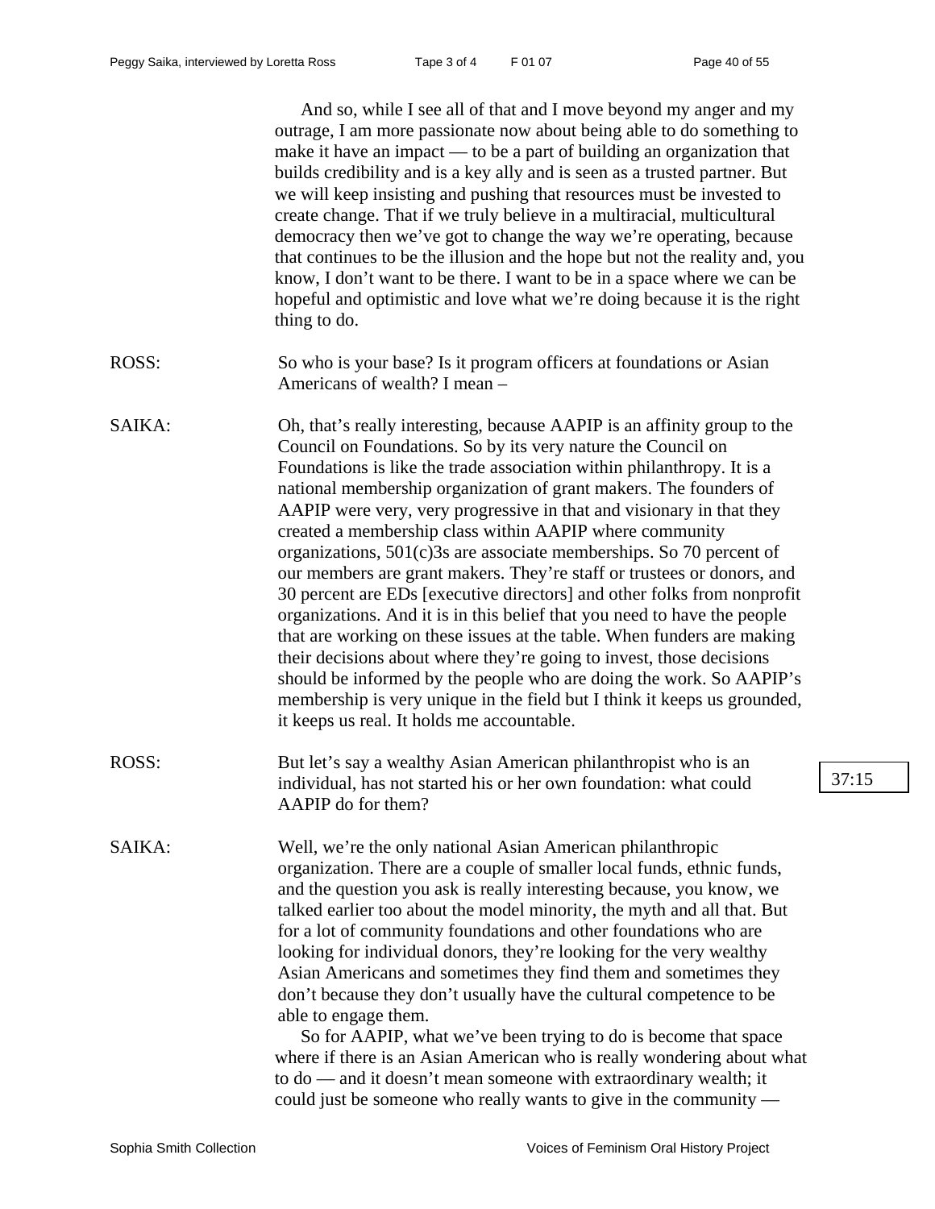And so, while I see all of that and I move beyond my anger and my outrage, I am more passionate now about being able to do something to make it have an impact — to be a part of building an organization that builds credibility and is a key ally and is seen as a trusted partner. But we will keep insisting and pushing that resources must be invested to create change. That if we truly believe in a multiracial, multicultural democracy then we've got to change the way we're operating, because that continues to be the illusion and the hope but not the reality and, you know, I don't want to be there. I want to be in a space where we can be hopeful and optimistic and love what we're doing because it is the right thing to do.

ROSS: So who is your base? Is it program officers at foundations or Asian Americans of wealth? I mean –

SAIKA: Oh, that's really interesting, because AAPIP is an affinity group to the Council on Foundations. So by its very nature the Council on Foundations is like the trade association within philanthropy. It is a national membership organization of grant makers. The founders of AAPIP were very, very progressive in that and visionary in that they created a membership class within AAPIP where community organizations, 501(c)3s are associate memberships. So 70 percent of our members are grant makers. They're staff or trustees or donors, and 30 percent are EDs [executive directors] and other folks from nonprofit organizations. And it is in this belief that you need to have the people that are working on these issues at the table. When funders are making their decisions about where they're going to invest, those decisions should be informed by the people who are doing the work. So AAPIP's membership is very unique in the field but I think it keeps us grounded, it keeps us real. It holds me accountable.

ROSS: But let's say a wealthy Asian American philanthropist who is an individual, has not started his or her own foundation: what could AAPIP do for them?

37:15

SAIKA: Well, we're the only national Asian American philanthropic organization. There are a couple of smaller local funds, ethnic funds, and the question you ask is really interesting because, you know, we talked earlier too about the model minority, the myth and all that. But for a lot of community foundations and other foundations who are looking for individual donors, they're looking for the very wealthy Asian Americans and sometimes they find them and sometimes they don't because they don't usually have the cultural competence to be able to engage them.

So for AAPIP, what we've been trying to do is become that space where if there is an Asian American who is really wondering about what to do — and it doesn't mean someone with extraordinary wealth; it could just be someone who really wants to give in the community —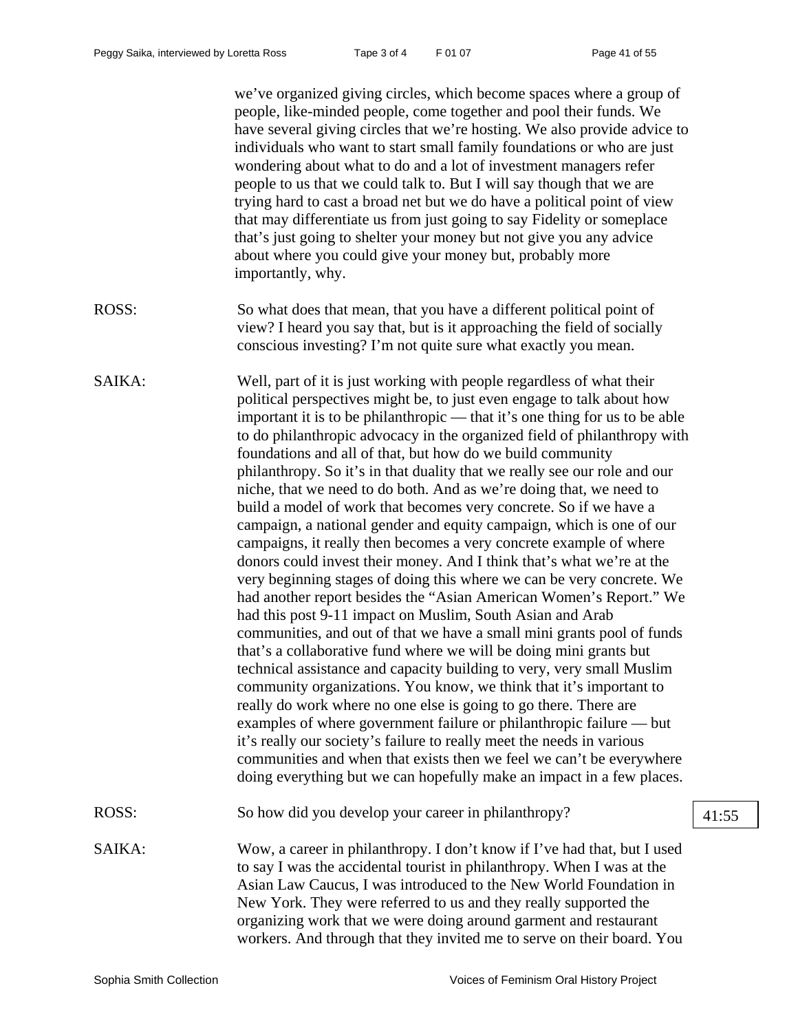we've organized giving circles, which become spaces where a group of people, like-minded people, come together and pool their funds. We have several giving circles that we're hosting. We also provide advice to individuals who want to start small family foundations or who are just wondering about what to do and a lot of investment managers refer people to us that we could talk to. But I will say though that we are trying hard to cast a broad net but we do have a political point of view that may differentiate us from just going to say Fidelity or someplace that's just going to shelter your money but not give you any advice about where you could give your money but, probably more importantly, why.

ROSS: So what does that mean, that you have a different political point of view? I heard you say that, but is it approaching the field of socially conscious investing? I'm not quite sure what exactly you mean.

SAIKA: Well, part of it is just working with people regardless of what their political perspectives might be, to just even engage to talk about how important it is to be philanthropic — that it's one thing for us to be able to do philanthropic advocacy in the organized field of philanthropy with foundations and all of that, but how do we build community philanthropy. So it's in that duality that we really see our role and our niche, that we need to do both. And as we're doing that, we need to build a model of work that becomes very concrete. So if we have a campaign, a national gender and equity campaign, which is one of our campaigns, it really then becomes a very concrete example of where donors could invest their money. And I think that's what we're at the very beginning stages of doing this where we can be very concrete. We had another report besides the "Asian American Women's Report." We had this post 9-11 impact on Muslim, South Asian and Arab communities, and out of that we have a small mini grants pool of funds that's a collaborative fund where we will be doing mini grants but technical assistance and capacity building to very, very small Muslim community organizations. You know, we think that it's important to really do work where no one else is going to go there. There are examples of where government failure or philanthropic failure — but it's really our society's failure to really meet the needs in various communities and when that exists then we feel we can't be everywhere doing everything but we can hopefully make an impact in a few places.

ROSS: So how did you develop your career in philanthropy?

41:55

SAIKA: Wow, a career in philanthropy. I don't know if I've had that, but I used to say I was the accidental tourist in philanthropy. When I was at the Asian Law Caucus, I was introduced to the New World Foundation in New York. They were referred to us and they really supported the organizing work that we were doing around garment and restaurant workers. And through that they invited me to serve on their board. You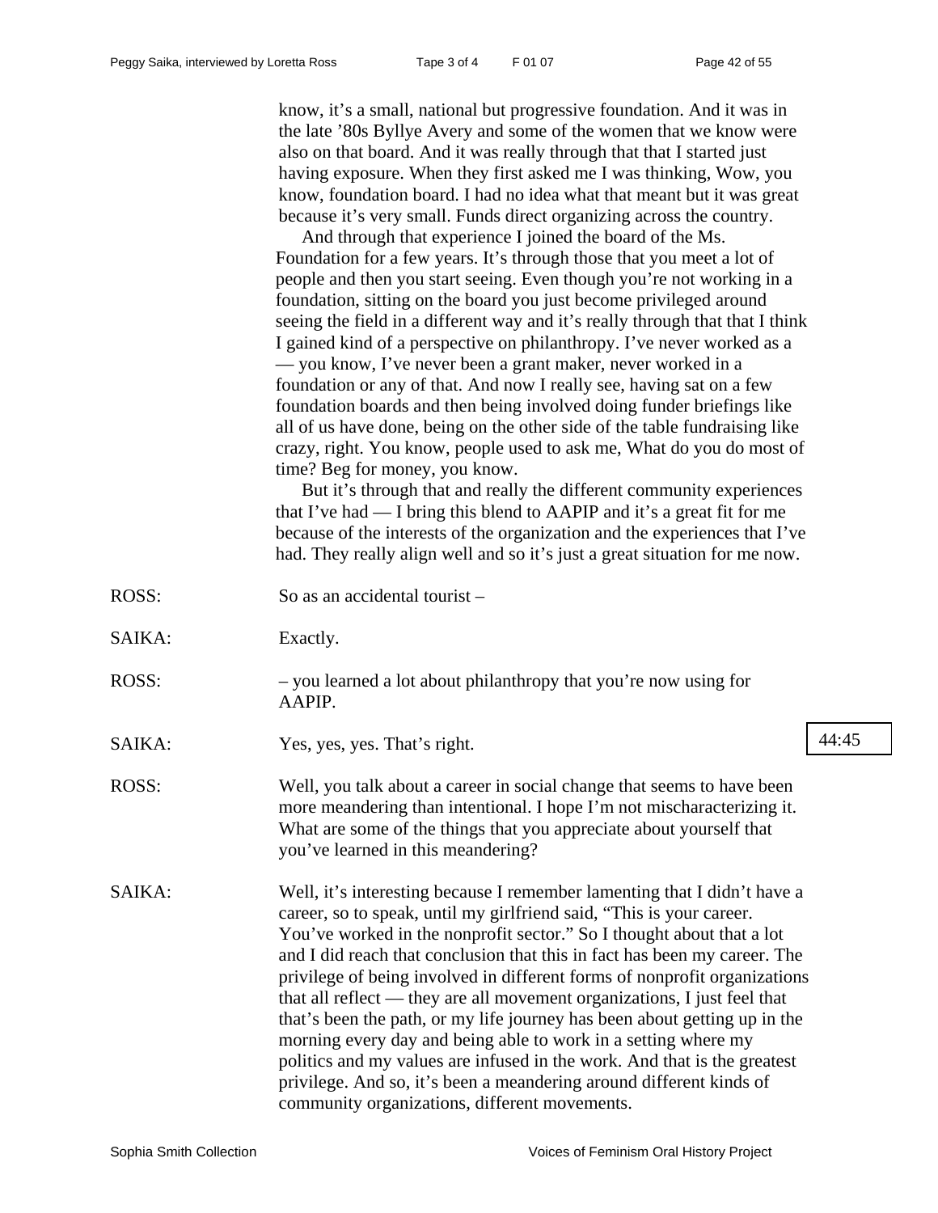know, it's a small, national but progressive foundation. And it was in the late '80s Byllye Avery and some of the women that we know were also on that board. And it was really through that that I started just having exposure. When they first asked me I was thinking, Wow, you know, foundation board. I had no idea what that meant but it was great because it's very small. Funds direct organizing across the country.

And through that experience I joined the board of the Ms. Foundation for a few years. It's through those that you meet a lot of people and then you start seeing. Even though you're not working in a foundation, sitting on the board you just become privileged around seeing the field in a different way and it's really through that that I think I gained kind of a perspective on philanthropy. I've never worked as a — you know, I've never been a grant maker, never worked in a foundation or any of that. And now I really see, having sat on a few foundation boards and then being involved doing funder briefings like all of us have done, being on the other side of the table fundraising like crazy, right. You know, people used to ask me, What do you do most of time? Beg for money, you know.

But it's through that and really the different community experiences that I've had — I bring this blend to AAPIP and it's a great fit for me because of the interests of the organization and the experiences that I've had. They really align well and so it's just a great situation for me now.

ROSS: So as an accidental tourist –

SAIKA: Exactly.

ROSS: – you learned a lot about philanthropy that you're now using for AAPIP.

SAIKA: Yes, yes, yes. That's right.

44:45

ROSS: Well, you talk about a career in social change that seems to have been more meandering than intentional. I hope I'm not mischaracterizing it. What are some of the things that you appreciate about yourself that you've learned in this meandering?

SAIKA: Well, it's interesting because I remember lamenting that I didn't have a career, so to speak, until my girlfriend said, "This is your career. You've worked in the nonprofit sector." So I thought about that a lot and I did reach that conclusion that this in fact has been my career. The privilege of being involved in different forms of nonprofit organizations that all reflect — they are all movement organizations, I just feel that that's been the path, or my life journey has been about getting up in the morning every day and being able to work in a setting where my politics and my values are infused in the work. And that is the greatest privilege. And so, it's been a meandering around different kinds of community organizations, different movements.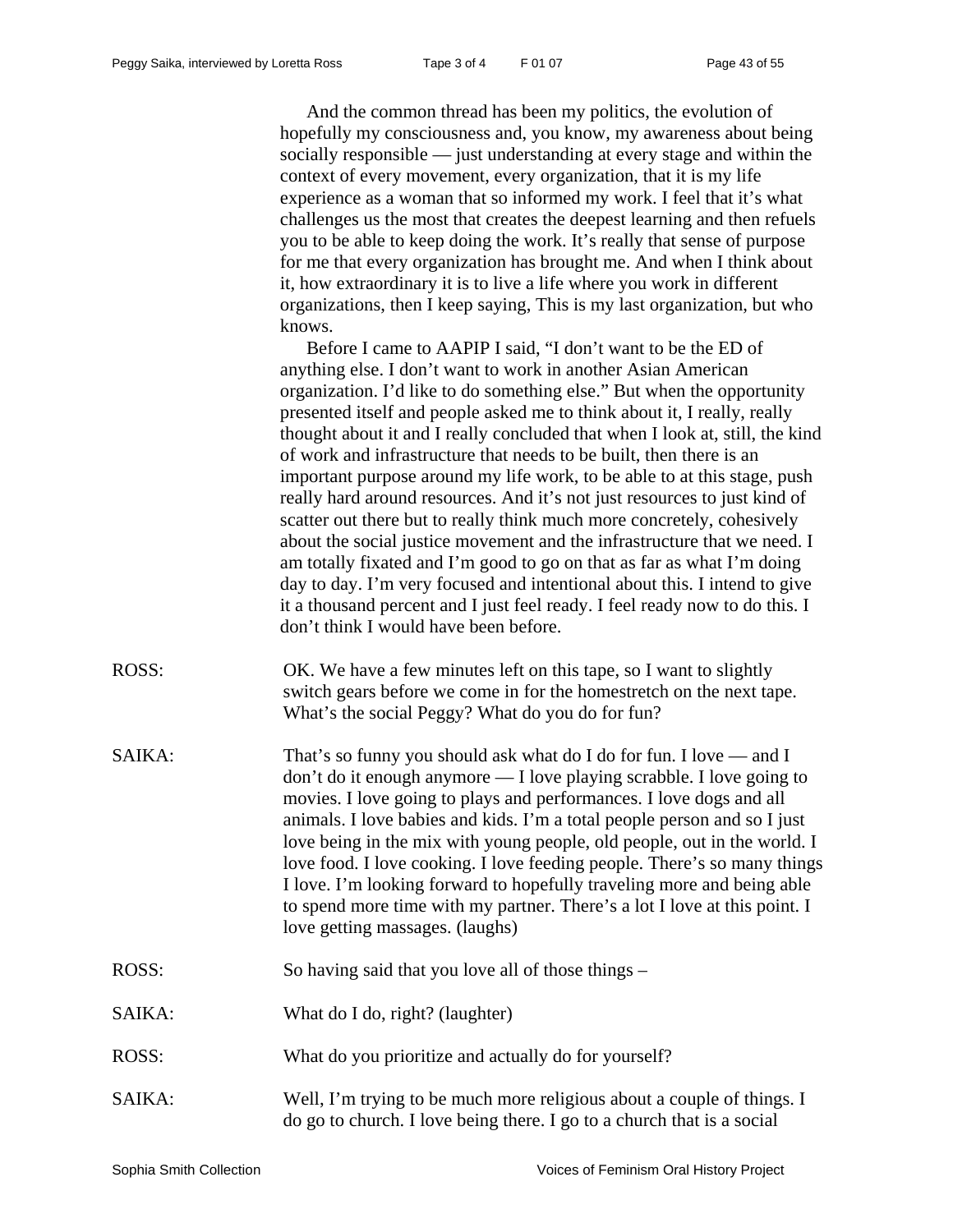And the common thread has been my politics, the evolution of hopefully my consciousness and, you know, my awareness about being socially responsible — just understanding at every stage and within the context of every movement, every organization, that it is my life experience as a woman that so informed my work. I feel that it's what challenges us the most that creates the deepest learning and then refuels you to be able to keep doing the work. It's really that sense of purpose for me that every organization has brought me. And when I think about it, how extraordinary it is to live a life where you work in different organizations, then I keep saying, This is my last organization, but who knows.

Before I came to AAPIP I said, "I don't want to be the ED of anything else. I don't want to work in another Asian American organization. I'd like to do something else." But when the opportunity presented itself and people asked me to think about it, I really, really thought about it and I really concluded that when I look at, still, the kind of work and infrastructure that needs to be built, then there is an important purpose around my life work, to be able to at this stage, push really hard around resources. And it's not just resources to just kind of scatter out there but to really think much more concretely, cohesively about the social justice movement and the infrastructure that we need. I am totally fixated and I'm good to go on that as far as what I'm doing day to day. I'm very focused and intentional about this. I intend to give it a thousand percent and I just feel ready. I feel ready now to do this. I don't think I would have been before.

ROSS: OK. We have a few minutes left on this tape, so I want to slightly switch gears before we come in for the homestretch on the next tape. What's the social Peggy? What do you do for fun?

SAIKA: That's so funny you should ask what do I do for fun. I love — and I don't do it enough anymore — I love playing scrabble. I love going to movies. I love going to plays and performances. I love dogs and all animals. I love babies and kids. I'm a total people person and so I just love being in the mix with young people, old people, out in the world. I love food. I love cooking. I love feeding people. There's so many things I love. I'm looking forward to hopefully traveling more and being able to spend more time with my partner. There's a lot I love at this point. I love getting massages. (laughs)

ROSS: So having said that you love all of those things –

SAIKA: What do I do, right? (laughter)

ROSS: What do you prioritize and actually do for yourself?

SAIKA: Well, I'm trying to be much more religious about a couple of things. I do go to church. I love being there. I go to a church that is a social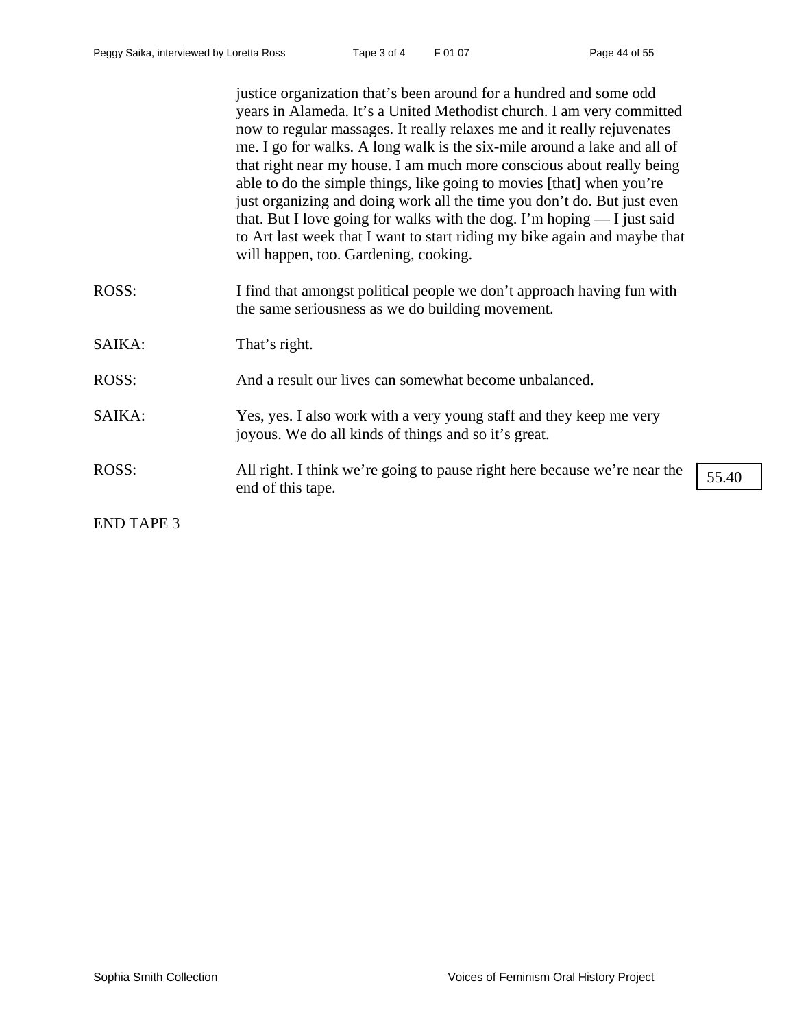justice organization that's been around for a hundred and some odd years in Alameda. It's a United Methodist church. I am very committed now to regular massages. It really relaxes me and it really rejuvenates me. I go for walks. A long walk is the six-mile around a lake and all of that right near my house. I am much more conscious about really being able to do the simple things, like going to movies [that] when you're just organizing and doing work all the time you don't do. But just even that. But I love going for walks with the dog. I'm hoping — I just said to Art last week that I want to start riding my bike again and maybe that will happen, too. Gardening, cooking.

ROSS: I find that amongst political people we don't approach having fun with the same seriousness as we do building movement.

SAIKA: That's right.

ROSS: And a result our lives can somewhat become unbalanced.

SAIKA: Yes, yes. I also work with a very young staff and they keep me very joyous. We do all kinds of things and so it's great.

ROSS: All right. I think we're going to pause right here because we're near the end of this tape. 55.40

END TAPE 3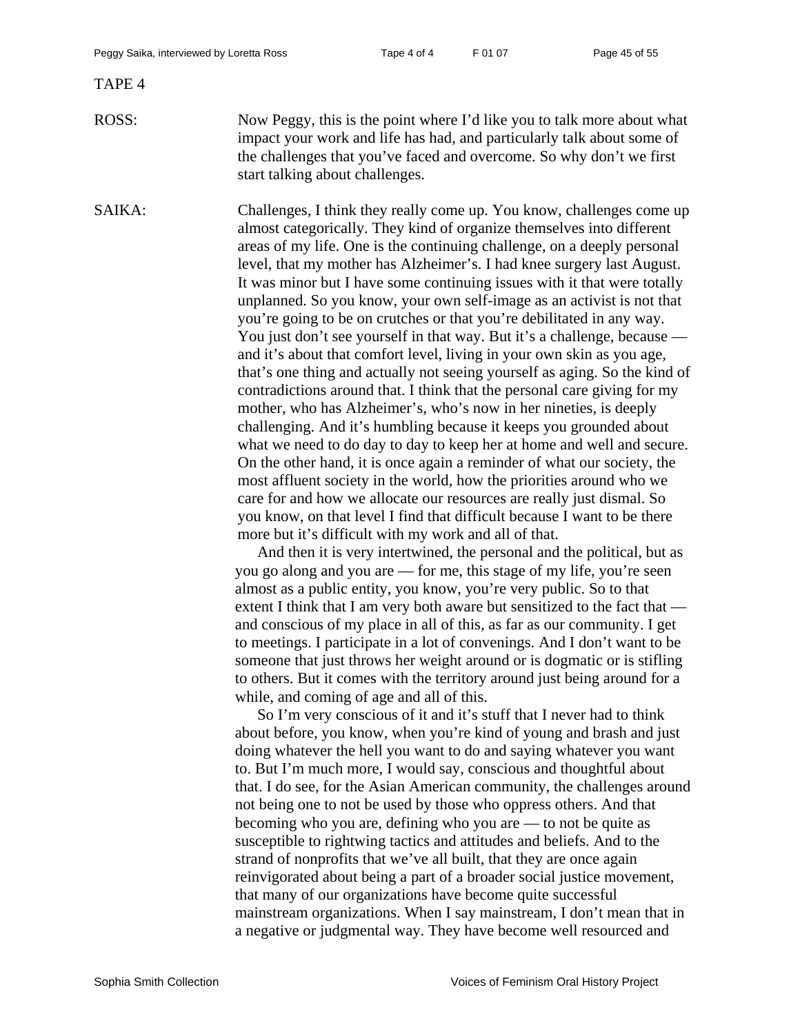TAPE 4

ROSS: Now Peggy, this is the point where I'd like you to talk more about what impact your work and life has had, and particularly talk about some of the challenges that you've faced and overcome. So why don't we first start talking about challenges.

SAIKA: Challenges, I think they really come up. You know, challenges come up almost categorically. They kind of organize themselves into different areas of my life. One is the continuing challenge, on a deeply personal level, that my mother has Alzheimer's. I had knee surgery last August. It was minor but I have some continuing issues with it that were totally unplanned. So you know, your own self-image as an activist is not that you're going to be on crutches or that you're debilitated in any way. You just don't see yourself in that way. But it's a challenge, because — and it's about that comfort level, living in your own skin as you age, that's one thing and actually not seeing yourself as aging. So the kind of contradictions around that. I think that the personal care giving for my mother, who has Alzheimer's, who's now in her nineties, is deeply challenging. And it's humbling because it keeps you grounded about what we need to do day to day to keep her at home and well and secure. On the other hand, it is once again a reminder of what our society, the most affluent society in the world, how the priorities around who we care for and how we allocate our resources are really just dismal. So you know, on that level I find that difficult because I want to be there more but it's difficult with my work and all of that.

And then it is very intertwined, the personal and the political, but as you go along and you are — for me, this stage of my life, you're seen almost as a public entity, you know, you're very public. So to that extent I think that I am very both aware but sensitized to the fact that — and conscious of my place in all of this, as far as our community. I get to meetings. I participate in a lot of convenings. And I don't want to be someone that just throws her weight around or is dogmatic or is stifling to others. But it comes with the territory around just being around for a while, and coming of age and all of this.

So I'm very conscious of it and it's stuff that I never had to think about before, you know, when you're kind of young and brash and just doing whatever the hell you want to do and saying whatever you want to. But I'm much more, I would say, conscious and thoughtful about that. I do see, for the Asian American community, the challenges around not being one to not be used by those who oppress others. And that becoming who you are, defining who you are — to not be quite as susceptible to rightwing tactics and attitudes and beliefs. And to the strand of nonprofits that we've all built, that they are once again reinvigorated about being a part of a broader social justice movement, that many of our organizations have become quite successful mainstream organizations. When I say mainstream, I don't mean that in a negative or judgmental way. They have become well resourced and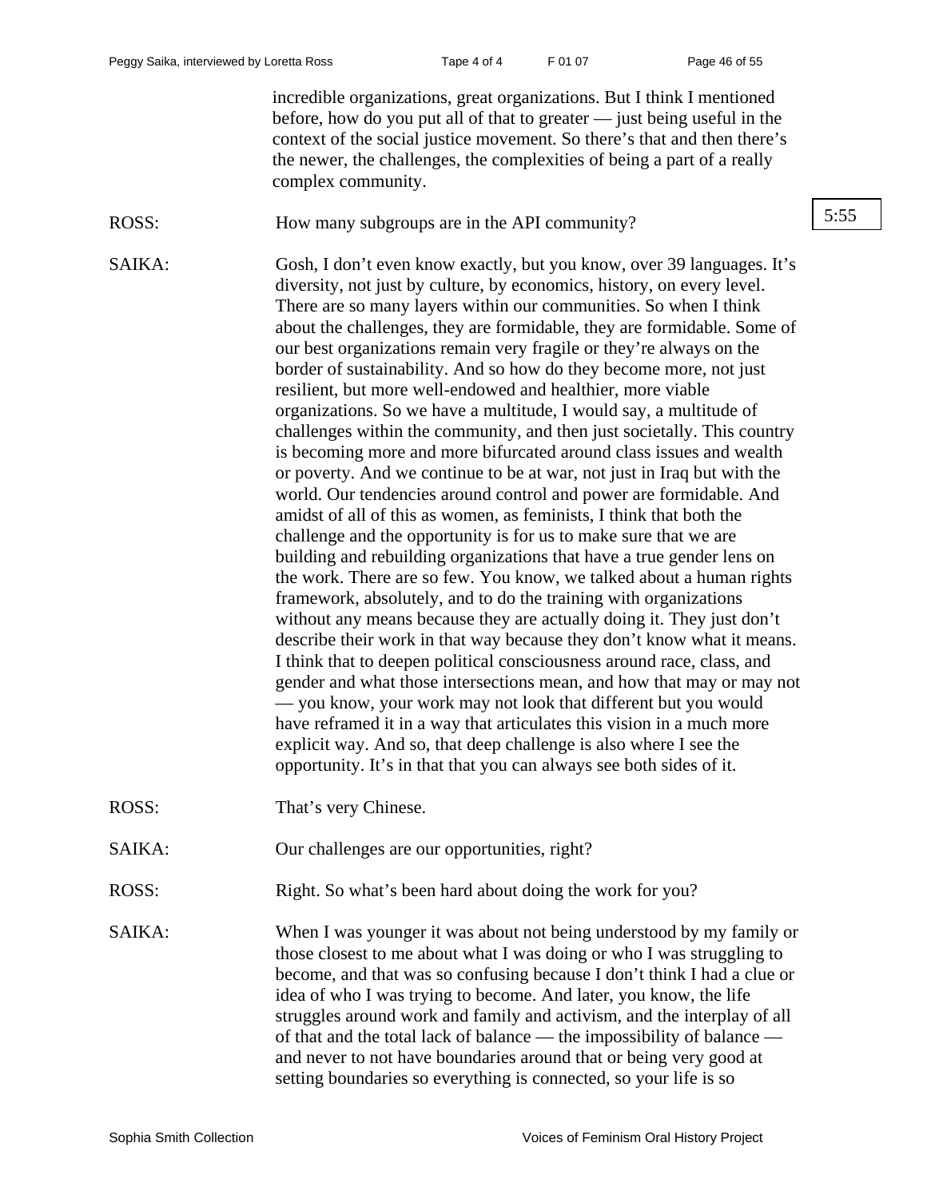incredible organizations, great organizations. But I think I mentioned before, how do you put all of that to greater — just being useful in the context of the social justice movement. So there's that and then there's the newer, the challenges, the complexities of being a part of a really complex community.

5:55

ROSS: How many subgroups are in the API community?

SAIKA: Gosh, I don't even know exactly, but you know, over 39 languages. It's diversity, not just by culture, by economics, history, on every level. There are so many layers within our communities. So when I think about the challenges, they are formidable, they are formidable. Some of our best organizations remain very fragile or they're always on the border of sustainability. And so how do they become more, not just resilient, but more well-endowed and healthier, more viable organizations. So we have a multitude, I would say, a multitude of challenges within the community, and then just societally. This country is becoming more and more bifurcated around class issues and wealth or poverty. And we continue to be at war, not just in Iraq but with the world. Our tendencies around control and power are formidable. And amidst of all of this as women, as feminists, I think that both the challenge and the opportunity is for us to make sure that we are building and rebuilding organizations that have a true gender lens on the work. There are so few. You know, we talked about a human rights framework, absolutely, and to do the training with organizations without any means because they are actually doing it. They just don't describe their work in that way because they don't know what it means. I think that to deepen political consciousness around race, class, and gender and what those intersections mean, and how that may or may not — you know, your work may not look that different but you would have reframed it in a way that articulates this vision in a much more explicit way. And so, that deep challenge is also where I see the opportunity. It's in that that you can always see both sides of it.

ROSS: That's very Chinese.

SAIKA: Our challenges are our opportunities, right?

ROSS: Right. So what's been hard about doing the work for you?

SAIKA: When I was younger it was about not being understood by my family or those closest to me about what I was doing or who I was struggling to become, and that was so confusing because I don't think I had a clue or idea of who I was trying to become. And later, you know, the life struggles around work and family and activism, and the interplay of all of that and the total lack of balance — the impossibility of balance — and never to not have boundaries around that or being very good at setting boundaries so everything is connected, so your life is so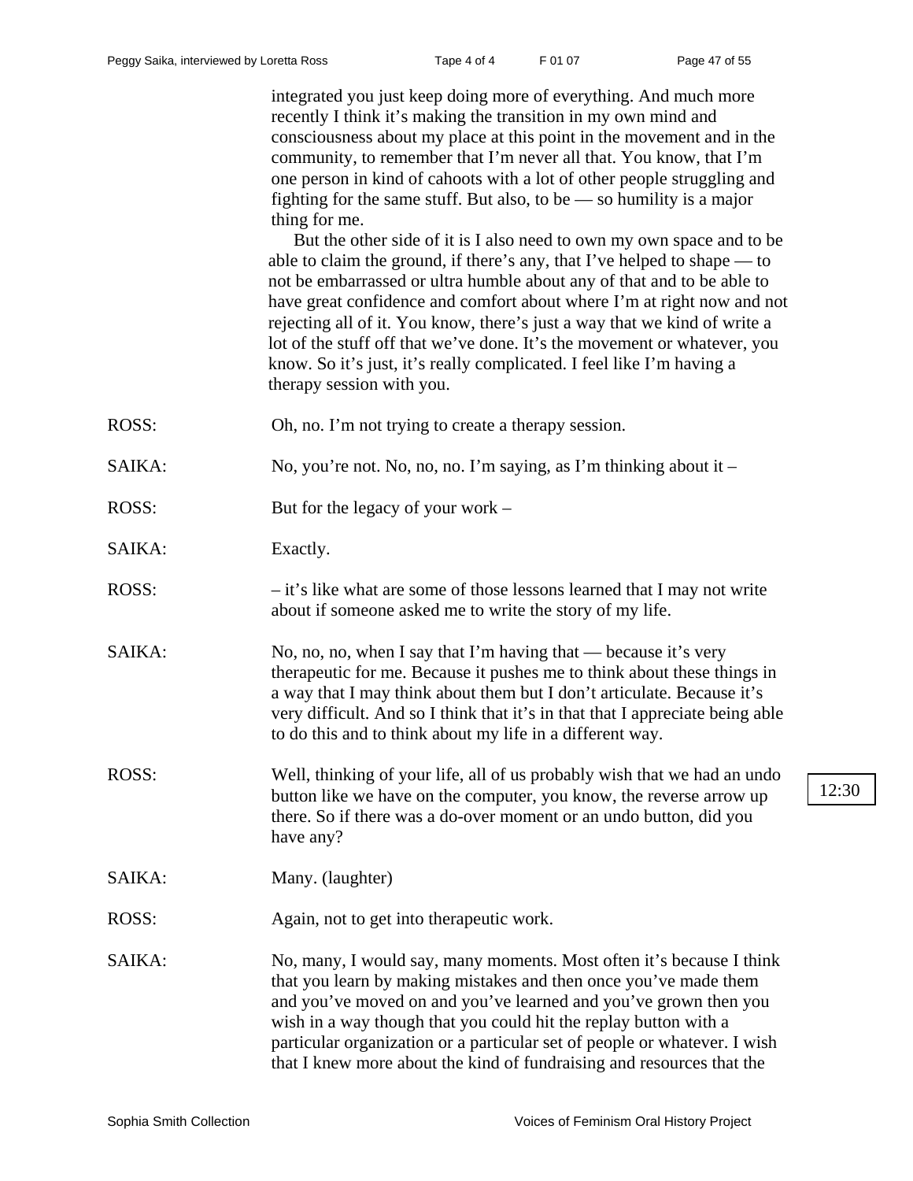integrated you just keep doing more of everything. And much more recently I think it's making the transition in my own mind and consciousness about my place at this point in the movement and in the community, to remember that I'm never all that. You know, that I'm one person in kind of cahoots with a lot of other people struggling and fighting for the same stuff. But also, to be — so humility is a major thing for me.

But the other side of it is I also need to own my own space and to be able to claim the ground, if there's any, that I've helped to shape — to not be embarrassed or ultra humble about any of that and to be able to have great confidence and comfort about where I'm at right now and not rejecting all of it. You know, there's just a way that we kind of write a lot of the stuff off that we've done. It's the movement or whatever, you know. So it's just, it's really complicated. I feel like I'm having a therapy session with you.

ROSS: Oh, no. I'm not trying to create a therapy session.

SAIKA: No, you're not. No, no, no. I'm saying, as I'm thinking about it –

ROSS: But for the legacy of your work –

SAIKA: Exactly.

ROSS: – it's like what are some of those lessons learned that I may not write about if someone asked me to write the story of my life.

SAIKA: No, no, no, when I say that I'm having that — because it's very therapeutic for me. Because it pushes me to think about these things in a way that I may think about them but I don't articulate. Because it's very difficult. And so I think that it's in that that I appreciate being able to do this and to think about my life in a different way.

ROSS: Well, thinking of your life, all of us probably wish that we had an undo button like we have on the computer, you know, the reverse arrow up there. So if there was a do-over moment or an undo button, did you have any?

12:30

SAIKA: Many. (laughter)

ROSS: Again, not to get into therapeutic work.

SAIKA: No, many, I would say, many moments. Most often it's because I think that you learn by making mistakes and then once you've made them and you've moved on and you've learned and you've grown then you wish in a way though that you could hit the replay button with a particular organization or a particular set of people or whatever. I wish that I knew more about the kind of fundraising and resources that the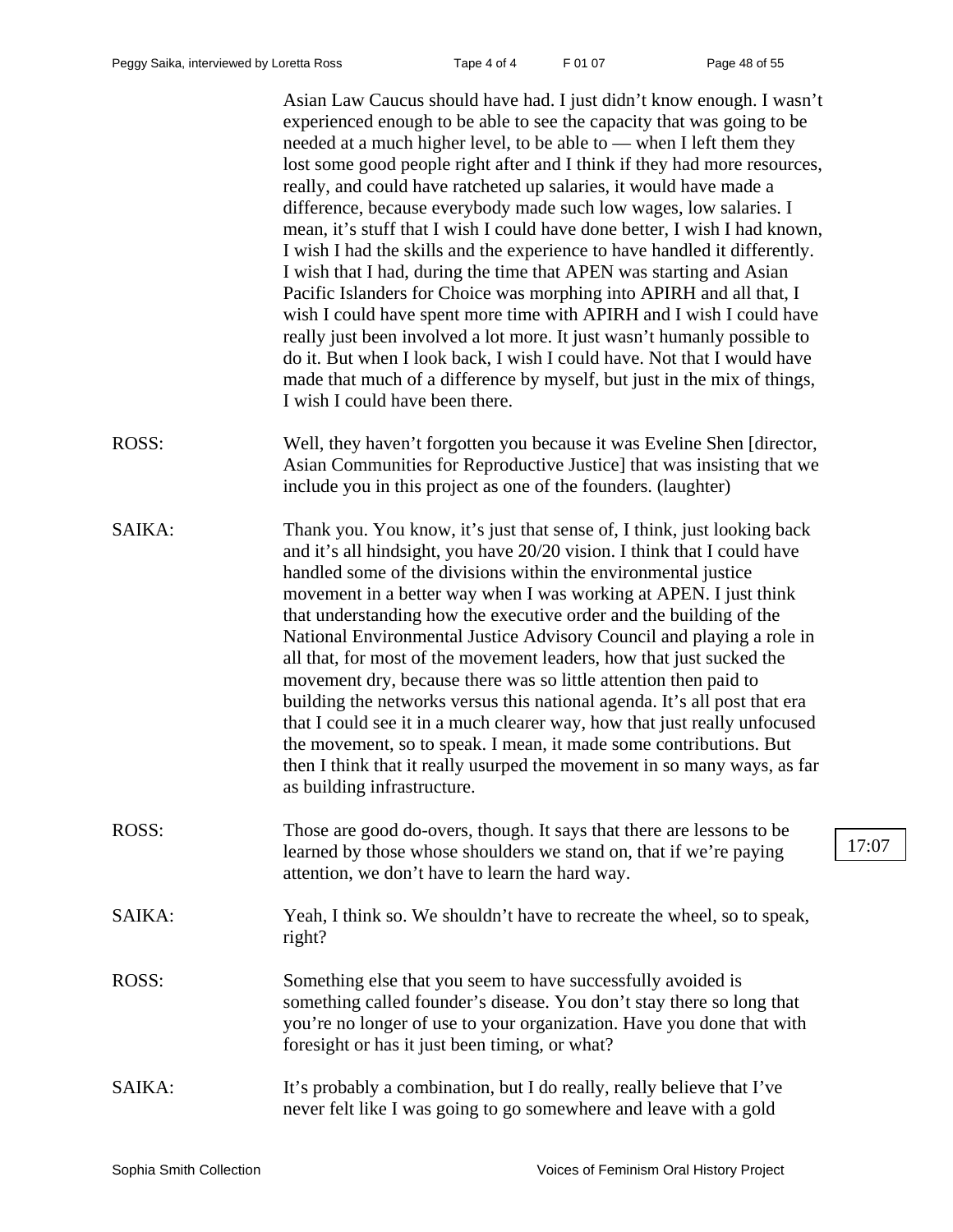Asian Law Caucus should have had. I just didn't know enough. I wasn't experienced enough to be able to see the capacity that was going to be needed at a much higher level, to be able to — when I left them they lost some good people right after and I think if they had more resources, really, and could have ratcheted up salaries, it would have made a difference, because everybody made such low wages, low salaries. I mean, it's stuff that I wish I could have done better, I wish I had known, I wish I had the skills and the experience to have handled it differently. I wish that I had, during the time that APEN was starting and Asian Pacific Islanders for Choice was morphing into APIRH and all that, I wish I could have spent more time with APIRH and I wish I could have really just been involved a lot more. It just wasn't humanly possible to do it. But when I look back, I wish I could have. Not that I would have made that much of a difference by myself, but just in the mix of things, I wish I could have been there.

ROSS: Well, they haven't forgotten you because it was Eveline Shen [director, Asian Communities for Reproductive Justice] that was insisting that we include you in this project as one of the founders. (laughter)

SAIKA: Thank you. You know, it's just that sense of, I think, just looking back and it's all hindsight, you have 20/20 vision. I think that I could have handled some of the divisions within the environmental justice movement in a better way when I was working at APEN. I just think that understanding how the executive order and the building of the National Environmental Justice Advisory Council and playing a role in all that, for most of the movement leaders, how that just sucked the movement dry, because there was so little attention then paid to building the networks versus this national agenda. It's all post that era that I could see it in a much clearer way, how that just really unfocused the movement, so to speak. I mean, it made some contributions. But then I think that it really usurped the movement in so many ways, as far as building infrastructure.

ROSS: Those are good do-overs, though. It says that there are lessons to be learned by those whose shoulders we stand on, that if we're paying attention, we don't have to learn the hard way.

17:07

SAIKA: Yeah, I think so. We shouldn't have to recreate the wheel, so to speak, right?

ROSS: Something else that you seem to have successfully avoided is something called founder's disease. You don't stay there so long that you're no longer of use to your organization. Have you done that with foresight or has it just been timing, or what?

SAIKA: It's probably a combination, but I do really, really believe that I've never felt like I was going to go somewhere and leave with a gold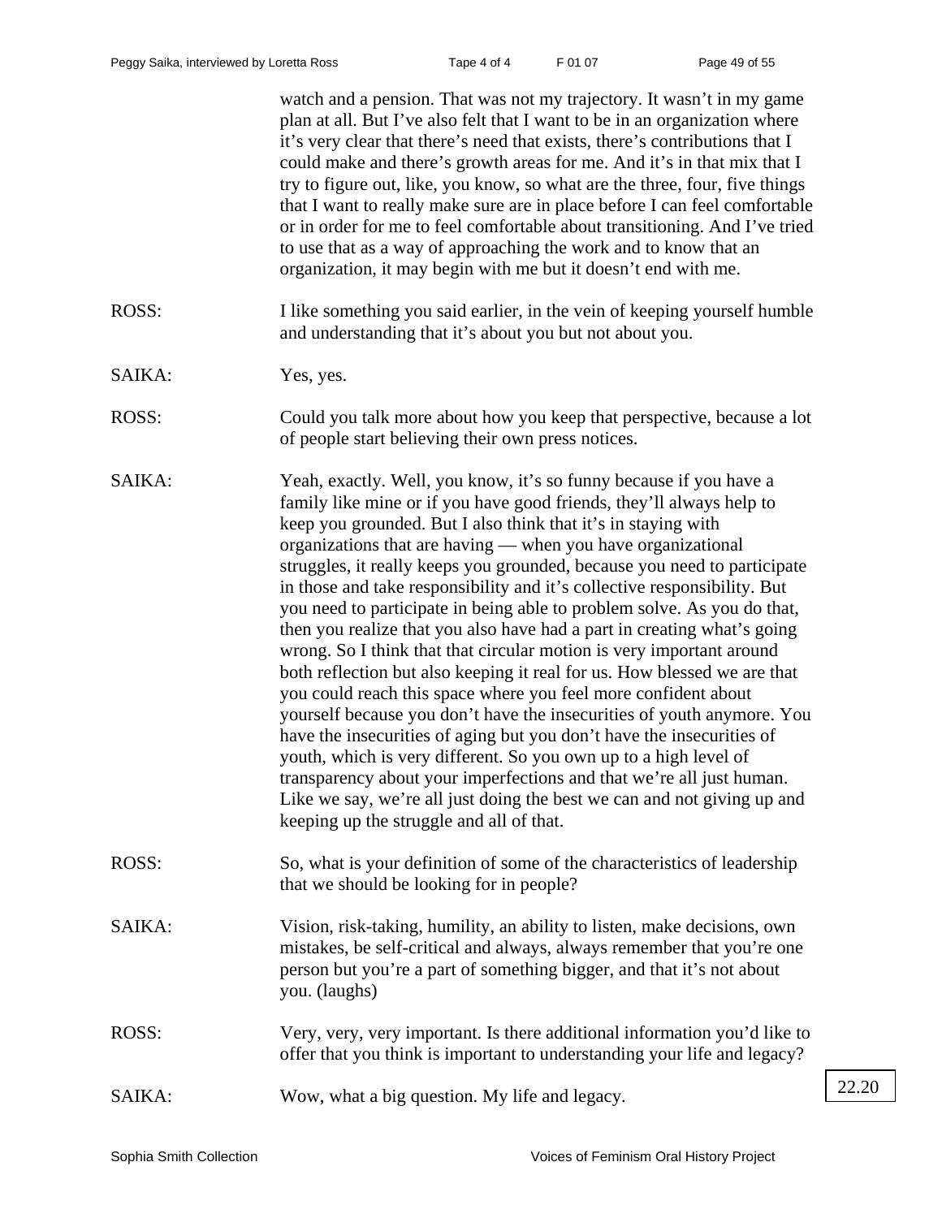watch and a pension. That was not my trajectory. It wasn't in my game plan at all. But I've also felt that I want to be in an organization where it's very clear that there's need that exists, there's contributions that I could make and there's growth areas for me. And it's in that mix that I try to figure out, like, you know, so what are the three, four, five things that I want to really make sure are in place before I can feel comfortable or in order for me to feel comfortable about transitioning. And I've tried to use that as a way of approaching the work and to know that an organization, it may begin with me but it doesn't end with me.

ROSS: I like something you said earlier, in the vein of keeping yourself humble and understanding that it's about you but not about you.

SAIKA: Yes, yes.

ROSS: Could you talk more about how you keep that perspective, because a lot of people start believing their own press notices.

SAIKA: Yeah, exactly. Well, you know, it's so funny because if you have a family like mine or if you have good friends, they'll always help to keep you grounded. But I also think that it's in staying with organizations that are having — when you have organizational struggles, it really keeps you grounded, because you need to participate in those and take responsibility and it's collective responsibility. But you need to participate in being able to problem solve. As you do that, then you realize that you also have had a part in creating what's going wrong. So I think that that circular motion is very important around both reflection but also keeping it real for us. How blessed we are that you could reach this space where you feel more confident about yourself because you don't have the insecurities of youth anymore. You have the insecurities of aging but you don't have the insecurities of youth, which is very different. So you own up to a high level of transparency about your imperfections and that we're all just human. Like we say, we're all just doing the best we can and not giving up and keeping up the struggle and all of that.

ROSS: So, what is your definition of some of the characteristics of leadership that we should be looking for in people?

SAIKA: Vision, risk-taking, humility, an ability to listen, make decisions, own mistakes, be self-critical and always, always remember that you're one person but you're a part of something bigger, and that it's not about you. (laughs)

ROSS: Very, very, very important. Is there additional information you'd like to offer that you think is important to understanding your life and legacy?

SAIKA: Wow, what a big question. My life and legacy.

22.20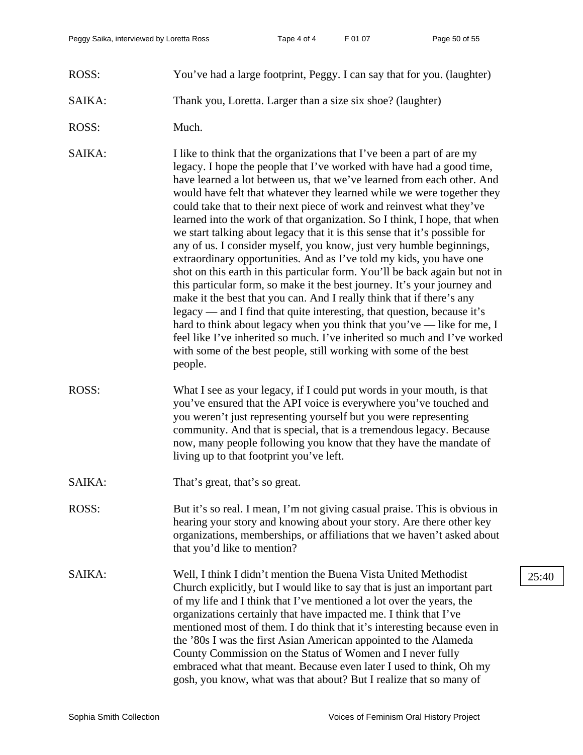ROSS: You've had a large footprint, Peggy. I can say that for you. (laughter)

SAIKA: Thank you, Loretta. Larger than a size six shoe? (laughter)

ROSS: Much.

SAIKA: I like to think that the organizations that I've been a part of are my legacy. I hope the people that I've worked with have had a good time, have learned a lot between us, that we've learned from each other. And would have felt that whatever they learned while we were together they could take that to their next piece of work and reinvest what they've learned into the work of that organization. So I think, I hope, that when we start talking about legacy that it is this sense that it's possible for any of us. I consider myself, you know, just very humble beginnings, extraordinary opportunities. And as I've told my kids, you have one shot on this earth in this particular form. You'll be back again but not in this particular form, so make it the best journey. It's your journey and make it the best that you can. And I really think that if there's any legacy — and I find that quite interesting, that question, because it's hard to think about legacy when you think that you've — like for me, I feel like I've inherited so much. I've inherited so much and I've worked with some of the best people, still working with some of the best people.

ROSS: What I see as your legacy, if I could put words in your mouth, is that you've ensured that the API voice is everywhere you've touched and you weren't just representing yourself but you were representing community. And that is special, that is a tremendous legacy. Because now, many people following you know that they have the mandate of living up to that footprint you've left.

SAIKA: That's great, that's so great.

ROSS: But it's so real. I mean, I'm not giving casual praise. This is obvious in hearing your story and knowing about your story. Are there other key organizations, memberships, or affiliations that we haven't asked about that you'd like to mention?

25:40

SAIKA: Well, I think I didn't mention the Buena Vista United Methodist Church explicitly, but I would like to say that is just an important part of my life and I think that I've mentioned a lot over the years, the organizations certainly that have impacted me. I think that I've mentioned most of them. I do think that it's interesting because even in the '80s I was the first Asian American appointed to the Alameda County Commission on the Status of Women and I never fully embraced what that meant. Because even later I used to think, Oh my gosh, you know, what was that about? But I realize that so many of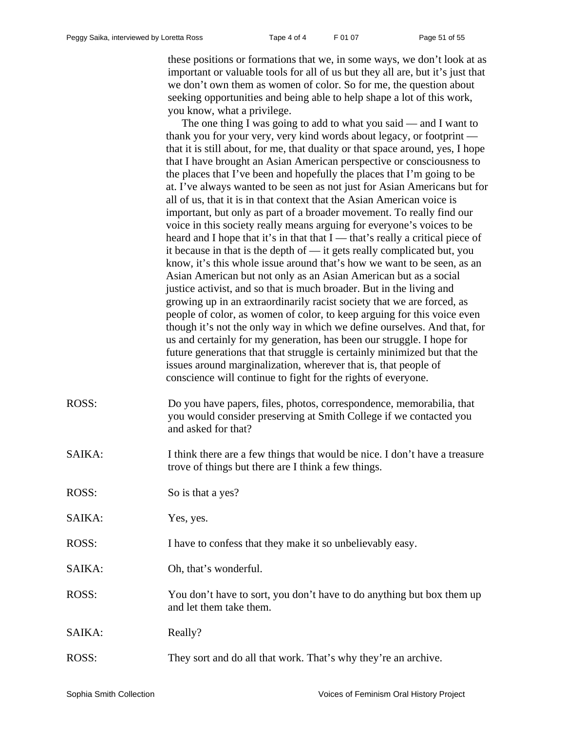these positions or formations that we, in some ways, we don't look at as important or valuable tools for all of us but they all are, but it's just that we don't own them as women of color. So for me, the question about seeking opportunities and being able to help shape a lot of this work, you know, what a privilege.

The one thing I was going to add to what you said — and I want to thank you for your very, very kind words about legacy, or footprint — that it is still about, for me, that duality or that space around, yes, I hope that I have brought an Asian American perspective or consciousness to the places that I've been and hopefully the places that I'm going to be at. I've always wanted to be seen as not just for Asian Americans but for all of us, that it is in that context that the Asian American voice is important, but only as part of a broader movement. To really find our voice in this society really means arguing for everyone's voices to be heard and I hope that it's in that that I — that's really a critical piece of it because in that is the depth of — it gets really complicated but, you know, it's this whole issue around that's how we want to be seen, as an Asian American but not only as an Asian American but as a social justice activist, and so that is much broader. But in the living and growing up in an extraordinarily racist society that we are forced, as people of color, as women of color, to keep arguing for this voice even though it's not the only way in which we define ourselves. And that, for us and certainly for my generation, has been our struggle. I hope for future generations that that struggle is certainly minimized but that the issues around marginalization, wherever that is, that people of conscience will continue to fight for the rights of everyone.

ROSS: Do you have papers, files, photos, correspondence, memorabilia, that you would consider preserving at Smith College if we contacted you and asked for that?

SAIKA: I think there are a few things that would be nice. I don't have a treasure trove of things but there are I think a few things.

ROSS: So is that a yes?

SAIKA: Yes, yes.

ROSS: I have to confess that they make it so unbelievably easy.

SAIKA: Oh, that's wonderful.

ROSS: You don't have to sort, you don't have to do anything but box them up and let them take them.

SAIKA: Really?

ROSS: They sort and do all that work. That's why they're an archive.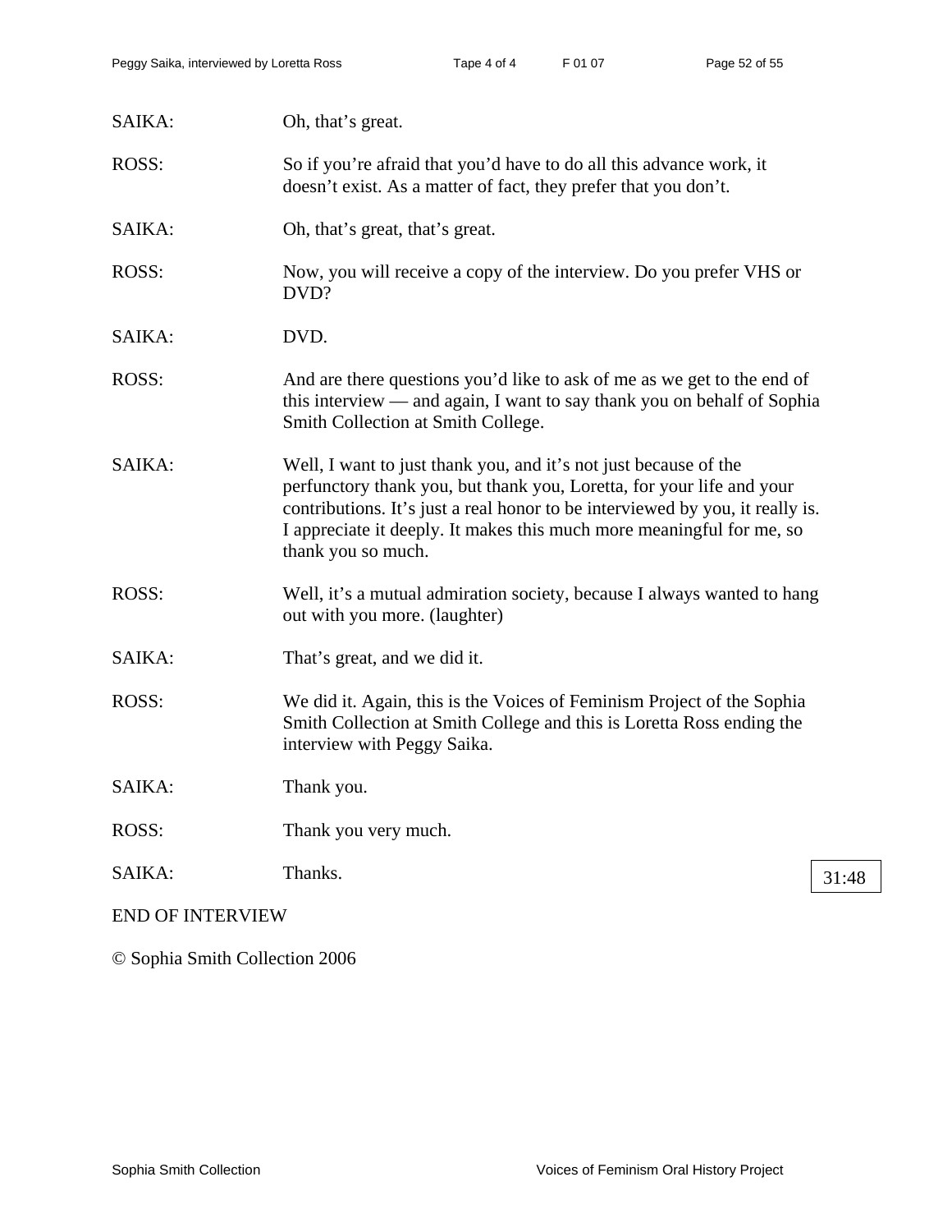SAIKA: Oh, that's great.

ROSS: So if you're afraid that you'd have to do all this advance work, it doesn't exist. As a matter of fact, they prefer that you don't.

SAIKA: Oh, that's great, that's great.

ROSS: Now, you will receive a copy of the interview. Do you prefer VHS or DVD?

SAIKA: DVD.

ROSS: And are there questions you'd like to ask of me as we get to the end of this interview — and again, I want to say thank you on behalf of Sophia Smith Collection at Smith College.

SAIKA: Well, I want to just thank you, and it's not just because of the perfunctory thank you, but thank you, Loretta, for your life and your contributions. It's just a real honor to be interviewed by you, it really is. I appreciate it deeply. It makes this much more meaningful for me, so thank you so much.

ROSS: Well, it's a mutual admiration society, because I always wanted to hang out with you more. (laughter)

SAIKA: That's great, and we did it.

ROSS: We did it. Again, this is the Voices of Feminism Project of the Sophia Smith Collection at Smith College and this is Loretta Ross ending the interview with Peggy Saika.

SAIKA: Thank you.

ROSS: Thank you very much.

SAIKA: Thanks.

31:48

END OF INTERVIEW

© Sophia Smith Collection 2006